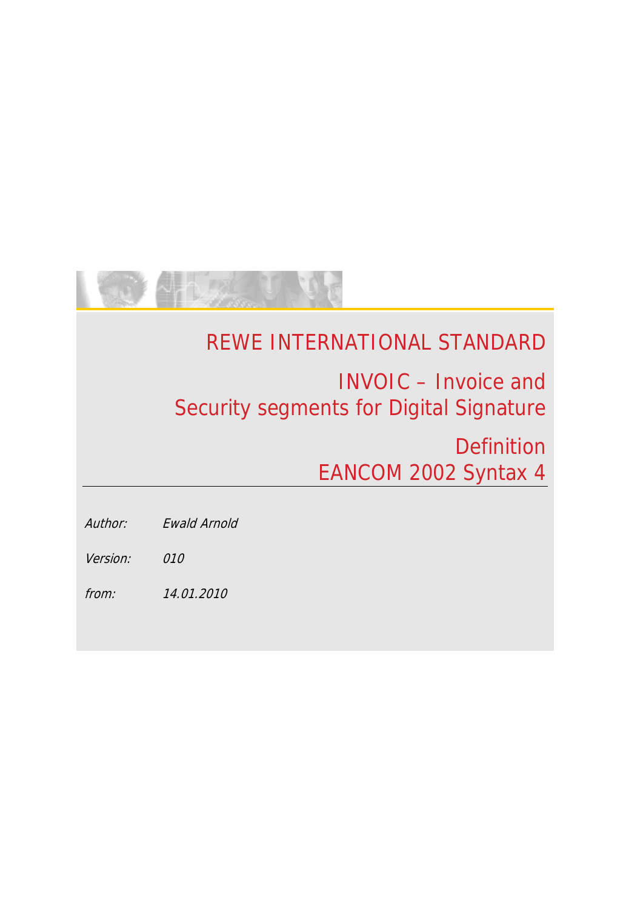# REWE INTERNATIONAL STANDARD

## INVOIC – Invoice and Security segments for Digital Signature

## Definition EANCOM 2002 Syntax 4

*Author:* *Ewald Arnold*

*Version:* *010*

*from:* *14.01.2010*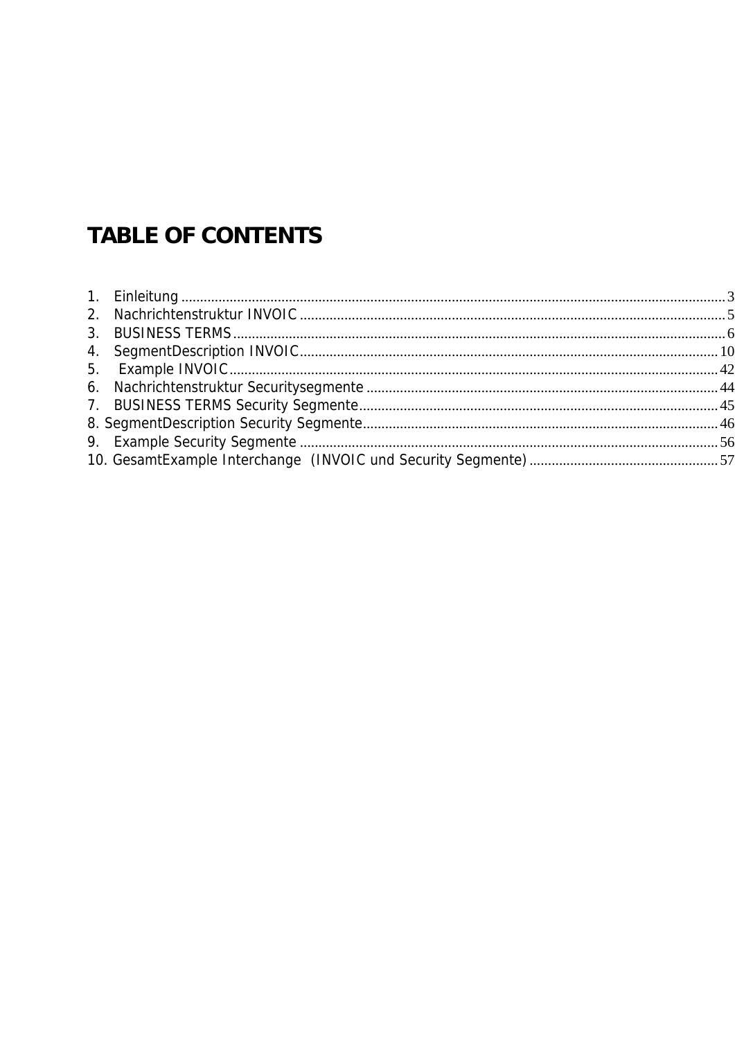# TABLE OF CONTENTS

1. Einleitung ........................................................................................................................................ 3
2. Nachrichtenstruktur INVOIC ............................................................................................................ 5
3. BUSINESS TERMS ........................................................................................................................... 6
4. SegmentDescription INVOIC .......................................................................................................... 10
5. Example INVOIC ............................................................................................................................. 42
6. Nachrichtenstruktur Securitysegmente ........................................................................................... 44
7. BUSINESS TERMS Security Segmente ............................................................................................. 45
8. SegmentDescription Security Segmente .......................................................................................... 46
9. Example Security Segmente ............................................................................................................ 56
10. GesamtExample Interchange (INVOIC und Security Segmente) ...................................................... 57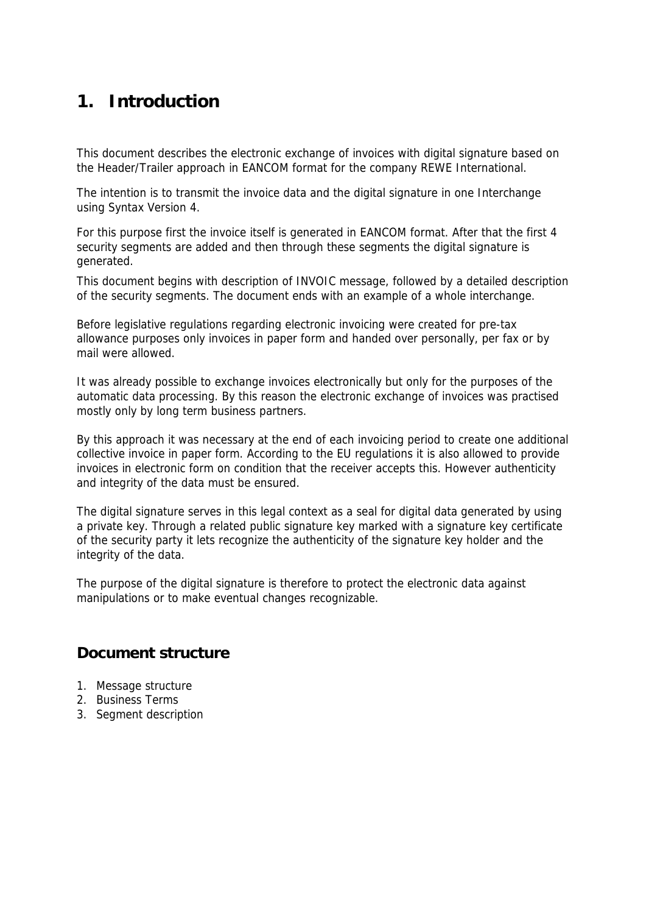# 1. Introduction

This document describes the electronic exchange of invoices with digital signature based on the Header/Trailer approach in EANCOM format for the company REWE International.

The intention is to transmit the invoice data and the digital signature in one Interchange using Syntax Version 4.

For this purpose first the invoice itself is generated in EANCOM format. After that the first 4 security segments are added and then through these segments the digital signature is generated.

This document begins with description of INVOIC message, followed by a detailed description of the security segments. The document ends with an example of a whole interchange.

Before legislative regulations regarding electronic invoicing were created for pre-tax allowance purposes only invoices in paper form and handed over personally, per fax or by mail were allowed.

It was already possible to exchange invoices electronically but only for the purposes of the automatic data processing. By this reason the electronic exchange of invoices was practised mostly only by long term business partners.

By this approach it was necessary at the end of each invoicing period to create one additional collective invoice in paper form. According to the EU regulations it is also allowed to provide invoices in electronic form on condition that the receiver accepts this. However authenticity and integrity of the data must be ensured.

The digital signature serves in this legal context as a seal for digital data generated by using a private key. Through a related public signature key marked with a signature key certificate of the security party it lets recognize the authenticity of the signature key holder and the integrity of the data.

The purpose of the digital signature is therefore to protect the electronic data against manipulations or to make eventual changes recognizable.

## Document structure

1. Message structure
2. Business Terms
3. Segment description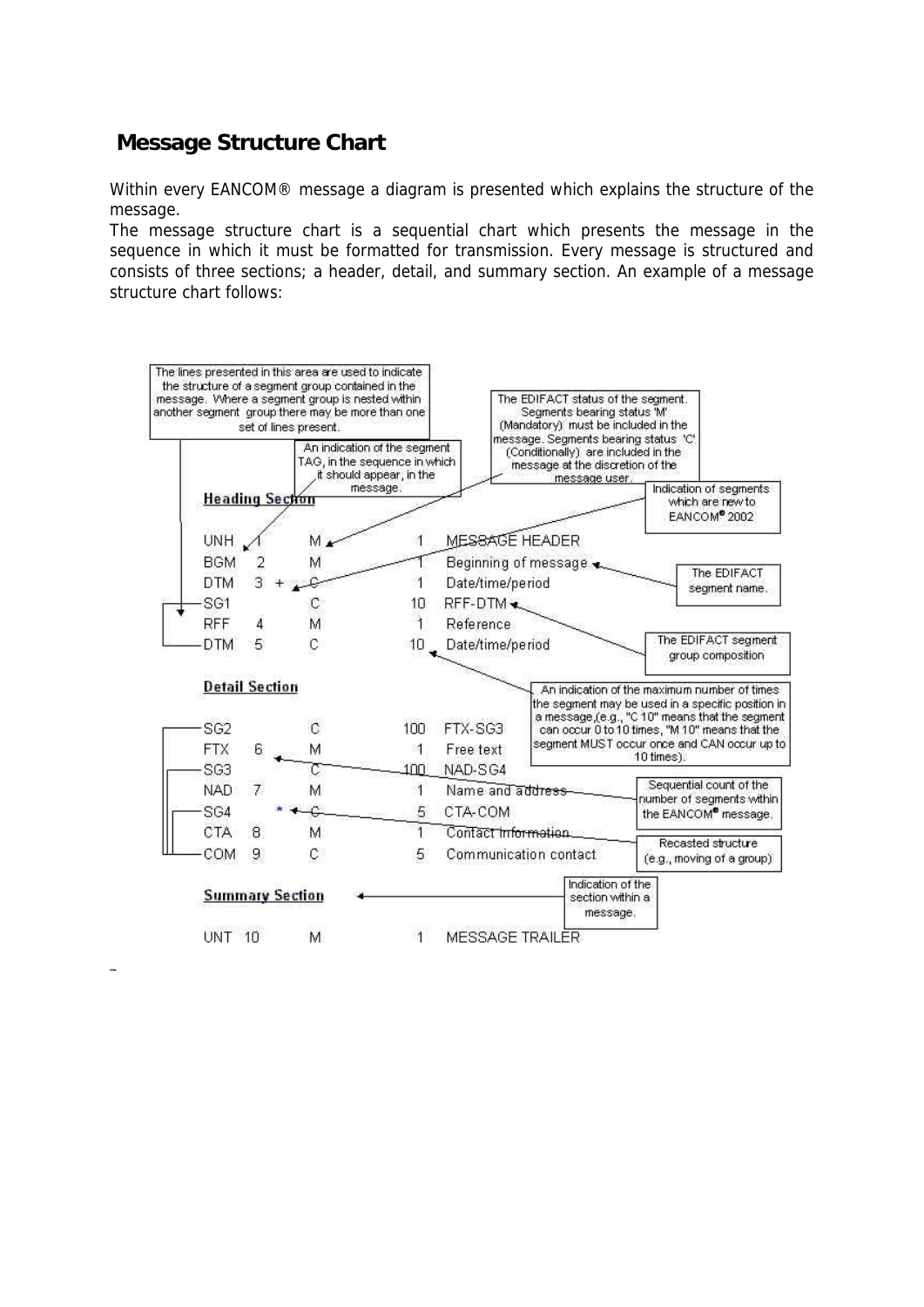## Message Structure Chart

Within every EANCOM® message a diagram is presented which explains the structure of the message.

The message structure chart is a sequential chart which presents the message in the sequence in which it must be formatted for transmission. Every message is structured and consists of three sections; a header, detail, and summary section. An example of a message structure chart follows:

```
Heading Section

UNH   1       M     1    MESSAGE HEADER
BGM   2       M     1    Beginning of message
DTM   3  +    C     1    Date/time/period
SG1           C    10    RFF-DTM
RFF   4       M     1    Reference
DTM   5       C    10    Date/time/period

Detail Section

SG2           C   100    FTX-SG3
FTX   6       M     1    Free text
SG3           C   100    NAD-SG4
NAD   7       M     1    Name and address
SG4        *  C     5    CTA-COM
CTA   8       M     1    Contact information
COM   9       C     5    Communication contact

Summary Section

UNT  10       M     1    MESSAGE TRAILER
```

Annotations in the chart:

- The lines presented in this area are used to indicate the structure of a segment group contained in the message. Where a segment group is nested within another segment group there may be more than one set of lines present.
- An indication of the segment TAG, in the sequence in which it should appear, in the message.
- The EDIFACT status of the segment. Segments bearing status 'M' (Mandatory) must be included in the message. Segments bearing status 'C' (Conditionally) are included in the message at the discretion of the message user.
- Indication of segments which are new to EANCOM® 2002
- The EDIFACT segment name.
- The EDIFACT segment group composition
- An indication of the maximum number of times the segment may be used in a specific position in a message,(e.g., "C 10" means that the segment can occur 0 to 10 times, "M 10" means that the segment MUST occur once and CAN occur up to 10 times).
- Sequential count of the number of segments within the EANCOM® message.
- Recasted structure (e.g., moving of a group)
- Indication of the section within a message.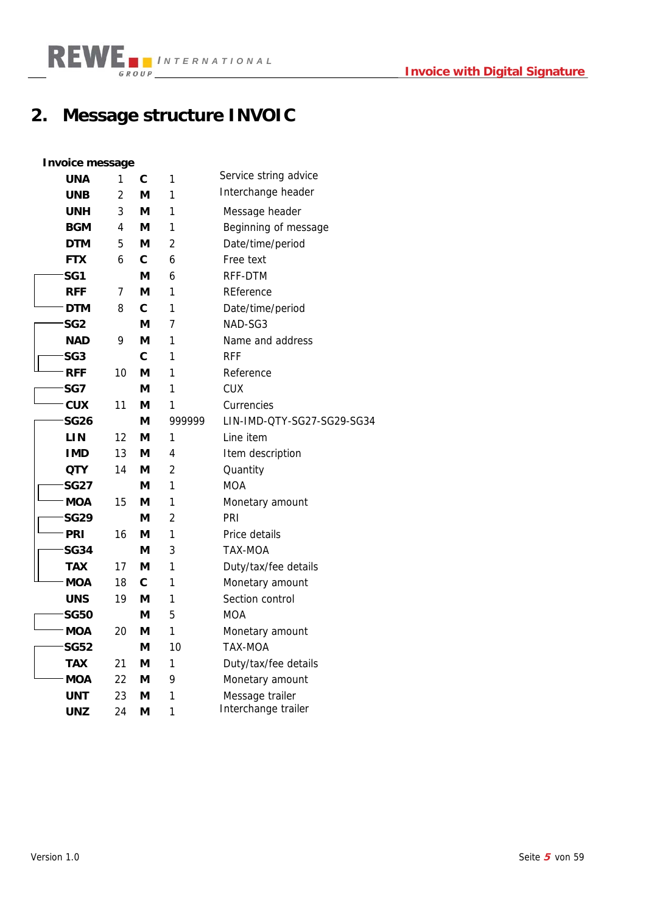# 2. Message structure INVOIC

**Invoice message**

| Segment | Pos. | Status | Rep. | Description |
|---|---|---|---|---|
| **UNA** | 1 | **C** | 1 | Service string advice |
| **UNB** | 2 | **M** | 1 | Interchange header |
| **UNH** | 3 | **M** | 1 | Message header |
| **BGM** | 4 | **M** | 1 | Beginning of message |
| **DTM** | 5 | **M** | 2 | Date/time/period |
| **FTX** | 6 | **C** | 6 | Free text |
| **SG1** | | **M** | 6 | RFF-DTM |
| **RFF** | 7 | **M** | 1 | REference |
| **DTM** | 8 | **C** | 1 | Date/time/period |
| **SG2** | | **M** | 7 | NAD-SG3 |
| **NAD** | 9 | **M** | 1 | Name and address |
| **SG3** | | **C** | 1 | RFF |
| **RFF** | 10 | **M** | 1 | Reference |
| **SG7** | | **M** | 1 | CUX |
| **CUX** | 11 | **M** | 1 | Currencies |
| **SG26** | | **M** | 999999 | LIN-IMD-QTY-SG27-SG29-SG34 |
| **LIN** | 12 | **M** | 1 | Line item |
| **IMD** | 13 | **M** | 4 | Item description |
| **QTY** | 14 | **M** | 2 | Quantity |
| **SG27** | | **M** | 1 | MOA |
| **MOA** | 15 | **M** | 1 | Monetary amount |
| **SG29** | | **M** | 2 | PRI |
| **PRI** | 16 | **M** | 1 | Price details |
| **SG34** | | **M** | 3 | TAX-MOA |
| **TAX** | 17 | **M** | 1 | Duty/tax/fee details |
| **MOA** | 18 | **C** | 1 | Monetary amount |
| **UNS** | 19 | **M** | 1 | Section control |
| **SG50** | | **M** | 5 | MOA |
| **MOA** | 20 | **M** | 1 | Monetary amount |
| **SG52** | | **M** | 10 | TAX-MOA |
| **TAX** | 21 | **M** | 1 | Duty/tax/fee details |
| **MOA** | 22 | **M** | 9 | Monetary amount |
| **UNT** | 23 | **M** | 1 | Message trailer |
| **UNZ** | 24 | **M** | 1 | Interchange trailer |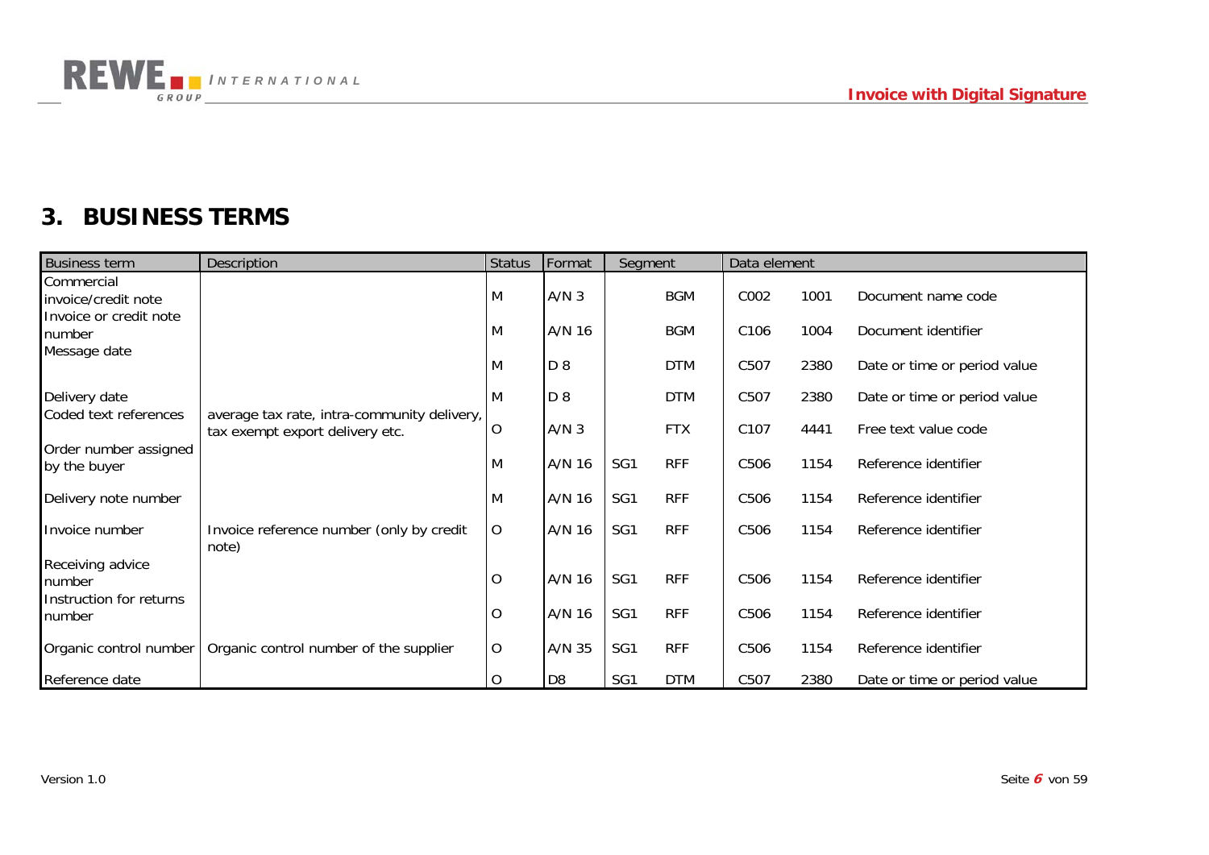# 3. BUSINESS TERMS

| Business term | Description | Status | Format | Segment | | Data element | | |
|---|---|---|---|---|---|---|---|---|
| Commercial invoice/credit note | | M | A/N 3 | | BGM | C002 | 1001 | Document name code |
| Invoice or credit note number | | M | A/N 16 | | BGM | C106 | 1004 | Document identifier |
| Message date | | M | D 8 | | DTM | C507 | 2380 | Date or time or period value |
| Delivery date | | M | D 8 | | DTM | C507 | 2380 | Date or time or period value |
| Coded text references | average tax rate, intra-community delivery, tax exempt export delivery etc. | O | A/N 3 | | FTX | C107 | 4441 | Free text value code |
| Order number assigned by the buyer | | M | A/N 16 | SG1 | RFF | C506 | 1154 | Reference identifier |
| Delivery note number | | M | A/N 16 | SG1 | RFF | C506 | 1154 | Reference identifier |
| Invoice number | Invoice reference number (only by credit note) | O | A/N 16 | SG1 | RFF | C506 | 1154 | Reference identifier |
| Receiving advice number | | O | A/N 16 | SG1 | RFF | C506 | 1154 | Reference identifier |
| Instruction for returns number | | O | A/N 16 | SG1 | RFF | C506 | 1154 | Reference identifier |
| Organic control number | Organic control number of the supplier | O | A/N 35 | SG1 | RFF | C506 | 1154 | Reference identifier |
| Reference date | | O | D8 | SG1 | DTM | C507 | 2380 | Date or time or period value |

Version 1.0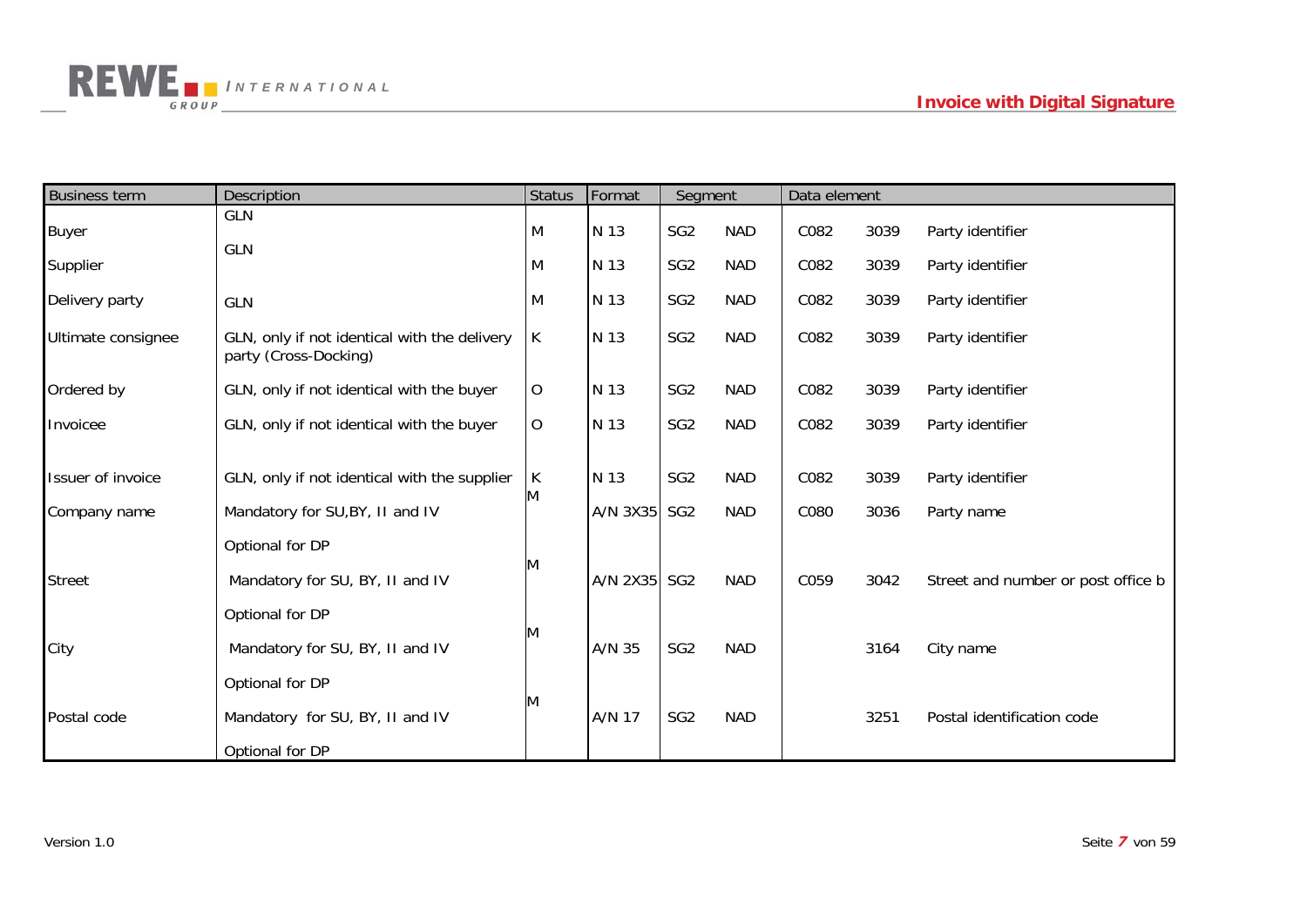| Business term | Description | Status | Format | Segment | | Data element | | |
|---|---|---|---|---|---|---|---|---|
| Buyer | GLN | M | N 13 | SG2 | NAD | C082 | 3039 | Party identifier |
| Supplier | GLN | M | N 13 | SG2 | NAD | C082 | 3039 | Party identifier |
| Delivery party | GLN | M | N 13 | SG2 | NAD | C082 | 3039 | Party identifier |
| Ultimate consignee | GLN, only if not identical with the delivery party (Cross-Docking) | K | N 13 | SG2 | NAD | C082 | 3039 | Party identifier |
| Ordered by | GLN, only if not identical with the buyer | O | N 13 | SG2 | NAD | C082 | 3039 | Party identifier |
| Invoicee | GLN, only if not identical with the buyer | O | N 13 | SG2 | NAD | C082 | 3039 | Party identifier |
| Issuer of invoice | GLN, only if not identical with the supplier | K | N 13 | SG2 | NAD | C082 | 3039 | Party identifier |
| Company name | Mandatory for SU,BY, II and IV<br>Optional for DP | M | A/N 3X35 | SG2 | NAD | C080 | 3036 | Party name |
| Street | Mandatory for SU, BY, II and IV<br>Optional for DP | M | A/N 2X35 | SG2 | NAD | C059 | 3042 | Street and number or post office b |
| City | Mandatory for SU, BY, II and IV<br>Optional for DP | M | A/N 35 | SG2 | NAD | | 3164 | City name |
| Postal code | Mandatory for SU, BY, II and IV<br>Optional for DP | M | A/N 17 | SG2 | NAD | | 3251 | Postal identification code |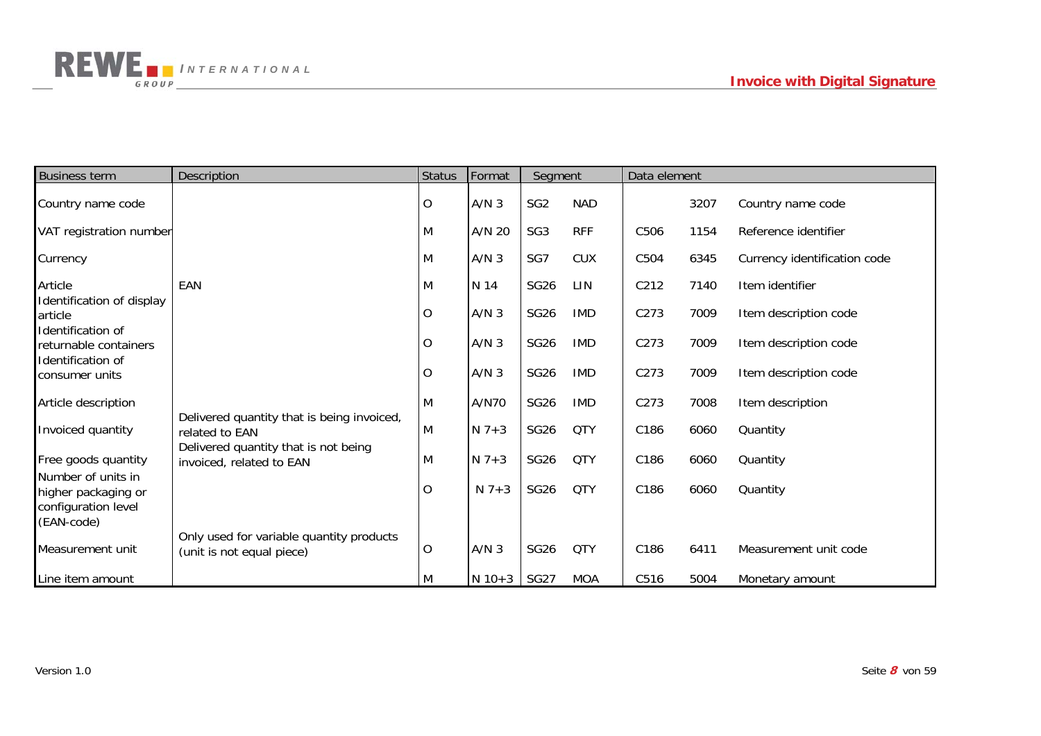| Business term | Description | Status | Format | Segment | | Data element | | |
|---|---|---|---|---|---|---|---|---|
| Country name code | | O | A/N 3 | SG2 | NAD | | 3207 | Country name code |
| VAT registration number | | M | A/N 20 | SG3 | RFF | C506 | 1154 | Reference identifier |
| Currency | | M | A/N 3 | SG7 | CUX | C504 | 6345 | Currency identification code |
| Article | EAN | M | N 14 | SG26 | LIN | C212 | 7140 | Item identifier |
| Identification of display article | | O | A/N 3 | SG26 | IMD | C273 | 7009 | Item description code |
| Identification of returnable containers | | O | A/N 3 | SG26 | IMD | C273 | 7009 | Item description code |
| Identification of consumer units | | O | A/N 3 | SG26 | IMD | C273 | 7009 | Item description code |
| Article description | | M | A/N70 | SG26 | IMD | C273 | 7008 | Item description |
| Invoiced quantity | Delivered quantity that is being invoiced, related to EAN | M | N 7+3 | SG26 | QTY | C186 | 6060 | Quantity |
| Free goods quantity | Delivered quantity that is not being invoiced, related to EAN | M | N 7+3 | SG26 | QTY | C186 | 6060 | Quantity |
| Number of units in higher packaging or configuration level (EAN-code) | | O | N 7+3 | SG26 | QTY | C186 | 6060 | Quantity |
| Measurement unit | Only used for variable quantity products (unit is not equal piece) | O | A/N 3 | SG26 | QTY | C186 | 6411 | Measurement unit code |
| Line item amount | | M | N 10+3 | SG27 | MOA | C516 | 5004 | Monetary amount |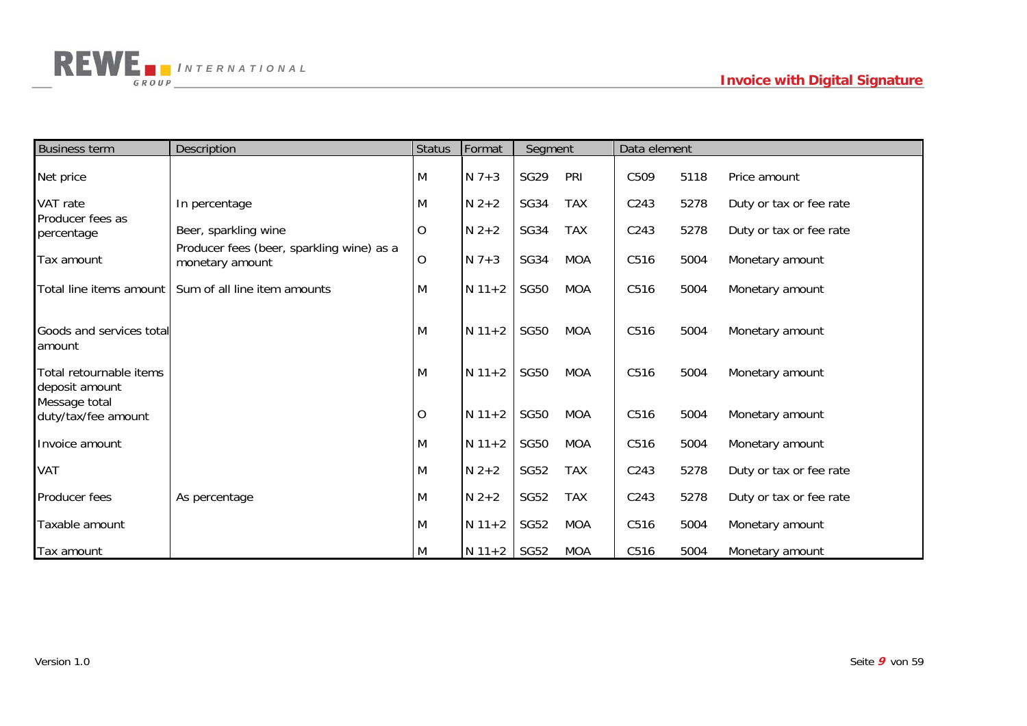| Business term | Description | Status | Format | Segment | | Data element | | |
|---|---|---|---|---|---|---|---|---|
| Net price | | M | N 7+3 | SG29 | PRI | C509 | 5118 | Price amount |
| VAT rate | In percentage | M | N 2+2 | SG34 | TAX | C243 | 5278 | Duty or tax or fee rate |
| Producer fees as percentage | Beer, sparkling wine | O | N 2+2 | SG34 | TAX | C243 | 5278 | Duty or tax or fee rate |
| Tax amount | Producer fees (beer, sparkling wine) as a monetary amount | O | N 7+3 | SG34 | MOA | C516 | 5004 | Monetary amount |
| Total line items amount | Sum of all line item amounts | M | N 11+2 | SG50 | MOA | C516 | 5004 | Monetary amount |
| Goods and services total amount | | M | N 11+2 | SG50 | MOA | C516 | 5004 | Monetary amount |
| Total retournable items deposit amount | | M | N 11+2 | SG50 | MOA | C516 | 5004 | Monetary amount |
| Message total duty/tax/fee amount | | O | N 11+2 | SG50 | MOA | C516 | 5004 | Monetary amount |
| Invoice amount | | M | N 11+2 | SG50 | MOA | C516 | 5004 | Monetary amount |
| VAT | | M | N 2+2 | SG52 | TAX | C243 | 5278 | Duty or tax or fee rate |
| Producer fees | As percentage | M | N 2+2 | SG52 | TAX | C243 | 5278 | Duty or tax or fee rate |
| Taxable amount | | M | N 11+2 | SG52 | MOA | C516 | 5004 | Monetary amount |
| Tax amount | | M | N 11+2 | SG52 | MOA | C516 | 5004 | Monetary amount |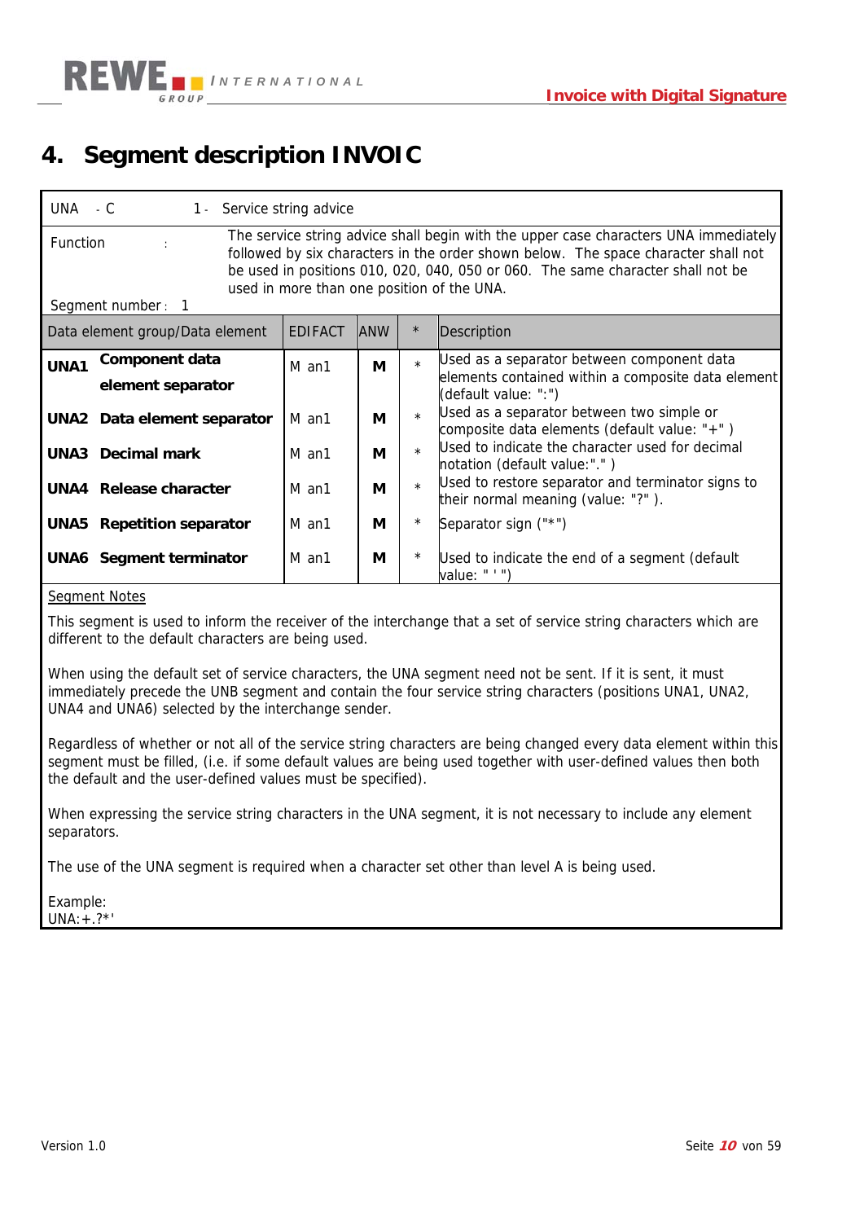# 4. Segment description INVOIC

UNA - C 1 - Service string advice

Function : The service string advice shall begin with the upper case characters UNA immediately followed by six characters in the order shown below. The space character shall not be used in positions 010, 020, 040, 050 or 060. The same character shall not be used in more than one position of the UNA.

Segment number : 1

| Data element group/Data element | | EDIFACT | ANW | * | Description |
|---|---|---|---|---|---|
| **UNA1** | **Component data element separator** | M an1 | **M** | * | Used as a separator between component data elements contained within a composite data element (default value: ":") |
| **UNA2** | **Data element separator** | M an1 | **M** | * | Used as a separator between two simple or composite data elements (default value: "+" ) |
| **UNA3** | **Decimal mark** | M an1 | **M** | * | Used to indicate the character used for decimal notation (default value:"." ) |
| **UNA4** | **Release character** | M an1 | **M** | * | Used to restore separator and terminator signs to their normal meaning (value: "?" ). |
| **UNA5** | **Repetition separator** | M an1 | **M** | * | Separator sign ("*") |
| **UNA6** | **Segment terminator** | M an1 | **M** | * | Used to indicate the end of a segment (default value: " ' ") |

Segment Notes

This segment is used to inform the receiver of the interchange that a set of service string characters which are different to the default characters are being used.

When using the default set of service characters, the UNA segment need not be sent. If it is sent, it must immediately precede the UNB segment and contain the four service string characters (positions UNA1, UNA2, UNA4 and UNA6) selected by the interchange sender.

Regardless of whether or not all of the service string characters are being changed every data element within this segment must be filled, (i.e. if some default values are being used together with user-defined values then both the default and the user-defined values must be specified).

When expressing the service string characters in the UNA segment, it is not necessary to include any element separators.

The use of the UNA segment is required when a character set other than level A is being used.

Example:
UNA:+.?*'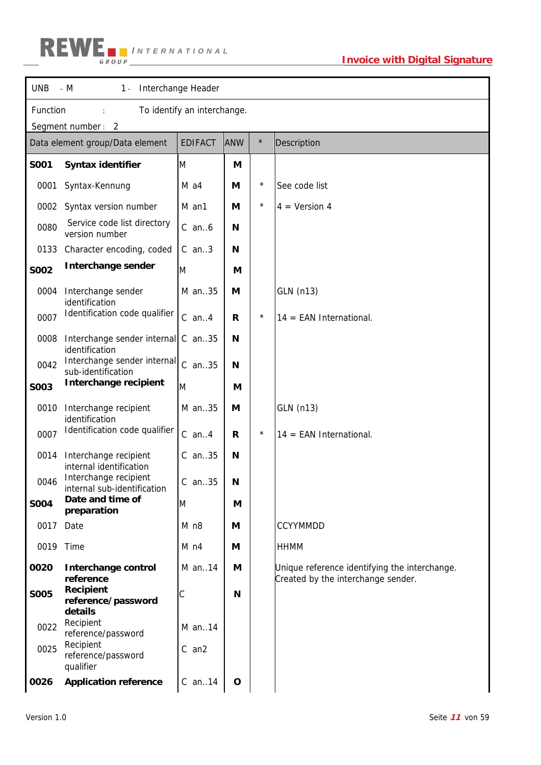| UNB | - M | 1 - | Interchange Header |
|---|---|---|---|

Function : To identify an interchange.

Segment number : 2

| Data element group/Data element | | EDIFACT | ANW | * | Description |
|---|---|---|---|---|---|
| **S001** | **Syntax identifier** | M | **M** | | |
| 0001 | Syntax-Kennung | M a4 | **M** | * | See code list |
| 0002 | Syntax version number | M an1 | **M** | * | 4 = Version 4 |
| 0080 | Service code list directory version number | C an..6 | **N** | | |
| 0133 | Character encoding, coded | C an..3 | **N** | | |
| **S002** | **Interchange sender** | M | **M** | | |
| 0004 | Interchange sender identification | M an..35 | **M** | | GLN (n13) |
| 0007 | Identification code qualifier | C an..4 | **R** | * | 14 = EAN International. |
| 0008 | Interchange sender internal identification | C an..35 | **N** | | |
| 0042 | Interchange sender internal sub-identification | C an..35 | **N** | | |
| **S003** | **Interchange recipient** | M | **M** | | |
| 0010 | Interchange recipient identification | M an..35 | **M** | | GLN (n13) |
| 0007 | Identification code qualifier | C an..4 | **R** | * | 14 = EAN International. |
| 0014 | Interchange recipient internal identification | C an..35 | **N** | | |
| 0046 | Interchange recipient internal sub-identification | C an..35 | **N** | | |
| **S004** | **Date and time of preparation** | M | **M** | | |
| 0017 | Date | M n8 | **M** | | CCYYMMDD |
| 0019 | Time | M n4 | **M** | | HHMM |
| **0020** | **Interchange control reference** | M an..14 | **M** | | Unique reference identifying the interchange. Created by the interchange sender. |
| **S005** | **Recipient reference/password details** | C | **N** | | |
| 0022 | Recipient reference/password | M an..14 | | | |
| 0025 | Recipient reference/password qualifier | C an2 | | | |
| **0026** | **Application reference** | C an..14 | **O** | | |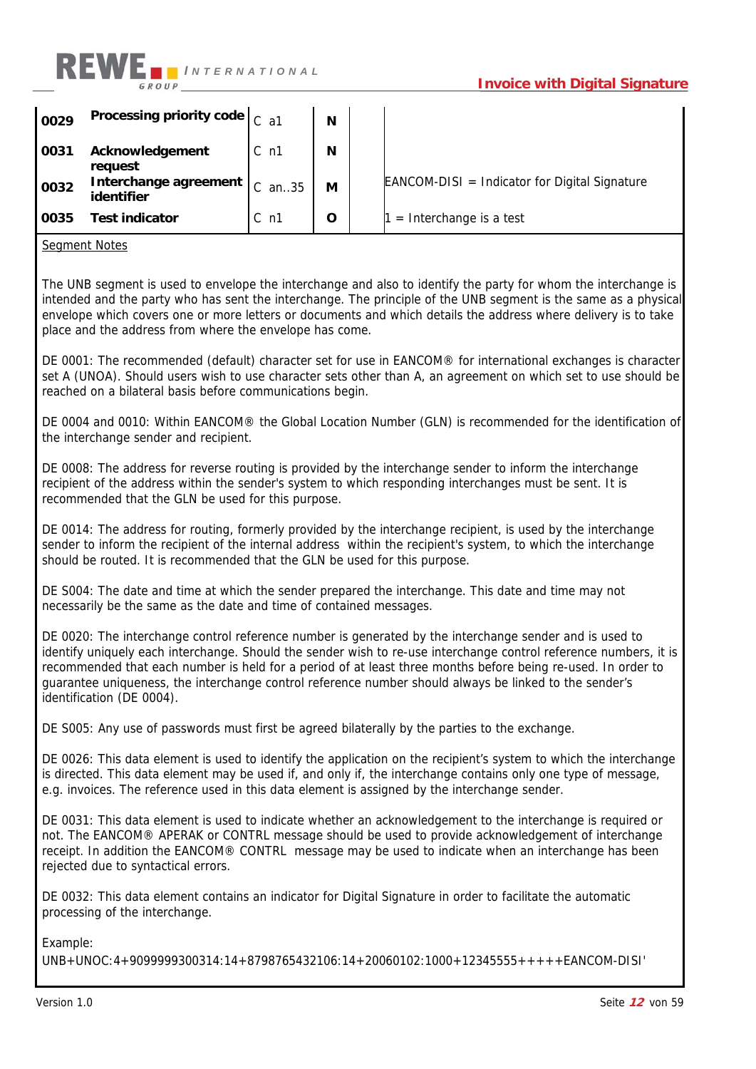| | | | | | |
|---|---|---|---|---|---|
| **0029** | **Processing priority code** | C a1 | **N** | | |
| **0031** | **Acknowledgement request** | C n1 | **N** | | |
| **0032** | **Interchange agreement identifier** | C an..35 | **M** | | EANCOM-DISI = Indicator for Digital Signature |
| **0035** | **Test indicator** | C n1 | **O** | | 1 = Interchange is a test |

Segment Notes

The UNB segment is used to envelope the interchange and also to identify the party for whom the interchange is intended and the party who has sent the interchange. The principle of the UNB segment is the same as a physical envelope which covers one or more letters or documents and which details the address where delivery is to take place and the address from where the envelope has come.

DE 0001: The recommended (default) character set for use in EANCOM® for international exchanges is character set A (UNOA). Should users wish to use character sets other than A, an agreement on which set to use should be reached on a bilateral basis before communications begin.

DE 0004 and 0010: Within EANCOM® the Global Location Number (GLN) is recommended for the identification of the interchange sender and recipient.

DE 0008: The address for reverse routing is provided by the interchange sender to inform the interchange recipient of the address within the sender's system to which responding interchanges must be sent. It is recommended that the GLN be used for this purpose.

DE 0014: The address for routing, formerly provided by the interchange recipient, is used by the interchange sender to inform the recipient of the internal address within the recipient's system, to which the interchange should be routed. It is recommended that the GLN be used for this purpose.

DE S004: The date and time at which the sender prepared the interchange. This date and time may not necessarily be the same as the date and time of contained messages.

DE 0020: The interchange control reference number is generated by the interchange sender and is used to identify uniquely each interchange. Should the sender wish to re-use interchange control reference numbers, it is recommended that each number is held for a period of at least three months before being re-used. In order to guarantee uniqueness, the interchange control reference number should always be linked to the sender's identification (DE 0004).

DE S005: Any use of passwords must first be agreed bilaterally by the parties to the exchange.

DE 0026: This data element is used to identify the application on the recipient's system to which the interchange is directed. This data element may be used if, and only if, the interchange contains only one type of message, e.g. invoices. The reference used in this data element is assigned by the interchange sender.

DE 0031: This data element is used to indicate whether an acknowledgement to the interchange is required or not. The EANCOM® APERAK or CONTRL message should be used to provide acknowledgement of interchange receipt. In addition the EANCOM® CONTRL message may be used to indicate when an interchange has been rejected due to syntactical errors.

DE 0032: This data element contains an indicator for Digital Signature in order to facilitate the automatic processing of the interchange.

Example:
UNB+UNOC:4+9099999300314:14+8798765432106:14+20060102:1000+12345555+++++EANCOM-DISI'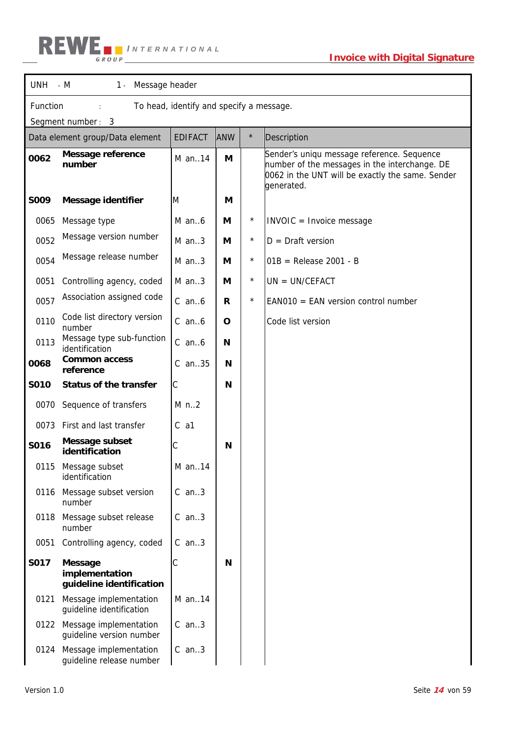| UNH - M | 1 - | Message header | | | |
|---|---|---|---|---|---|
| Function : | | To head, identify and specify a message. | | | |
| Segment number : 3 | | | | | |
| **Data element group/Data element** | | **EDIFACT** | **ANW** | ***** | **Description** |
| **0062** | **Message reference number** | M an..14 | **M** | | Sender's uniqu message reference. Sequence number of the messages in the interchange. DE 0062 in the UNT will be exactly the same. Sender generated. |
| **S009** | **Message identifier** | M | **M** | | |
| 0065 | Message type | M an..6 | **M** | * | INVOIC = Invoice message |
| 0052 | Message version number | M an..3 | **M** | * | D = Draft version |
| 0054 | Message release number | M an..3 | **M** | * | 01B = Release 2001 - B |
| 0051 | Controlling agency, coded | M an..3 | **M** | * | UN = UN/CEFACT |
| 0057 | Association assigned code | C an..6 | **R** | * | EAN010 = EAN version control number |
| 0110 | Code list directory version number | C an..6 | **O** | | Code list version |
| 0113 | Message type sub-function identification | C an..6 | **N** | | |
| **0068** | **Common access reference** | C an..35 | **N** | | |
| **S010** | **Status of the transfer** | C | **N** | | |
| 0070 | Sequence of transfers | M n..2 | | | |
| 0073 | First and last transfer | C a1 | | | |
| **S016** | **Message subset identification** | C | **N** | | |
| 0115 | Message subset identification | M an..14 | | | |
| 0116 | Message subset version number | C an..3 | | | |
| 0118 | Message subset release number | C an..3 | | | |
| 0051 | Controlling agency, coded | C an..3 | | | |
| **S017** | **Message implementation guideline identification** | C | **N** | | |
| 0121 | Message implementation guideline identification | M an..14 | | | |
| 0122 | Message implementation guideline version number | C an..3 | | | |
| 0124 | Message implementation guideline release number | C an..3 | | | |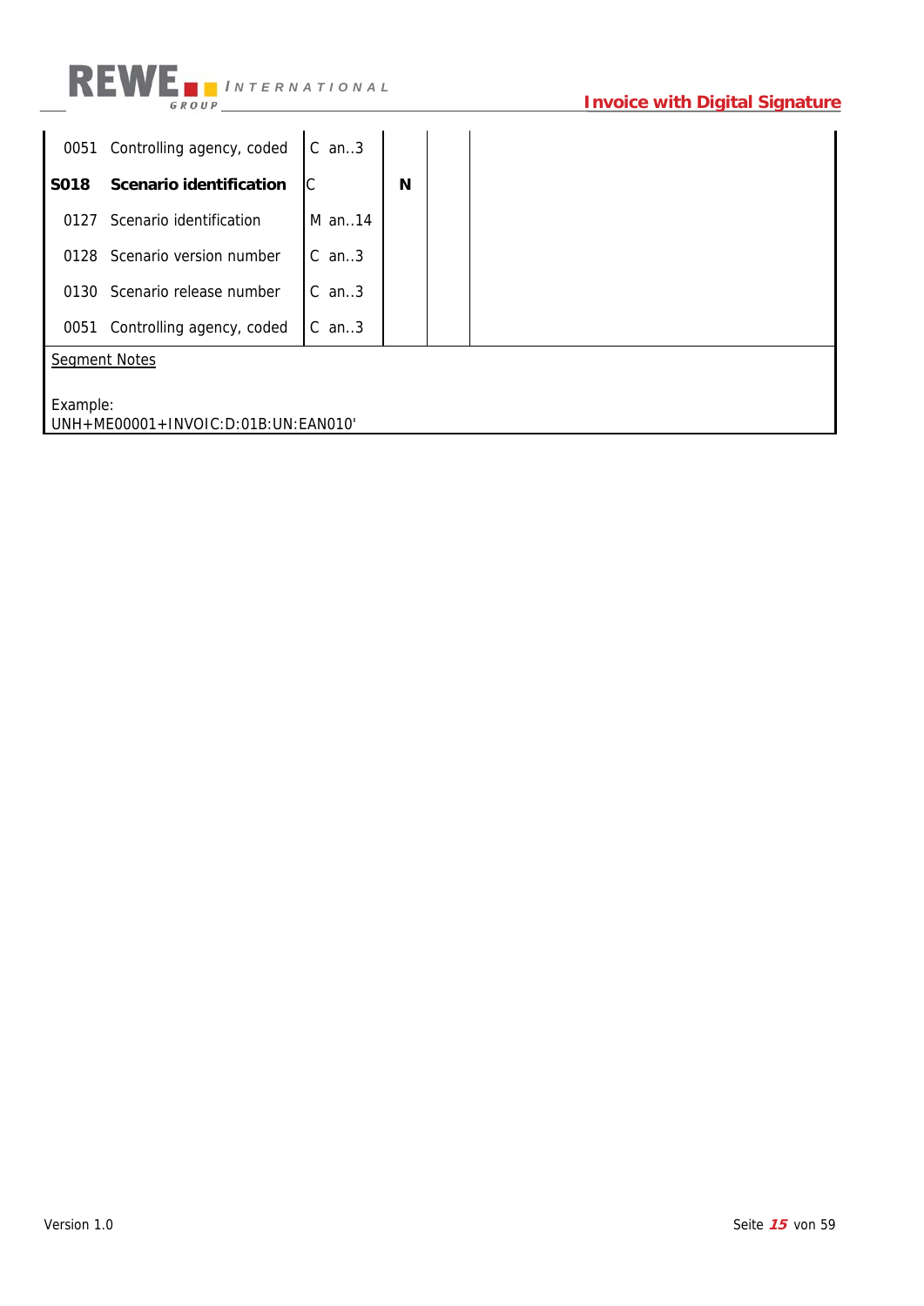| | | | | | |
|---|---|---|---|---|---|
| 0051 | Controlling agency, coded | C an..3 | | | |
| **S018** | **Scenario identification** | C | **N** | | |
| 0127 | Scenario identification | M an..14 | | | |
| 0128 | Scenario version number | C an..3 | | | |
| 0130 | Scenario release number | C an..3 | | | |
| 0051 | Controlling agency, coded | C an..3 | | | |

Segment Notes

Example:
UNH+ME00001+INVOIC:D:01B:UN:EAN010'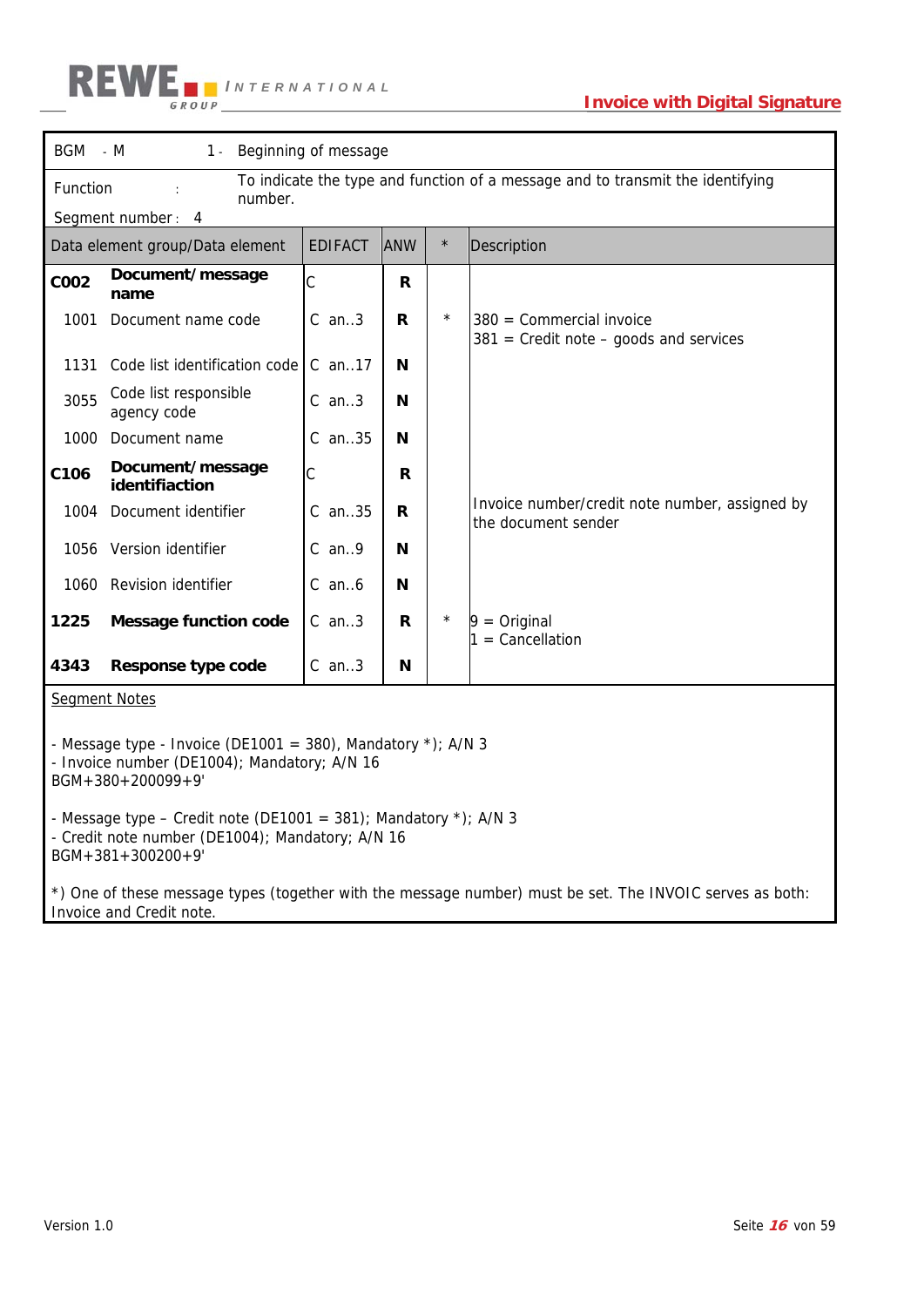| BGM - M | 1 - | Beginning of message | | |
|---|---|---|---|---|
| Function : | | To indicate the type and function of a message and to transmit the identifying number. | | |
| Segment number : 4 | | | | |

| Data element group/Data element | | EDIFACT | ANW | * | Description |
|---|---|---|---|---|---|
| **C002** | **Document/message name** | C | **R** | | |
| 1001 | Document name code | C an..3 | **R** | * | 380 = Commercial invoice<br>381 = Credit note – goods and services |
| 1131 | Code list identification code | C an..17 | **N** | | |
| 3055 | Code list responsible agency code | C an..3 | **N** | | |
| 1000 | Document name | C an..35 | **N** | | |
| **C106** | **Document/message identifiaction** | C | **R** | | |
| 1004 | Document identifier | C an..35 | **R** | | Invoice number/credit note number, assigned by the document sender |
| 1056 | Version identifier | C an..9 | **N** | | |
| 1060 | Revision identifier | C an..6 | **N** | | |
| **1225** | **Message function code** | C an..3 | **R** | * | 9 = Original<br>1 = Cancellation |
| **4343** | **Response type code** | C an..3 | **N** | | |

Segment Notes

- Message type - Invoice (DE1001 = 380), Mandatory *); A/N 3
- Invoice number (DE1004); Mandatory; A/N 16

BGM+380+200099+9'

- Message type – Credit note (DE1001 = 381); Mandatory *); A/N 3
- Credit note number (DE1004); Mandatory; A/N 16

BGM+381+300200+9'

*) One of these message types (together with the message number) must be set. The INVOIC serves as both: Invoice and Credit note.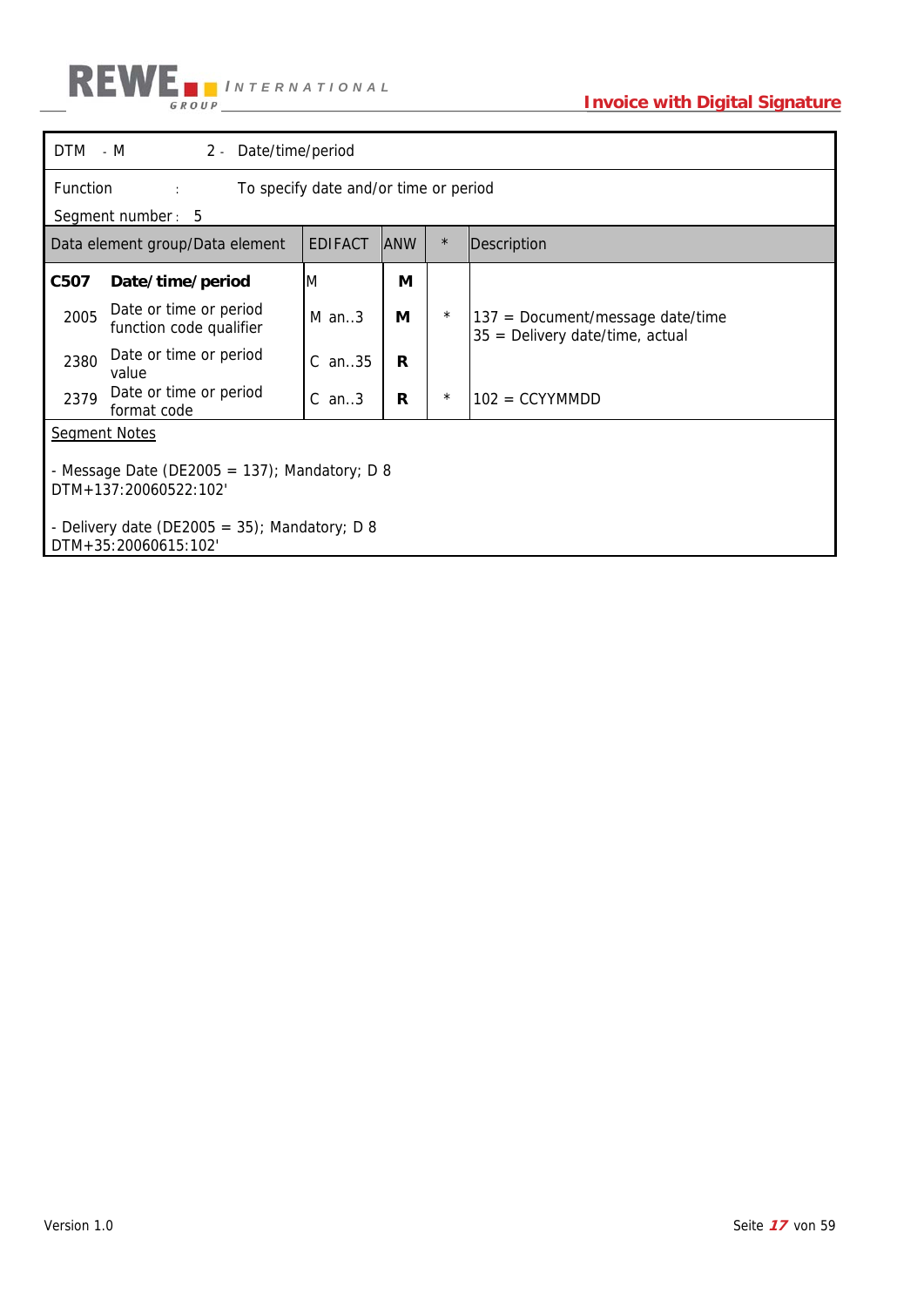| DTM - M | 2 - Date/time/period | | | |
|---|---|---|---|---|
| Function : To specify date and/or time or period<br>Segment number : 5 | | | | |
| **Data element group/Data element** | **EDIFACT** | **ANW** | **\*** | **Description** |
| **C507 Date/time/period** | M | **M** | | |
| 2005 Date or time or period function code qualifier | M an..3 | **M** | * | 137 = Document/message date/time<br>35 = Delivery date/time, actual |
| 2380 Date or time or period value | C an..35 | **R** | | |
| 2379 Date or time or period format code | C an..3 | **R** | * | 102 = CCYYMMDD |

Segment Notes

- Message Date (DE2005 = 137); Mandatory; D 8
DTM+137:20060522:102'

- Delivery date (DE2005 = 35); Mandatory; D 8
DTM+35:20060615:102'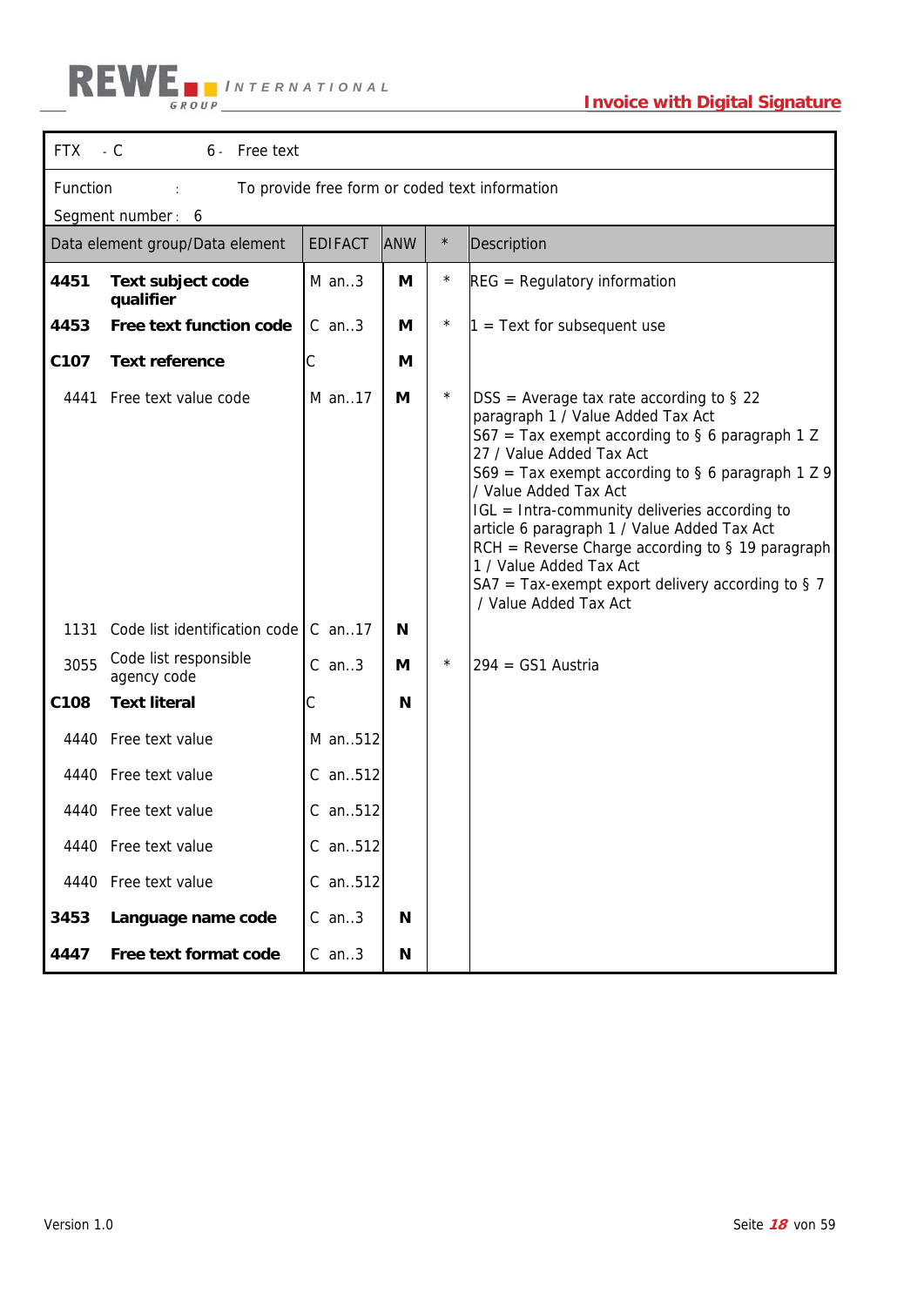| FTX - C | | 6 - Free text | | | |
|---|---|---|---|---|---|
| Function : | | To provide free form or coded text information<br>Segment number : 6 | | | |
| **Data element group/Data element** | | **EDIFACT** | **ANW** | **\*** | **Description** |
| **4451** | **Text subject code qualifier** | M an..3 | **M** | * | REG = Regulatory information |
| **4453** | **Free text function code** | C an..3 | **M** | * | 1 = Text for subsequent use |
| **C107** | **Text reference** | C | **M** | | |
| 4441 | Free text value code | M an..17 | **M** | * | DSS = Average tax rate according to § 22 paragraph 1 / Value Added Tax Act<br>S67 = Tax exempt according to § 6 paragraph 1 Z 27 / Value Added Tax Act<br>S69 = Tax exempt according to § 6 paragraph 1 Z 9 / Value Added Tax Act<br>IGL = Intra-community deliveries according to article 6 paragraph 1 / Value Added Tax Act<br>RCH = Reverse Charge according to § 19 paragraph 1 / Value Added Tax Act<br>SA7 = Tax-exempt export delivery according to § 7 / Value Added Tax Act |
| 1131 | Code list identification code | C an..17 | **N** | | |
| 3055 | Code list responsible agency code | C an..3 | **M** | * | 294 = GS1 Austria |
| **C108** | **Text literal** | C | **N** | | |
| 4440 | Free text value | M an..512 | | | |
| 4440 | Free text value | C an..512 | | | |
| 4440 | Free text value | C an..512 | | | |
| 4440 | Free text value | C an..512 | | | |
| 4440 | Free text value | C an..512 | | | |
| **3453** | **Language name code** | C an..3 | **N** | | |
| **4447** | **Free text format code** | C an..3 | **N** | | |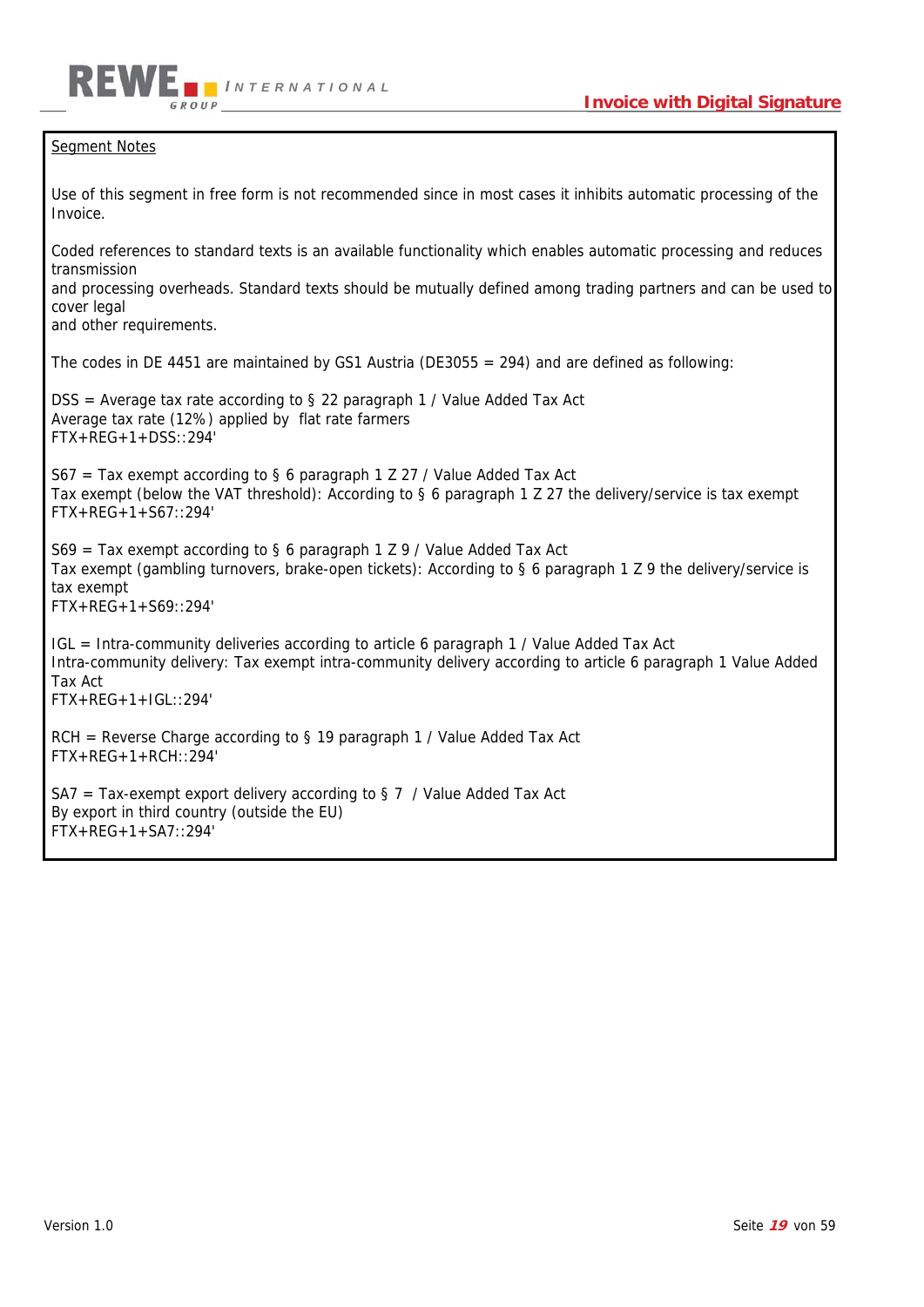Segment Notes

Use of this segment in free form is not recommended since in most cases it inhibits automatic processing of the Invoice.

Coded references to standard texts is an available functionality which enables automatic processing and reduces transmission
and processing overheads. Standard texts should be mutually defined among trading partners and can be used to cover legal
and other requirements.

The codes in DE 4451 are maintained by GS1 Austria (DE3055 = 294) and are defined as following:

DSS = Average tax rate according to § 22 paragraph 1 / Value Added Tax Act
Average tax rate (12%) applied by flat rate farmers
FTX+REG+1+DSS::294'

S67 = Tax exempt according to § 6 paragraph 1 Z 27 / Value Added Tax Act
Tax exempt (below the VAT threshold): According to § 6 paragraph 1 Z 27 the delivery/service is tax exempt
FTX+REG+1+S67::294'

S69 = Tax exempt according to § 6 paragraph 1 Z 9 / Value Added Tax Act
Tax exempt (gambling turnovers, brake-open tickets): According to § 6 paragraph 1 Z 9 the delivery/service is tax exempt
FTX+REG+1+S69::294'

IGL = Intra-community deliveries according to article 6 paragraph 1 / Value Added Tax Act
Intra-community delivery: Tax exempt intra-community delivery according to article 6 paragraph 1 Value Added Tax Act
FTX+REG+1+IGL::294'

RCH = Reverse Charge according to § 19 paragraph 1 / Value Added Tax Act
FTX+REG+1+RCH::294'

SA7 = Tax-exempt export delivery according to § 7 / Value Added Tax Act
By export in third country (outside the EU)
FTX+REG+1+SA7::294'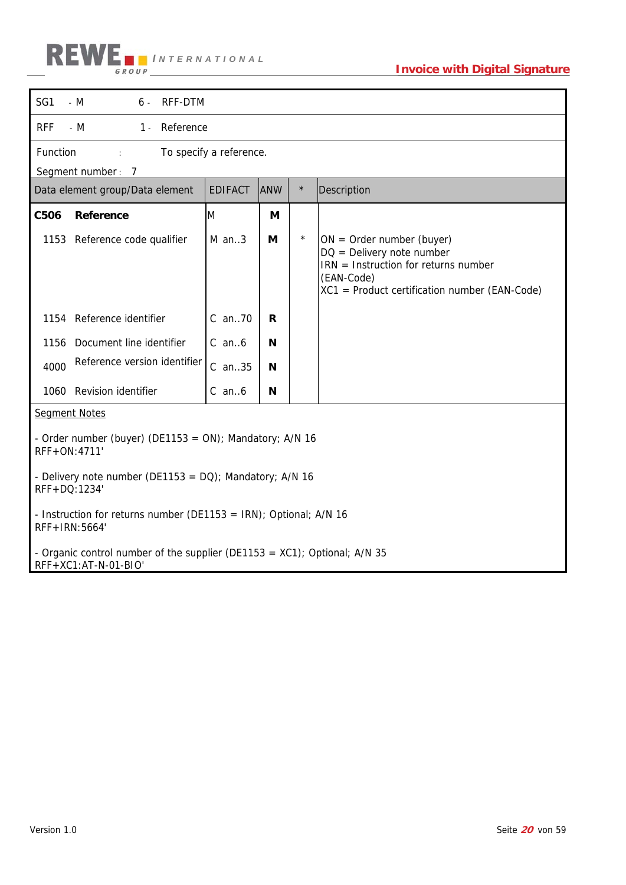| SG1 | - M | 6 - | RFF-DTM |
|---|---|---|---|
| RFF | - M | 1 - | Reference |

Function : To specify a reference.

Segment number : 7

| Data element group/Data element | EDIFACT | ANW | * | Description |
|---|---|---|---|---|
| **C506 Reference** | M | **M** | | |
| 1153 Reference code qualifier | M an..3 | **M** | * | ON = Order number (buyer)<br>DQ = Delivery note number<br>IRN = Instruction for returns number (EAN-Code)<br>XC1 = Product certification number (EAN-Code) |
| 1154 Reference identifier | C an..70 | **R** | | |
| 1156 Document line identifier | C an..6 | **N** | | |
| 4000 Reference version identifier | C an..35 | **N** | | |
| 1060 Revision identifier | C an..6 | **N** | | |

Segment Notes

- Order number (buyer) (DE1153 = ON); Mandatory; A/N 16
RFF+ON:4711'

- Delivery note number (DE1153 = DQ); Mandatory; A/N 16
RFF+DQ:1234'

- Instruction for returns number (DE1153 = IRN); Optional; A/N 16
RFF+IRN:5664'

- Organic control number of the supplier (DE1153 = XC1); Optional; A/N 35
RFF+XC1:AT-N-01-BIO'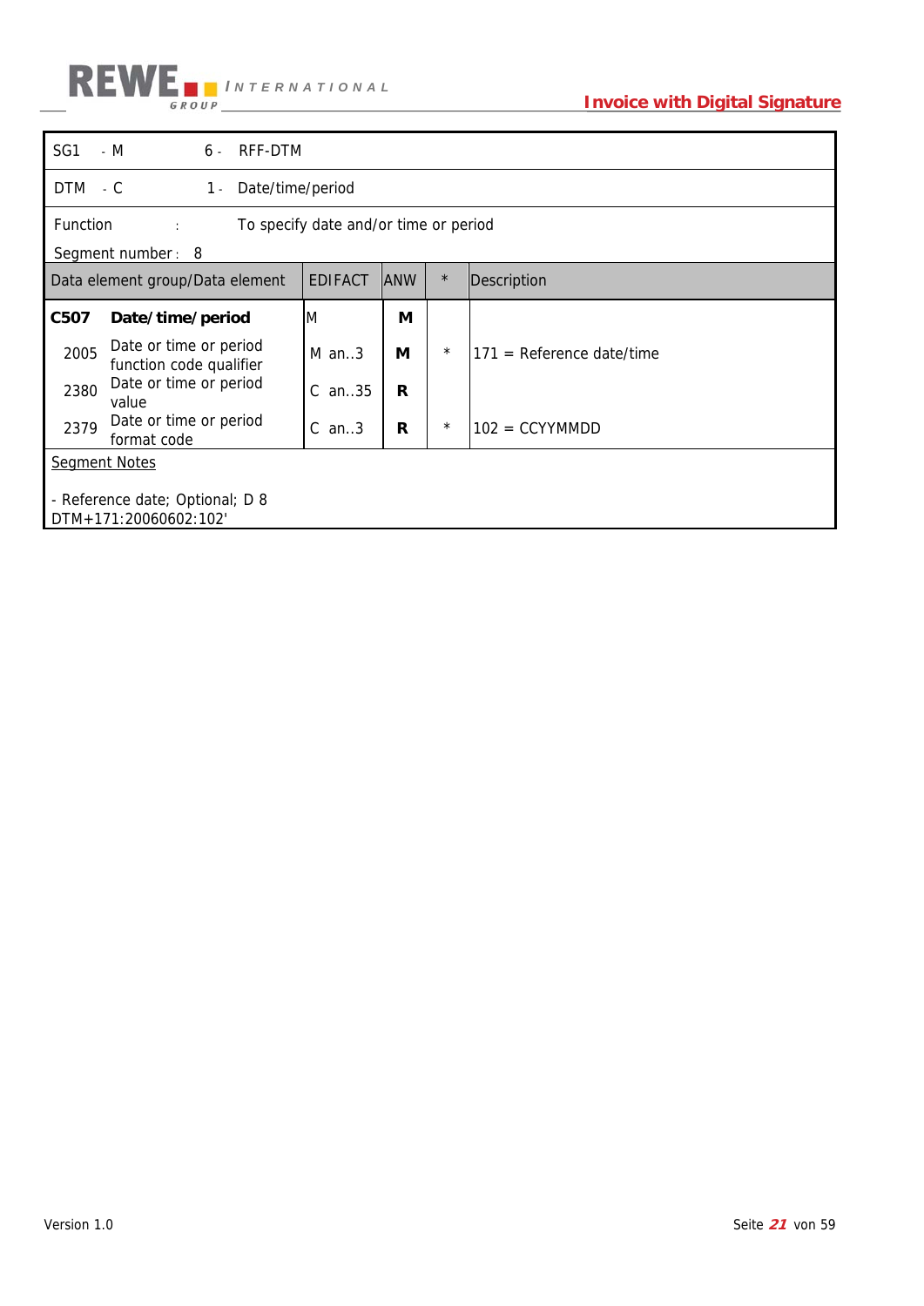| SG1 - M | 6 - | RFF-DTM | | |
|---|---|---|---|---|
| DTM - C | 1 - | Date/time/period | | |

Function : To specify date and/or time or period

Segment number : 8

| Data element group/Data element | EDIFACT | ANW | * | Description |
|---|---|---|---|---|
| **C507 Date/time/period** | M | **M** | | |
| 2005 Date or time or period function code qualifier | M an..3 | **M** | * | 171 = Reference date/time |
| 2380 Date or time or period value | C an..35 | **R** | | |
| 2379 Date or time or period format code | C an..3 | **R** | * | 102 = CCYYMMDD |

<u>Segment Notes</u>

- Reference date; Optional; D 8

DTM+171:20060602:102'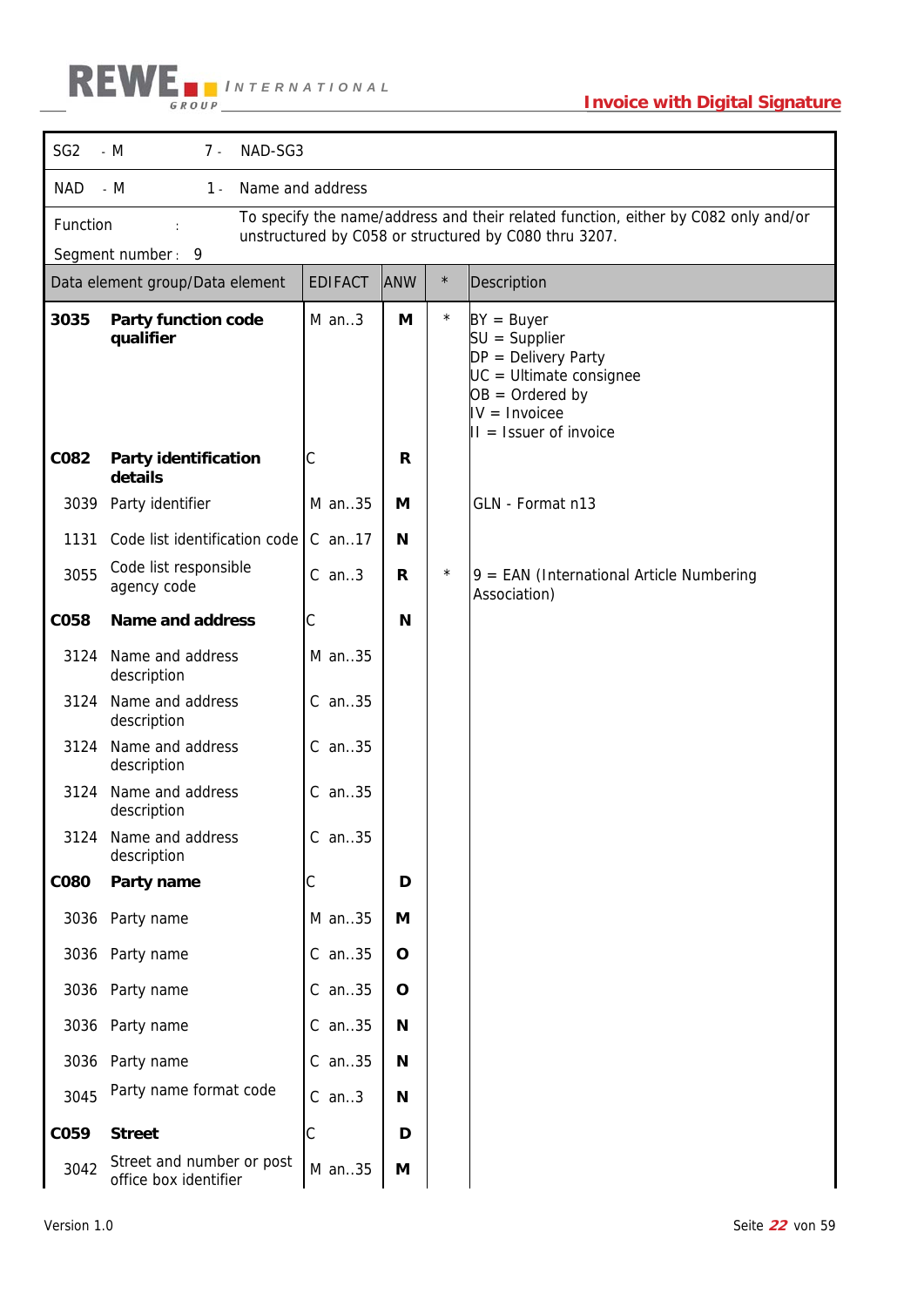| SG2 | - M | 7 - | NAD-SG3 |
|---|---|---|---|
| NAD | - M | 1 - | Name and address |

Function : To specify the name/address and their related function, either by C082 only and/or unstructured by C058 or structured by C080 thru 3207.

Segment number : 9

| Data element group/Data element | | EDIFACT | ANW | * | Description |
|---|---|---|---|---|---|
| **3035** | **Party function code qualifier** | M an..3 | **M** | * | BY = Buyer<br>SU = Supplier<br>DP = Delivery Party<br>UC = Ultimate consignee<br>OB = Ordered by<br>IV = Invoicee<br>II = Issuer of invoice |
| **C082** | **Party identification details** | C | **R** | | |
| 3039 | Party identifier | M an..35 | **M** | | GLN - Format n13 |
| 1131 | Code list identification code | C an..17 | **N** | | |
| 3055 | Code list responsible agency code | C an..3 | **R** | * | 9 = EAN (International Article Numbering Association) |
| **C058** | **Name and address** | C | **N** | | |
| 3124 | Name and address description | M an..35 | | | |
| 3124 | Name and address description | C an..35 | | | |
| 3124 | Name and address description | C an..35 | | | |
| 3124 | Name and address description | C an..35 | | | |
| 3124 | Name and address description | C an..35 | | | |
| **C080** | **Party name** | C | **D** | | |
| 3036 | Party name | M an..35 | **M** | | |
| 3036 | Party name | C an..35 | **O** | | |
| 3036 | Party name | C an..35 | **O** | | |
| 3036 | Party name | C an..35 | **N** | | |
| 3036 | Party name | C an..35 | **N** | | |
| 3045 | Party name format code | C an..3 | **N** | | |
| **C059** | **Street** | C | **D** | | |
| 3042 | Street and number or post office box identifier | M an..35 | **M** | | |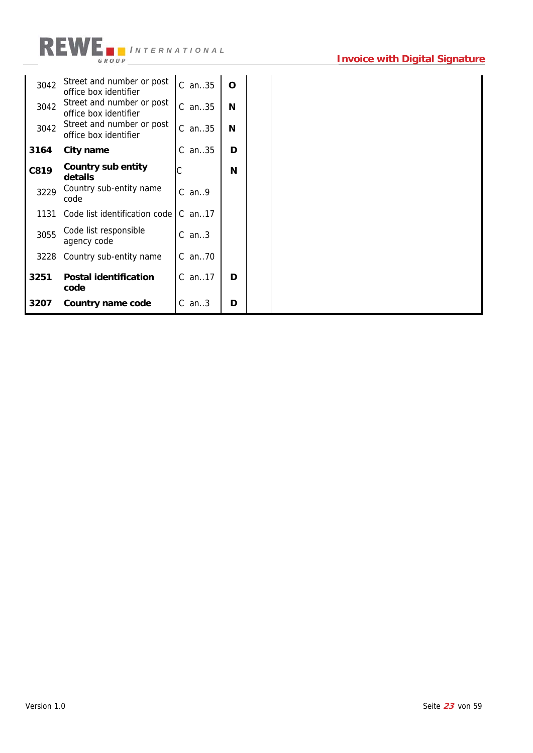| | | | | | |
|---|---|---|---|---|---|
| 3042 | Street and number or post office box identifier | C | an..35 | **O** | | |
| 3042 | Street and number or post office box identifier | C | an..35 | **N** | | |
| 3042 | Street and number or post office box identifier | C | an..35 | **N** | | |
| **3164** | **City name** | C | an..35 | **D** | | |
| **C819** | **Country sub entity details** | C | | **N** | | |
| 3229 | Country sub-entity name code | C | an..9 | | | |
| 1131 | Code list identification code | C | an..17 | | | |
| 3055 | Code list responsible agency code | C | an..3 | | | |
| 3228 | Country sub-entity name | C | an..70 | | | |
| **3251** | **Postal identification code** | C | an..17 | **D** | | |
| **3207** | **Country name code** | C | an..3 | **D** | | |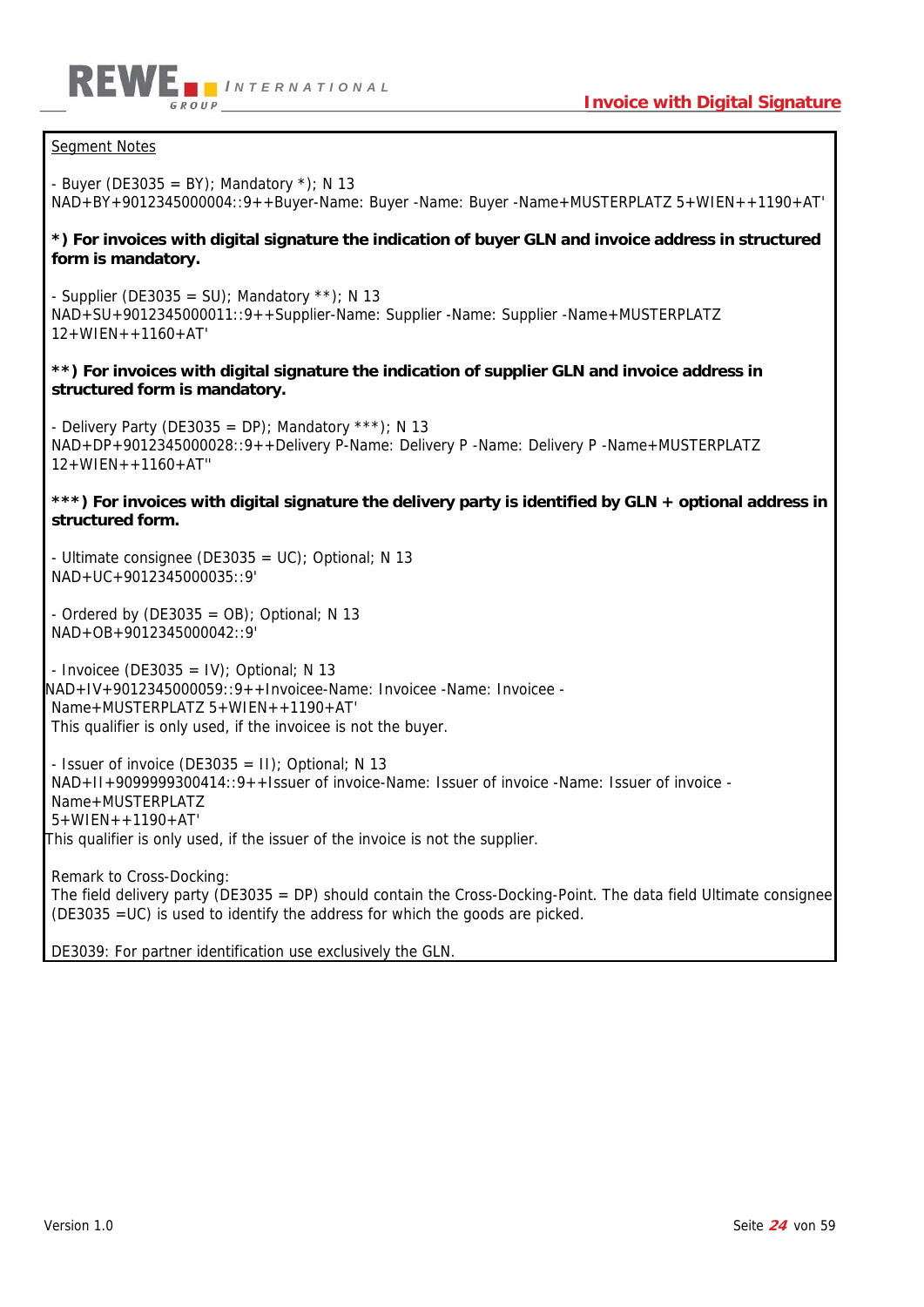Segment Notes

- Buyer (DE3035 = BY); Mandatory *); N 13
NAD+BY+9012345000004::9++Buyer-Name: Buyer -Name: Buyer -Name+MUSTERPLATZ 5+WIEN++1190+AT'

**\*) For invoices with digital signature the indication of buyer GLN and invoice address in structured form is mandatory.**

- Supplier (DE3035 = SU); Mandatory **); N 13
NAD+SU+9012345000011::9++Supplier-Name: Supplier -Name: Supplier -Name+MUSTERPLATZ 12+WIEN++1160+AT'

**\*\*) For invoices with digital signature the indication of supplier GLN and invoice address in structured form is mandatory.**

- Delivery Party (DE3035 = DP); Mandatory ***); N 13
NAD+DP+9012345000028::9++Delivery P-Name: Delivery P -Name: Delivery P -Name+MUSTERPLATZ 12+WIEN++1160+AT''

**\*\*\*) For invoices with digital signature the delivery party is identified by GLN + optional address in structured form.**

- Ultimate consignee (DE3035 = UC); Optional; N 13
NAD+UC+9012345000035::9'

- Ordered by (DE3035 = OB); Optional; N 13
NAD+OB+9012345000042::9'

- Invoicee (DE3035 = IV); Optional; N 13
NAD+IV+9012345000059::9++Invoicee-Name: Invoicee -Name: Invoicee -Name+MUSTERPLATZ 5+WIEN++1190+AT'
This qualifier is only used, if the invoicee is not the buyer.

- Issuer of invoice (DE3035 = II); Optional; N 13
NAD+II+9099999300414::9++Issuer of invoice-Name: Issuer of invoice -Name: Issuer of invoice -Name+MUSTERPLATZ 5+WIEN++1190+AT'
This qualifier is only used, if the issuer of the invoice is not the supplier.

Remark to Cross-Docking:
The field delivery party (DE3035 = DP) should contain the Cross-Docking-Point. The data field Ultimate consignee (DE3035 =UC) is used to identify the address for which the goods are picked.

DE3039: For partner identification use exclusively the GLN.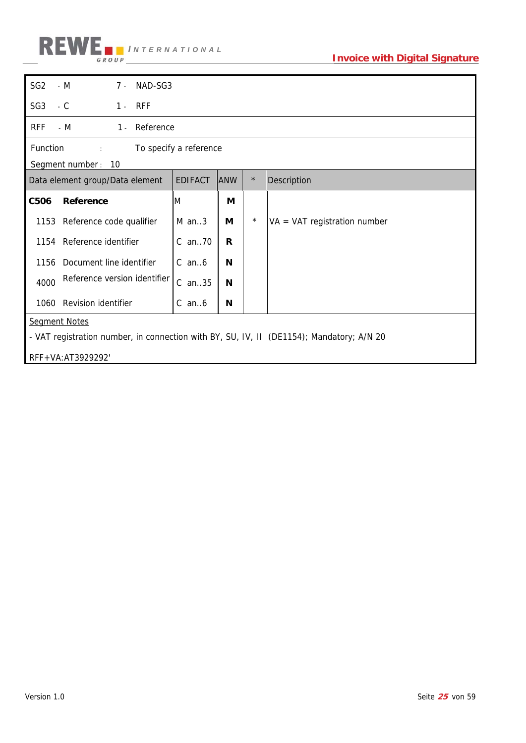| | | | |
|---|---|---|---|
| SG2 | - M | 7 - | NAD-SG3 |
| SG3 | - C | 1 - | RFF |
| RFF | - M | 1 - | Reference |

Function : To specify a reference

Segment number : 10

| Data element group/Data element | EDIFACT | ANW | * | Description |
|---|---|---|---|---|
| **C506 Reference** | M | **M** | | |
| 1153 Reference code qualifier | M an..3 | **M** | * | VA = VAT registration number |
| 1154 Reference identifier | C an..70 | **R** | | |
| 1156 Document line identifier | C an..6 | **N** | | |
| 4000 Reference version identifier | C an..35 | **N** | | |
| 1060 Revision identifier | C an..6 | **N** | | |

Segment Notes

- VAT registration number, in connection with BY, SU, IV, II (DE1154); Mandatory; A/N 20

RFF+VA:AT3929292'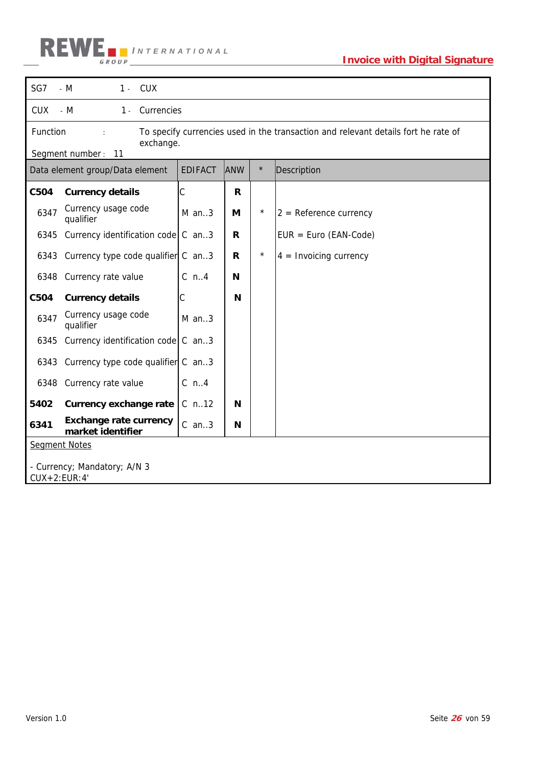| SG7 - M | 1 - | CUX | | | |
|---|---|---|---|---|---|
| CUX - M | 1 - | Currencies | | | |

Function : To specify currencies used in the transaction and relevant details fort he rate of exchange.

Segment number : 11

| Data element group/Data element | | EDIFACT | ANW | * | Description |
|---|---|---|---|---|---|
| **C504** | **Currency details** | C | **R** | | |
| 6347 | Currency usage code qualifier | M an..3 | **M** | * | 2 = Reference currency |
| 6345 | Currency identification code | C an..3 | **R** | | EUR = Euro (EAN-Code) |
| 6343 | Currency type code qualifier | C an..3 | **R** | * | 4 = Invoicing currency |
| 6348 | Currency rate value | C n..4 | **N** | | |
| **C504** | **Currency details** | C | **N** | | |
| 6347 | Currency usage code qualifier | M an..3 | | | |
| 6345 | Currency identification code | C an..3 | | | |
| 6343 | Currency type code qualifier | C an..3 | | | |
| 6348 | Currency rate value | C n..4 | | | |
| **5402** | **Currency exchange rate** | C n..12 | **N** | | |
| **6341** | **Exchange rate currency market identifier** | C an..3 | **N** | | |

Segment Notes

- Currency; Mandatory; A/N 3

CUX+2:EUR:4'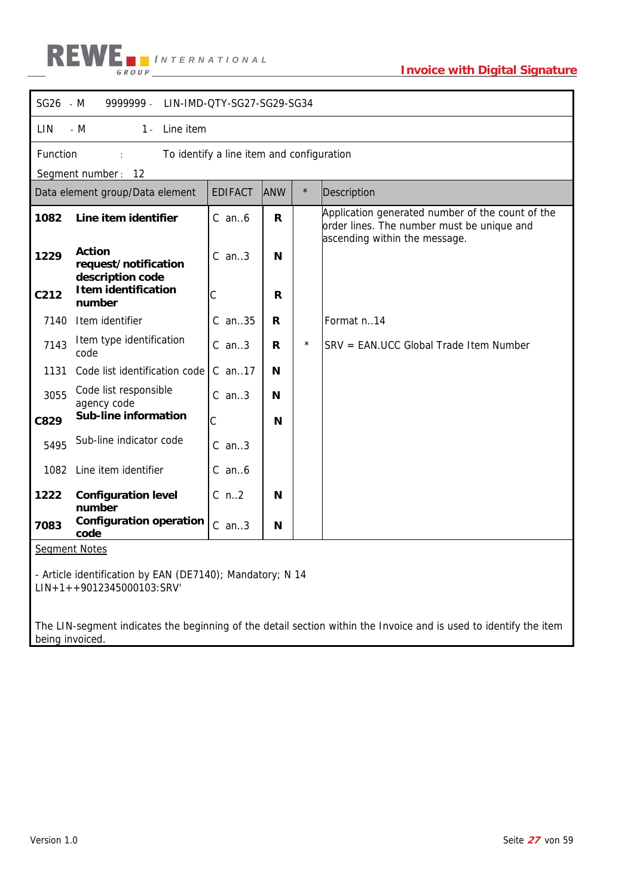| SG26 - M | 9999999 - | LIN-IMD-QTY-SG27-SG29-SG34 |
|---|---|---|
| LIN - M | 1 - | Line item |

Function : To identify a line item and configuration

Segment number : 12

| Data element group/Data element | | EDIFACT | ANW | * | Description |
|---|---|---|---|---|---|
| **1082** | **Line item identifier** | C an..6 | **R** | | Application generated number of the count of the order lines. The number must be unique and ascending within the message. |
| **1229** | **Action request/notification description code** | C an..3 | **N** | | |
| **C212** | **Item identification number** | C | **R** | | |
| 7140 | Item identifier | C an..35 | **R** | | Format n..14 |
| 7143 | Item type identification code | C an..3 | **R** | * | SRV = EAN.UCC Global Trade Item Number |
| 1131 | Code list identification code | C an..17 | **N** | | |
| 3055 | Code list responsible agency code | C an..3 | **N** | | |
| **C829** | **Sub-line information** | C | **N** | | |
| 5495 | Sub-line indicator code | C an..3 | | | |
| 1082 | Line item identifier | C an..6 | | | |
| **1222** | **Configuration level number** | C n..2 | **N** | | |
| **7083** | **Configuration operation code** | C an..3 | **N** | | |

Segment Notes

- Article identification by EAN (DE7140); Mandatory; N 14
LIN+1++9012345000103:SRV'

The LIN-segment indicates the beginning of the detail section within the Invoice and is used to identify the item being invoiced.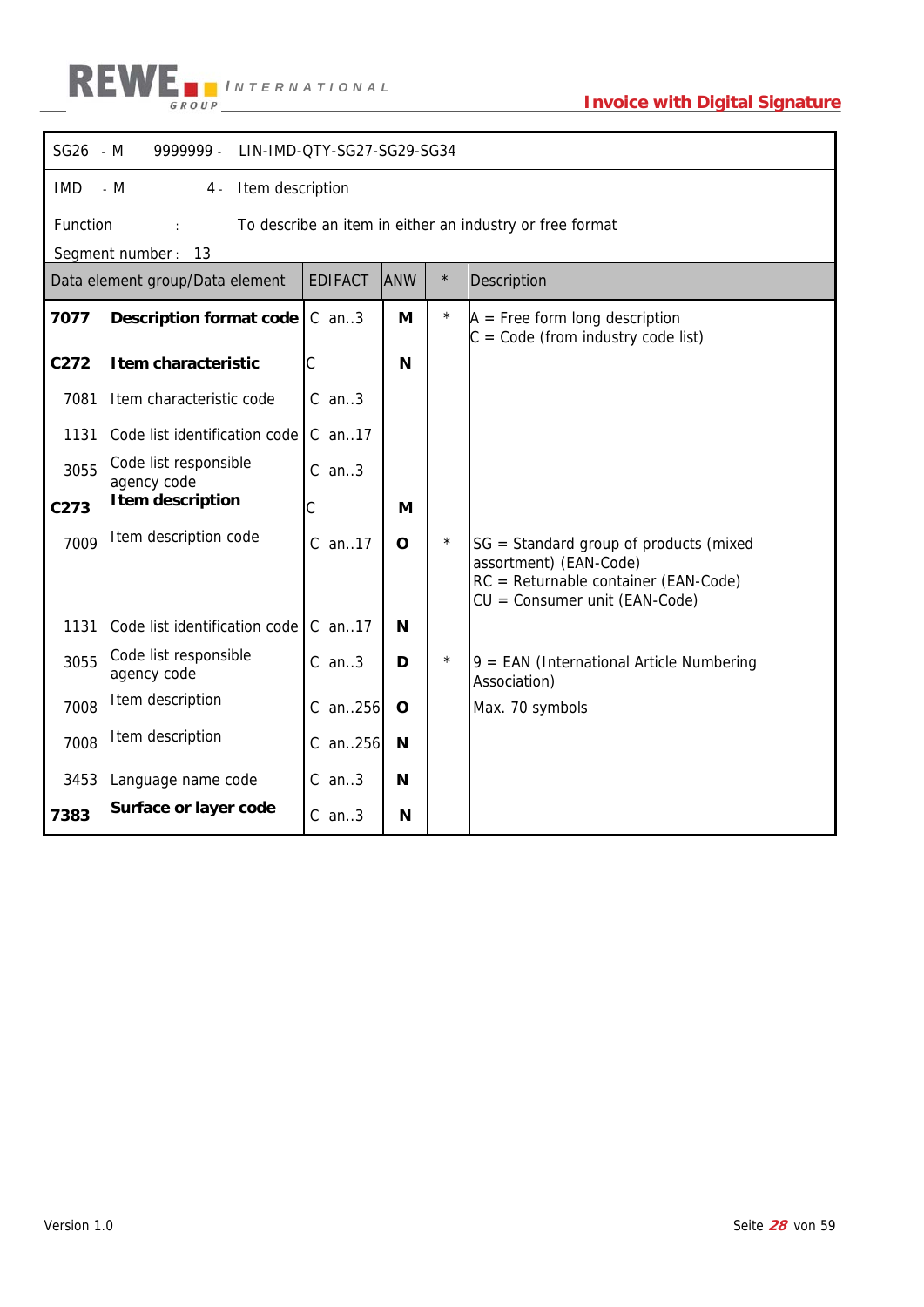| SG26 - M | 9999999 - | LIN-IMD-QTY-SG27-SG29-SG34 | | | |
|---|---|---|---|---|---|
| IMD - M | 4 - | Item description | | | |
| Function : | | To describe an item in either an industry or free format | | | |
| Segment number : 13 | | | | | |

| Data element group/Data element | | EDIFACT | ANW | * | Description |
|---|---|---|---|---|---|
| **7077** | **Description format code** | C an..3 | **M** | * | A = Free form long description<br>C = Code (from industry code list) |
| **C272** | **Item characteristic** | C | **N** | | |
| 7081 | Item characteristic code | C an..3 | | | |
| 1131 | Code list identification code | C an..17 | | | |
| 3055 | Code list responsible agency code | C an..3 | | | |
| **C273** | **Item description** | C | **M** | | |
| 7009 | Item description code | C an..17 | **O** | * | SG = Standard group of products (mixed assortment) (EAN-Code)<br>RC = Returnable container (EAN-Code)<br>CU = Consumer unit (EAN-Code) |
| 1131 | Code list identification code | C an..17 | **N** | | |
| 3055 | Code list responsible agency code | C an..3 | **D** | * | 9 = EAN (International Article Numbering Association) |
| 7008 | Item description | C an..256 | **O** | | Max. 70 symbols |
| 7008 | Item description | C an..256 | **N** | | |
| 3453 | Language name code | C an..3 | **N** | | |
| **7383** | **Surface or layer code** | C an..3 | **N** | | |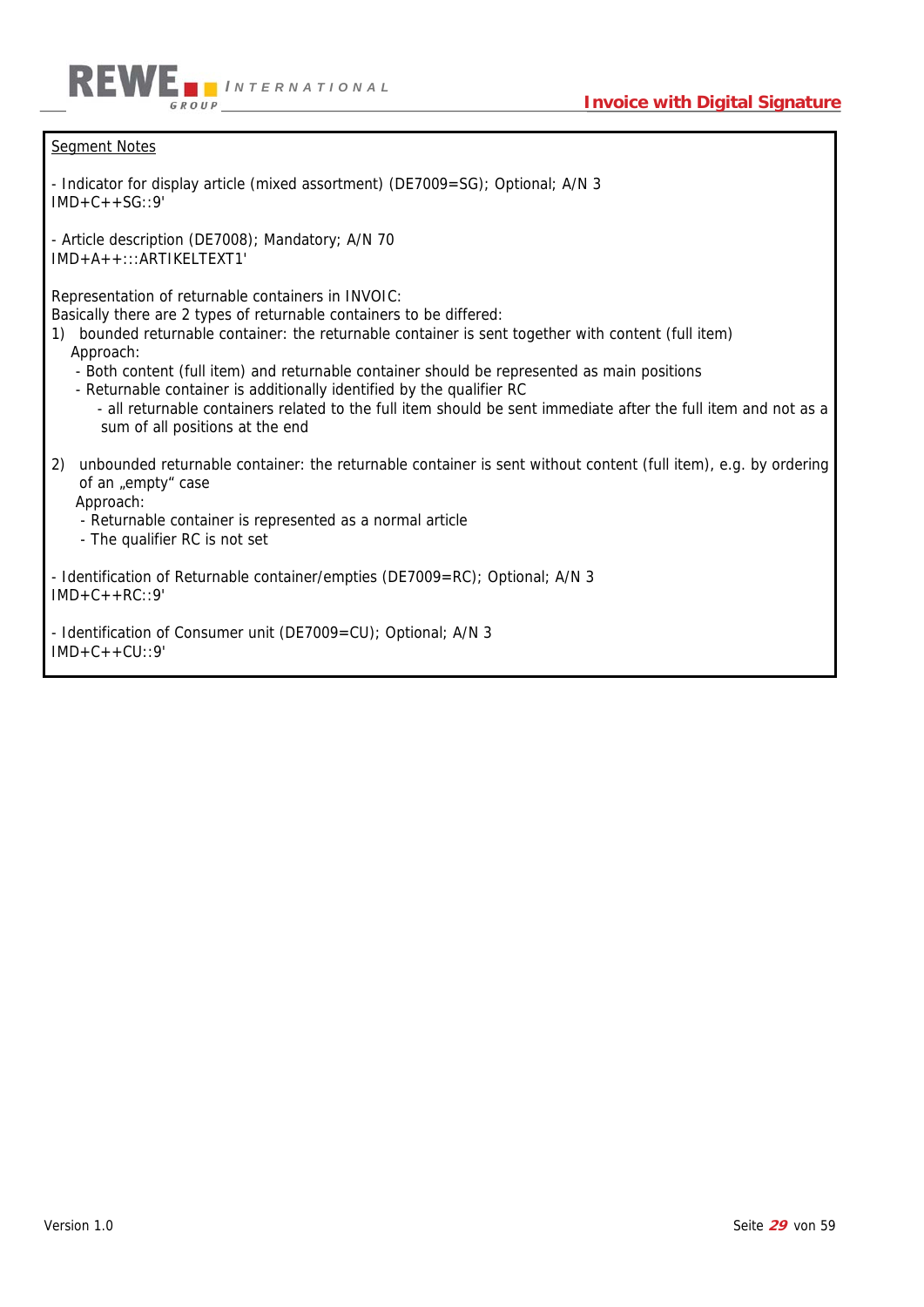Segment Notes

- Indicator for display article (mixed assortment) (DE7009=SG); Optional; A/N 3
IMD+C++SG::9'

- Article description (DE7008); Mandatory; A/N 70
IMD+A++:::ARTIKELTEXT1'

Representation of returnable containers in INVOIC:
Basically there are 2 types of returnable containers to be differed:

1) bounded returnable container: the returnable container is sent together with content (full item)
   Approach:
   - Both content (full item) and returnable container should be represented as main positions
   - Returnable container is additionally identified by the qualifier RC
     - all returnable containers related to the full item should be sent immediate after the full item and not as a sum of all positions at the end

2) unbounded returnable container: the returnable container is sent without content (full item), e.g. by ordering of an „empty" case
   Approach:
   - Returnable container is represented as a normal article
   - The qualifier RC is not set

- Identification of Returnable container/empties (DE7009=RC); Optional; A/N 3
IMD+C++RC::9'

- Identification of Consumer unit (DE7009=CU); Optional; A/N 3
IMD+C++CU::9'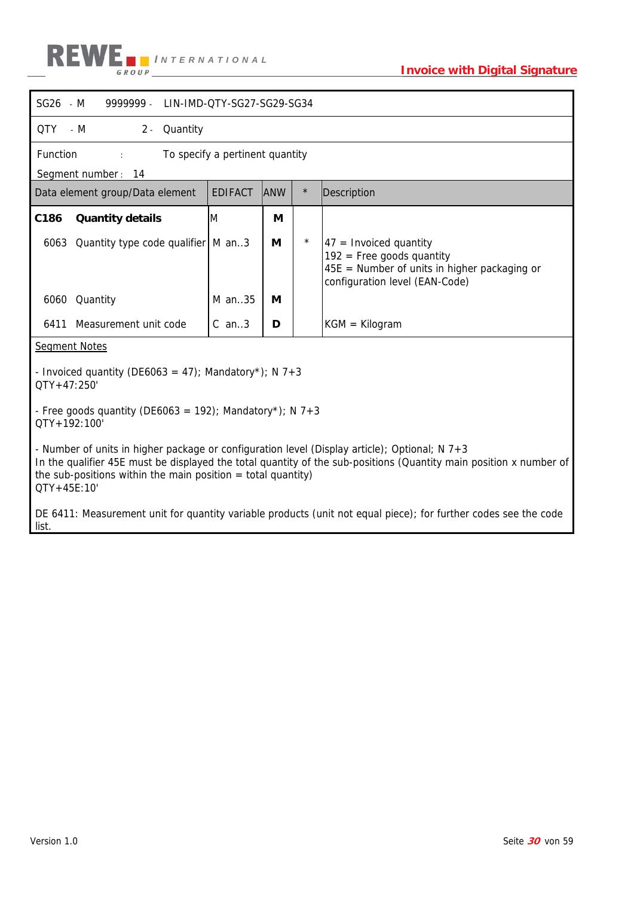| SG26 - M | 9999999 - | LIN-IMD-QTY-SG27-SG29-SG34 |
|---|---|---|
| QTY - M | 2 - | Quantity |

Function : To specify a pertinent quantity

Segment number : 14

| Data element group/Data element | EDIFACT | ANW | * | Description |
|---|---|---|---|---|
| **C186 Quantity details** | M | **M** | | |
| 6063 Quantity type code qualifier | M an..3 | **M** | * | 47 = Invoiced quantity<br>192 = Free goods quantity<br>45E = Number of units in higher packaging or configuration level (EAN-Code) |
| 6060 Quantity | M an..35 | **M** | | |
| 6411 Measurement unit code | C an..3 | **D** | | KGM = Kilogram |

Segment Notes

- Invoiced quantity (DE6063 = 47); Mandatory*); N 7+3
QTY+47:250'

- Free goods quantity (DE6063 = 192); Mandatory*); N 7+3
QTY+192:100'

- Number of units in higher package or configuration level (Display article); Optional; N 7+3
In the qualifier 45E must be displayed the total quantity of the sub-positions (Quantity main position x number of the sub-positions within the main position = total quantity)
QTY+45E:10'

DE 6411: Measurement unit for quantity variable products (unit not equal piece); for further codes see the code list.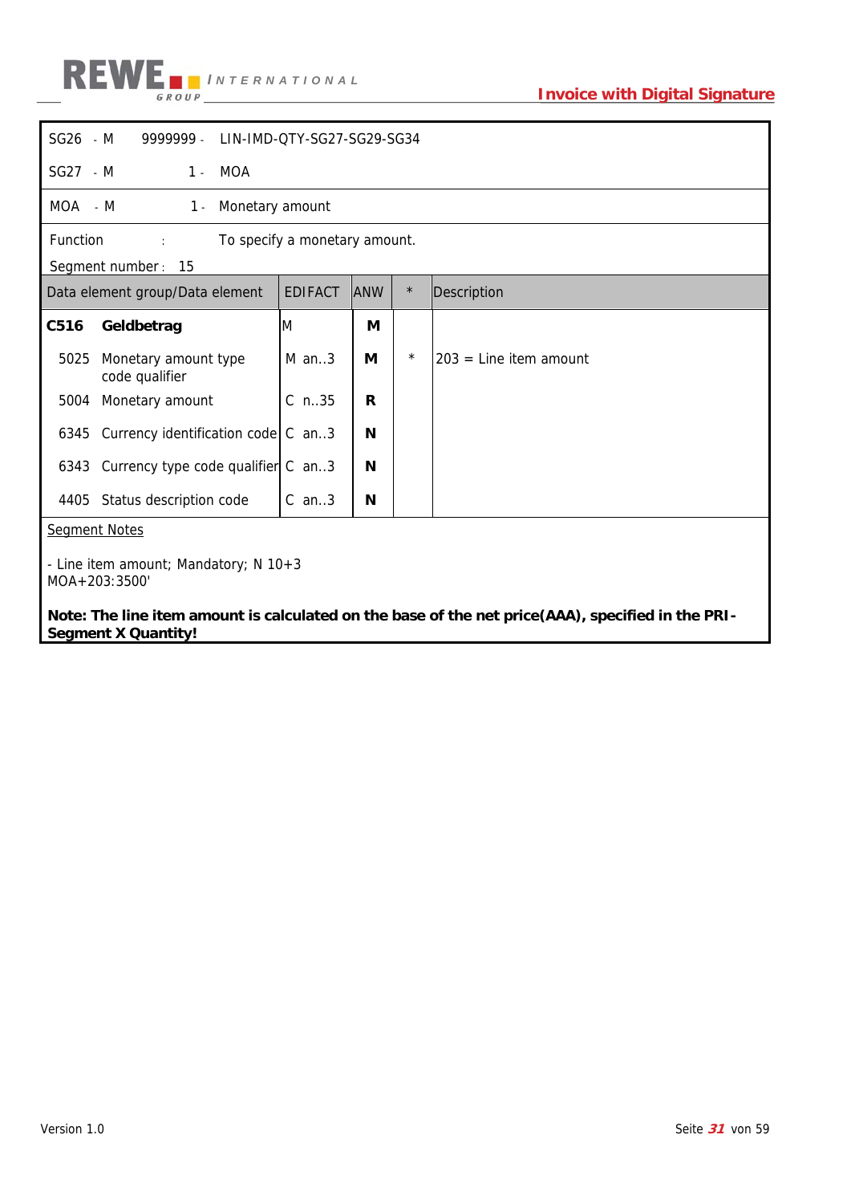SG26 - M 9999999 - LIN-IMD-QTY-SG27-SG29-SG34

SG27 - M 1 - MOA

MOA - M 1 - Monetary amount

Function : To specify a monetary amount.

Segment number : 15

| Data element group/Data element | | EDIFACT | ANW | * | Description |
|---|---|---|---|---|---|
| **C516** | **Geldbetrag** | M | **M** | | |
| 5025 | Monetary amount type code qualifier | M an..3 | **M** | * | 203 = Line item amount |
| 5004 | Monetary amount | C n..35 | **R** | | |
| 6345 | Currency identification code | C an..3 | **N** | | |
| 6343 | Currency type code qualifier | C an..3 | **N** | | |
| 4405 | Status description code | C an..3 | **N** | | |

Segment Notes

- Line item amount; Mandatory; N 10+3
MOA+203:3500'

**Note: The line item amount is calculated on the base of the net price(AAA), specified in the PRI-Segment X Quantity!**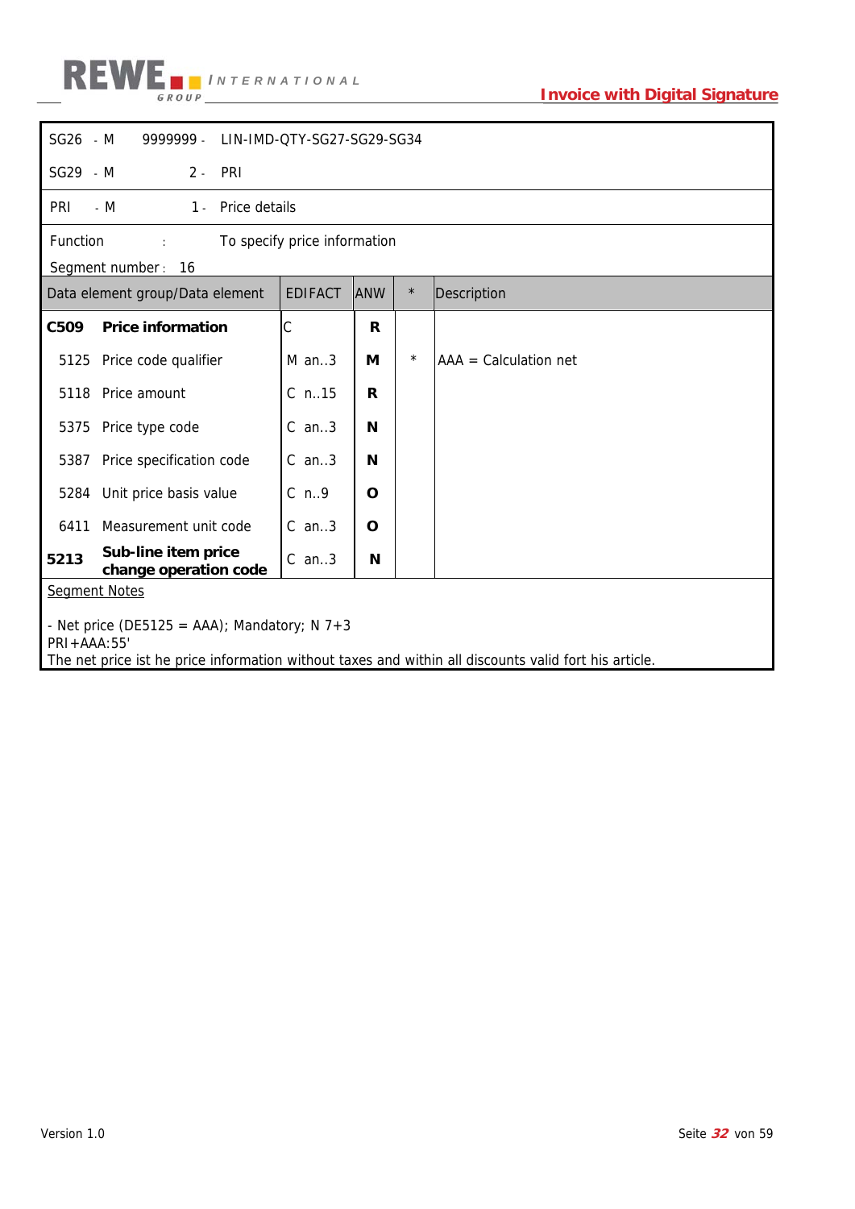SG26 - M 9999999 - LIN-IMD-QTY-SG27-SG29-SG34

SG29 - M 2 - PRI

PRI - M 1 - Price details

Function : To specify price information

Segment number : 16

| Data element group/Data element | EDIFACT | ANW | * | Description |
|---|---|---|---|---|
| **C509 Price information** | C | **R** | | |
| 5125 Price code qualifier | M an..3 | **M** | * | AAA = Calculation net |
| 5118 Price amount | C n..15 | **R** | | |
| 5375 Price type code | C an..3 | **N** | | |
| 5387 Price specification code | C an..3 | **N** | | |
| 5284 Unit price basis value | C n..9 | **O** | | |
| 6411 Measurement unit code | C an..3 | **O** | | |
| **5213 Sub-line item price change operation code** | C an..3 | **N** | | |

Segment Notes

- Net price (DE5125 = AAA); Mandatory; N 7+3
PRI+AAA:55'
The net price ist he price information without taxes and within all discounts valid fort his article.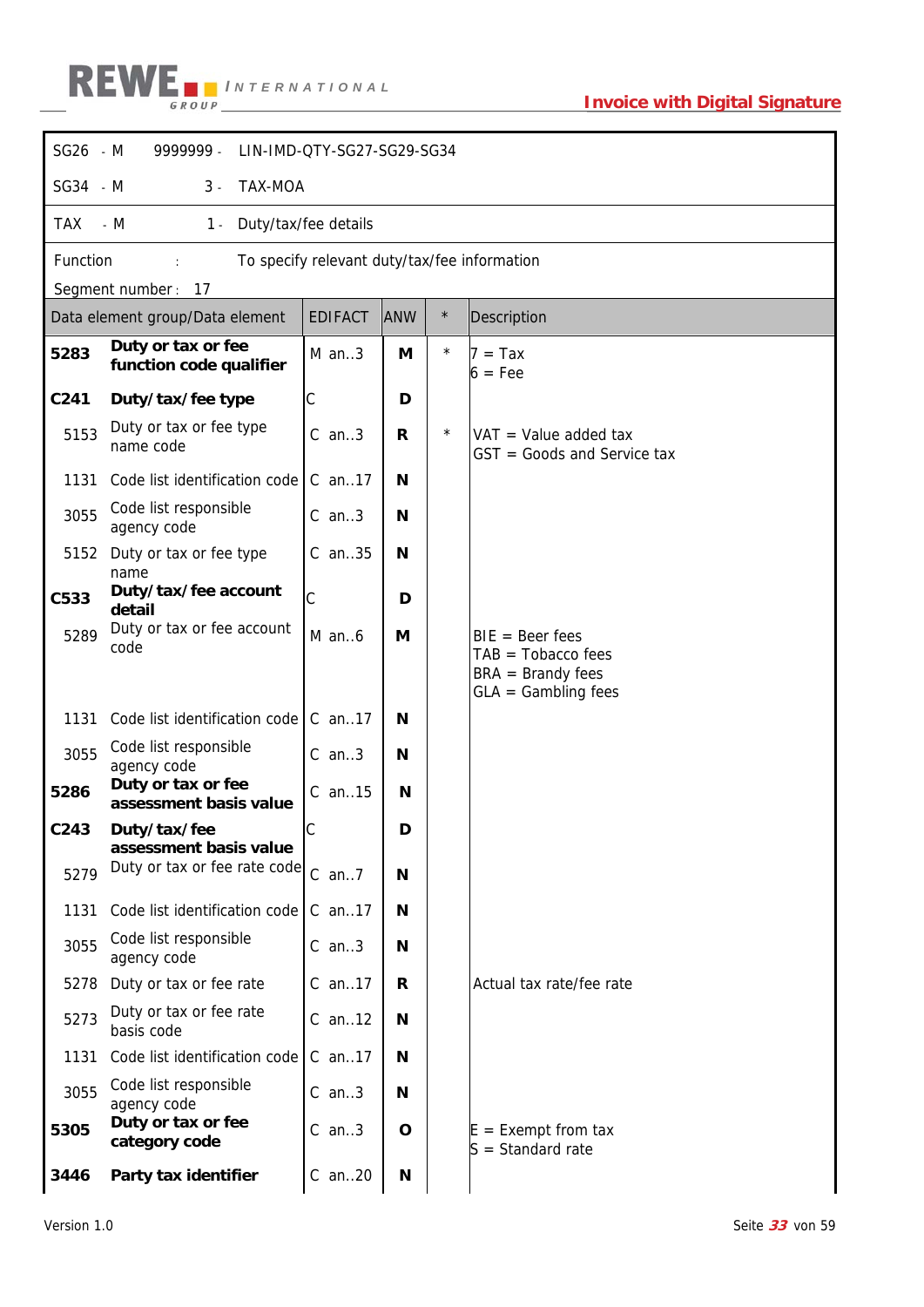| | | | |
|---|---|---|---|
| SG26 | - M | 9999999 - | LIN-IMD-QTY-SG27-SG29-SG34 |
| SG34 | - M | 3 - | TAX-MOA |
| TAX | - M | 1 - | Duty/tax/fee details |

Function : To specify relevant duty/tax/fee information

Segment number : 17

| Data element group/Data element | | EDIFACT | ANW | * | Description |
|---|---|---|---|---|---|
| **5283** | **Duty or tax or fee function code qualifier** | M an..3 | **M** | * | 7 = Tax<br>6 = Fee |
| **C241** | **Duty/tax/fee type** | C | **D** | | |
| 5153 | Duty or tax or fee type name code | C an..3 | **R** | * | VAT = Value added tax<br>GST = Goods and Service tax |
| 1131 | Code list identification code | C an..17 | **N** | | |
| 3055 | Code list responsible agency code | C an..3 | **N** | | |
| 5152 | Duty or tax or fee type name | C an..35 | **N** | | |
| **C533** | **Duty/tax/fee account detail** | C | **D** | | |
| 5289 | Duty or tax or fee account code | M an..6 | **M** | | BIE = Beer fees<br>TAB = Tobacco fees<br>BRA = Brandy fees<br>GLA = Gambling fees |
| 1131 | Code list identification code | C an..17 | **N** | | |
| 3055 | Code list responsible agency code | C an..3 | **N** | | |
| **5286** | **Duty or tax or fee assessment basis value** | C an..15 | **N** | | |
| **C243** | **Duty/tax/fee assessment basis value** | C | **D** | | |
| 5279 | Duty or tax or fee rate code | C an..7 | **N** | | |
| 1131 | Code list identification code | C an..17 | **N** | | |
| 3055 | Code list responsible agency code | C an..3 | **N** | | |
| 5278 | Duty or tax or fee rate | C an..17 | **R** | | Actual tax rate/fee rate |
| 5273 | Duty or tax or fee rate basis code | C an..12 | **N** | | |
| 1131 | Code list identification code | C an..17 | **N** | | |
| 3055 | Code list responsible agency code | C an..3 | **N** | | |
| **5305** | **Duty or tax or fee category code** | C an..3 | **O** | | E = Exempt from tax<br>S = Standard rate |
| **3446** | **Party tax identifier** | C an..20 | **N** | | |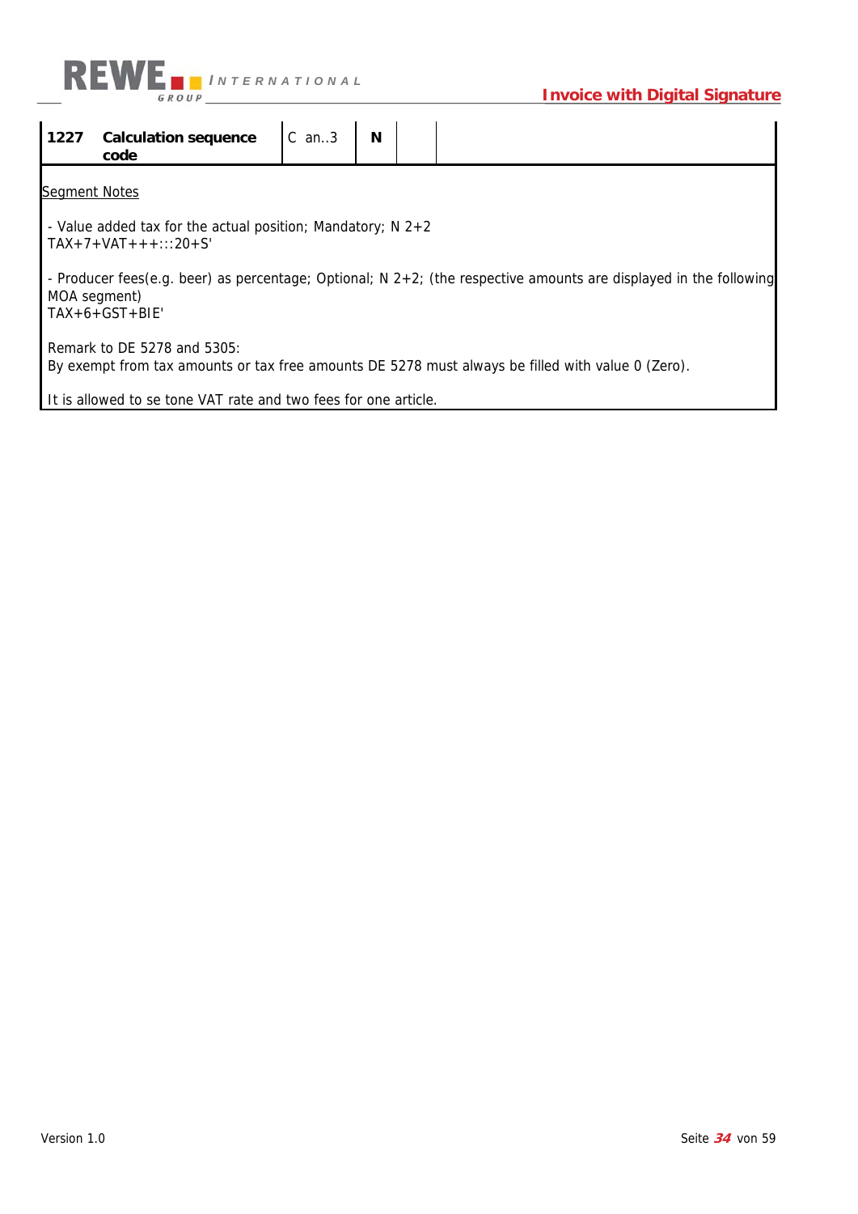| 1227 | Calculation sequence code | C an..3 | N | | |
|---|---|---|---|---|---|

Segment Notes

- Value added tax for the actual position; Mandatory; N 2+2
TAX+7+VAT+++:::20+S'

- Producer fees(e.g. beer) as percentage; Optional; N 2+2; (the respective amounts are displayed in the following MOA segment)
TAX+6+GST+BIE'

Remark to DE 5278 and 5305:
By exempt from tax amounts or tax free amounts DE 5278 must always be filled with value 0 (Zero).

It is allowed to se tone VAT rate and two fees for one article.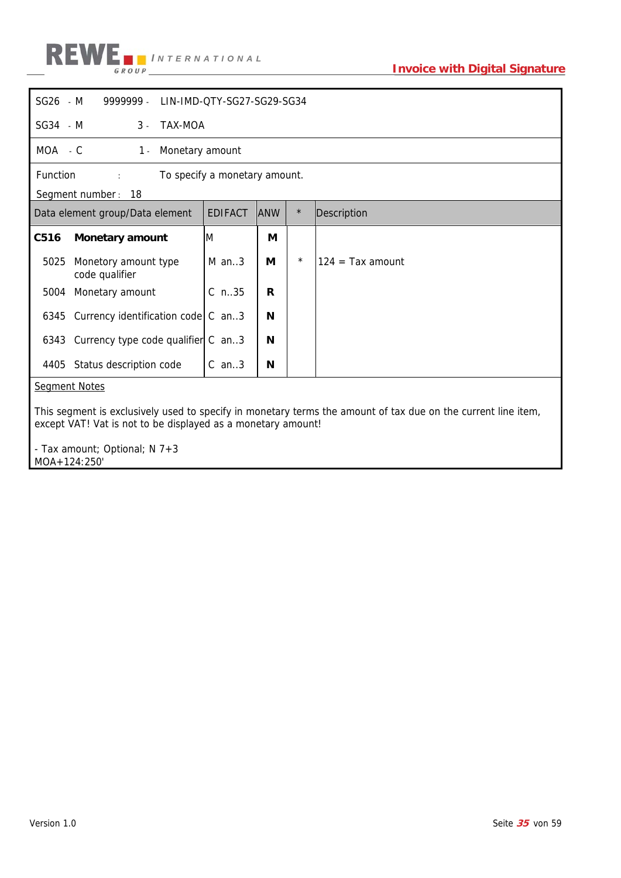| | | | |
|---|---|---|---|
| SG26 | - M | 9999999 - | LIN-IMD-QTY-SG27-SG29-SG34 |
| SG34 | - M | 3 - | TAX-MOA |
| MOA | - C | 1 - | Monetary amount |

Function : To specify a monetary amount.

Segment number : 18

| Data element group/Data element | | EDIFACT | ANW | * | Description |
|---|---|---|---|---|---|
| **C516** | **Monetary amount** | M | **M** | | |
| 5025 | Monetory amount type code qualifier | M an..3 | **M** | * | 124 = Tax amount |
| 5004 | Monetary amount | C n..35 | **R** | | |
| 6345 | Currency identification code | C an..3 | **N** | | |
| 6343 | Currency type code qualifier | C an..3 | **N** | | |
| 4405 | Status description code | C an..3 | **N** | | |

Segment Notes

This segment is exclusively used to specify in monetary terms the amount of tax due on the current line item, except VAT! Vat is not to be displayed as a monetary amount!

- Tax amount; Optional; N 7+3

MOA+124:250'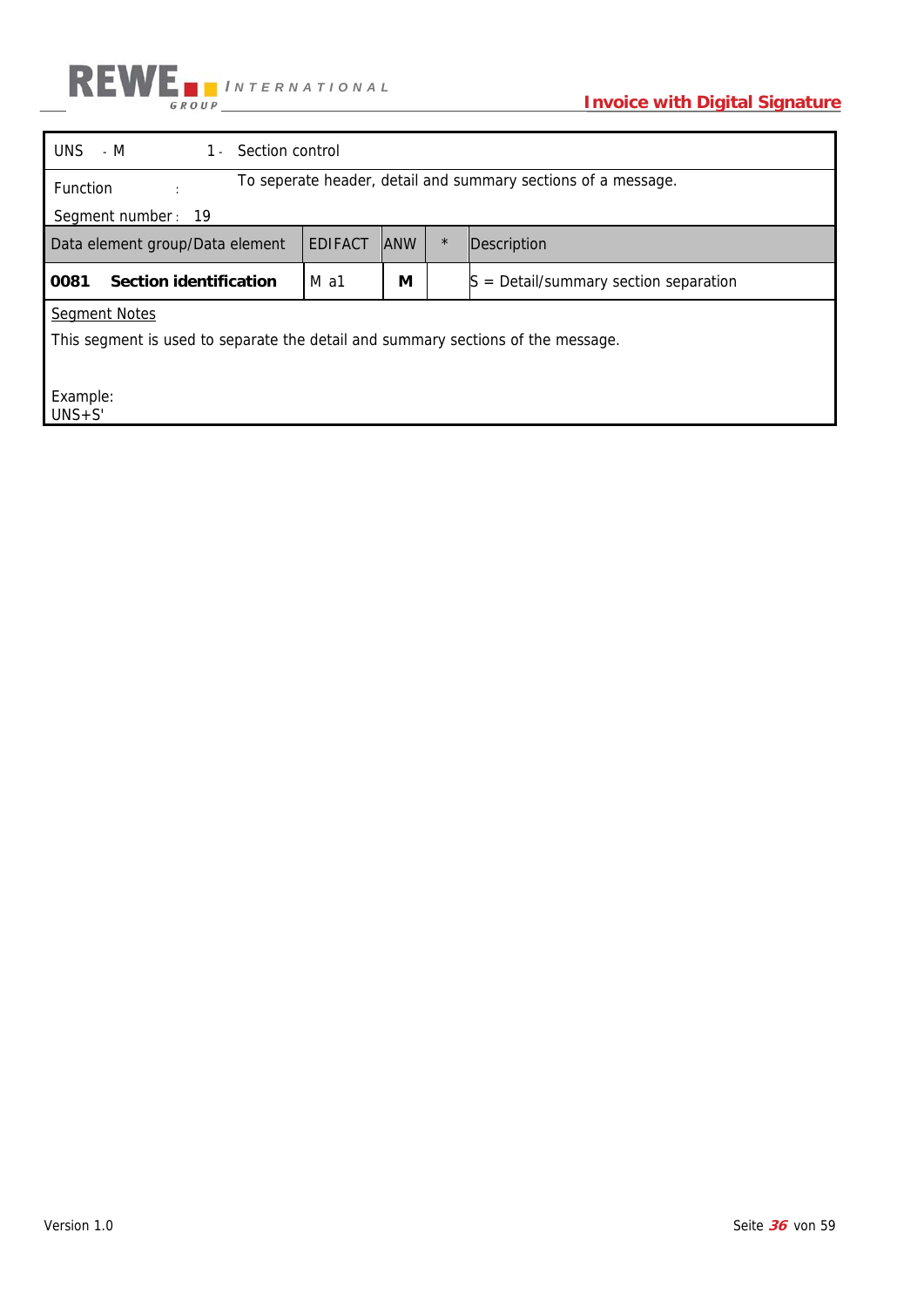| UNS - M | 1 - Section control | | | |
|---|---|---|---|---|
| Function : | To seperate header, detail and summary sections of a message. | | | |
| Segment number : 19 | | | | |
| Data element group/Data element | EDIFACT | ANW | * | Description |
| **0081 Section identification** | M a1 | **M** | | S = Detail/summary section separation |

Segment Notes

This segment is used to separate the detail and summary sections of the message.

Example:
UNS+S'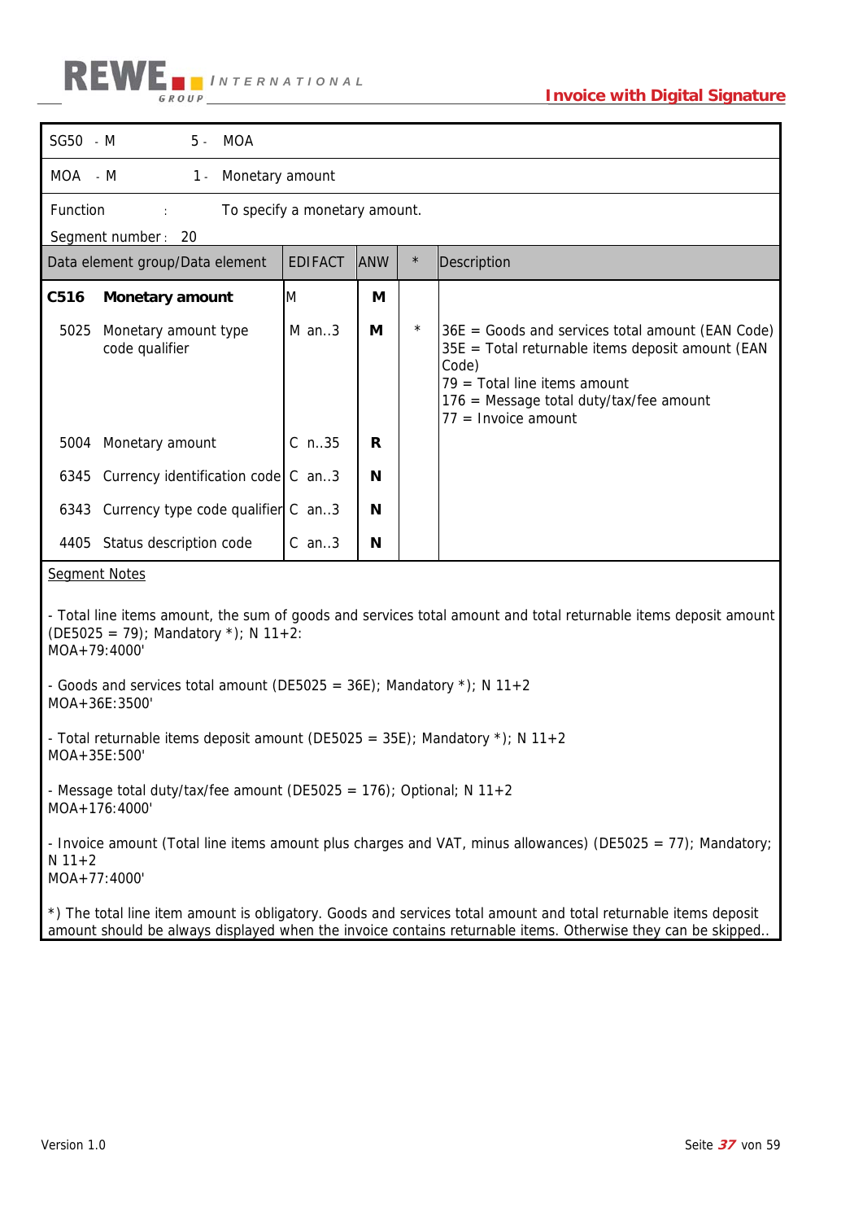| SG50 - M | 5 - | MOA |
|---|---|---|
| MOA - M | 1 - | Monetary amount |

Function : To specify a monetary amount.

Segment number : 20

| Data element group/Data element | EDIFACT | ANW | * | Description |
|---|---|---|---|---|
| **C516 Monetary amount** | M | **M** | | |
| 5025 Monetary amount type code qualifier | M an..3 | **M** | * | 36E = Goods and services total amount (EAN Code)<br>35E = Total returnable items deposit amount (EAN Code)<br>79 = Total line items amount<br>176 = Message total duty/tax/fee amount<br>77 = Invoice amount |
| 5004 Monetary amount | C n..35 | **R** | | |
| 6345 Currency identification code | C an..3 | **N** | | |
| 6343 Currency type code qualifier | C an..3 | **N** | | |
| 4405 Status description code | C an..3 | **N** | | |

Segment Notes

- Total line items amount, the sum of goods and services total amount and total returnable items deposit amount (DE5025 = 79); Mandatory *); N 11+2:
MOA+79:4000'

- Goods and services total amount (DE5025 = 36E); Mandatory *); N 11+2
MOA+36E:3500'

- Total returnable items deposit amount (DE5025 = 35E); Mandatory *); N 11+2
MOA+35E:500'

- Message total duty/tax/fee amount (DE5025 = 176); Optional; N 11+2
MOA+176:4000'

- Invoice amount (Total line items amount plus charges and VAT, minus allowances) (DE5025 = 77); Mandatory; N 11+2
MOA+77:4000'

*) The total line item amount is obligatory. Goods and services total amount and total returnable items deposit amount should be always displayed when the invoice contains returnable items. Otherwise they can be skipped..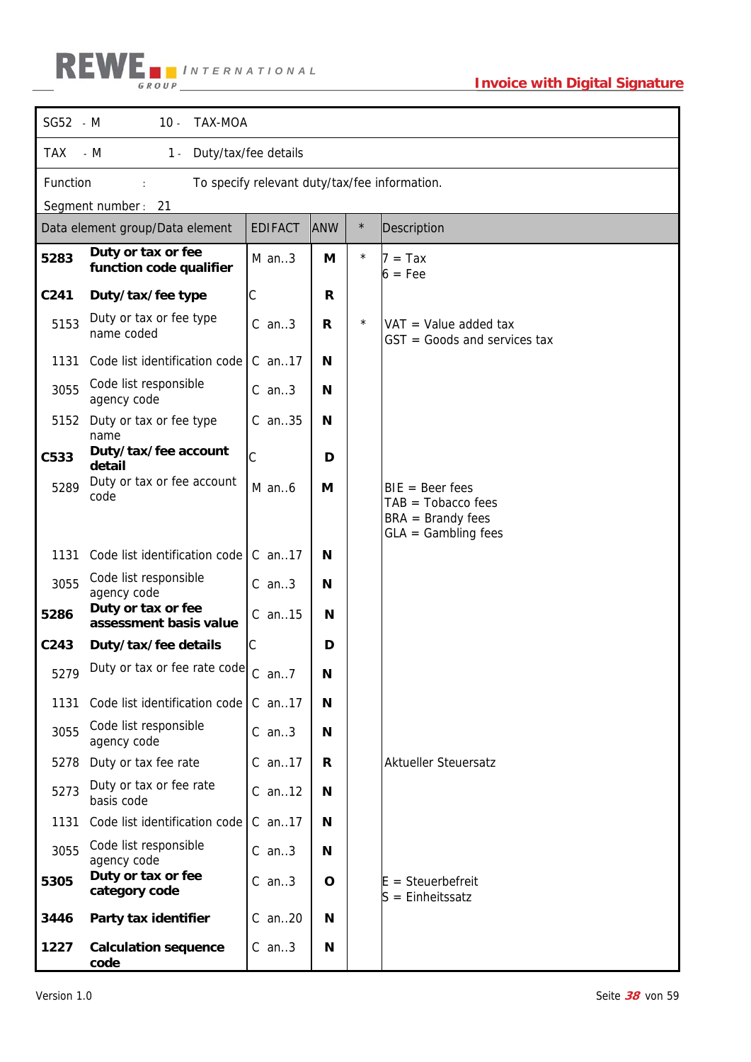| SG52 - M | 10 - | TAX-MOA | | | |
|---|---|---|---|---|---|
| **TAX - M** | **1 -** | **Duty/tax/fee details** | | | |
| Function : | | To specify relevant duty/tax/fee information. | | | |
| Segment number : 21 | | | | | |

| Data element group/Data element | | EDIFACT | ANW | * | Description |
|---|---|---|---|---|---|
| **5283** | **Duty or tax or fee function code qualifier** | M an..3 | **M** | * | 7 = Tax<br>6 = Fee |
| **C241** | **Duty/tax/fee type** | C | **R** | | |
| 5153 | Duty or tax or fee type name coded | C an..3 | **R** | * | VAT = Value added tax<br>GST = Goods and services tax |
| 1131 | Code list identification code | C an..17 | **N** | | |
| 3055 | Code list responsible agency code | C an..3 | **N** | | |
| 5152 | Duty or tax or fee type name | C an..35 | **N** | | |
| **C533** | **Duty/tax/fee account detail** | C | **D** | | |
| 5289 | Duty or tax or fee account code | M an..6 | **M** | | BIE = Beer fees<br>TAB = Tobacco fees<br>BRA = Brandy fees<br>GLA = Gambling fees |
| 1131 | Code list identification code | C an..17 | **N** | | |
| 3055 | Code list responsible agency code | C an..3 | **N** | | |
| **5286** | **Duty or tax or fee assessment basis value** | C an..15 | **N** | | |
| **C243** | **Duty/tax/fee details** | C | **D** | | |
| 5279 | Duty or tax or fee rate code | C an..7 | **N** | | |
| 1131 | Code list identification code | C an..17 | **N** | | |
| 3055 | Code list responsible agency code | C an..3 | **N** | | |
| 5278 | Duty or tax fee rate | C an..17 | **R** | | Aktueller Steuersatz |
| 5273 | Duty or tax or fee rate basis code | C an..12 | **N** | | |
| 1131 | Code list identification code | C an..17 | **N** | | |
| 3055 | Code list responsible agency code | C an..3 | **N** | | |
| **5305** | **Duty or tax or fee category code** | C an..3 | **O** | | E = Steuerbefreit<br>S = Einheitssatz |
| **3446** | **Party tax identifier** | C an..20 | **N** | | |
| **1227** | **Calculation sequence code** | C an..3 | **N** | | |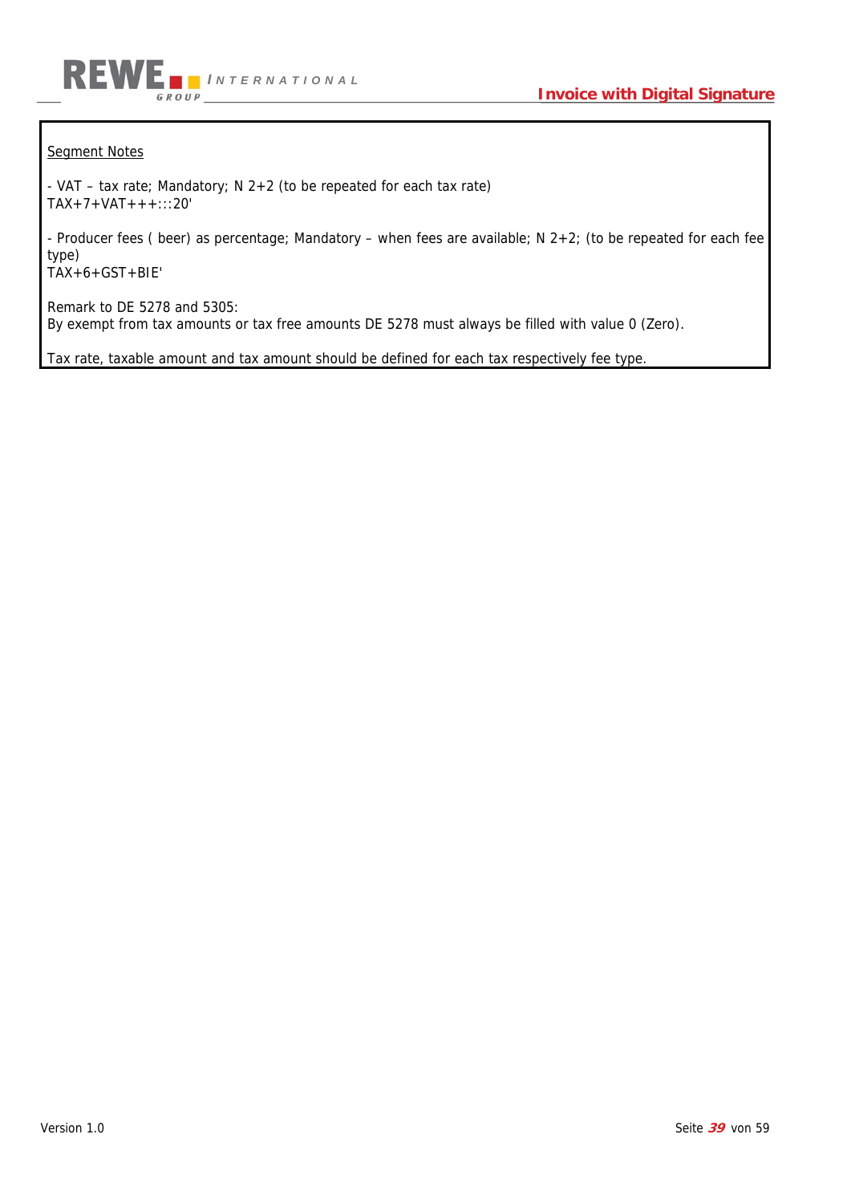Segment Notes

- VAT – tax rate; Mandatory; N 2+2 (to be repeated for each tax rate)
TAX+7+VAT+++:::20'

- Producer fees ( beer) as percentage; Mandatory – when fees are available; N 2+2; (to be repeated for each fee type)
TAX+6+GST+BIE'

Remark to DE 5278 and 5305:
By exempt from tax amounts or tax free amounts DE 5278 must always be filled with value 0 (Zero).

Tax rate, taxable amount and tax amount should be defined for each tax respectively fee type.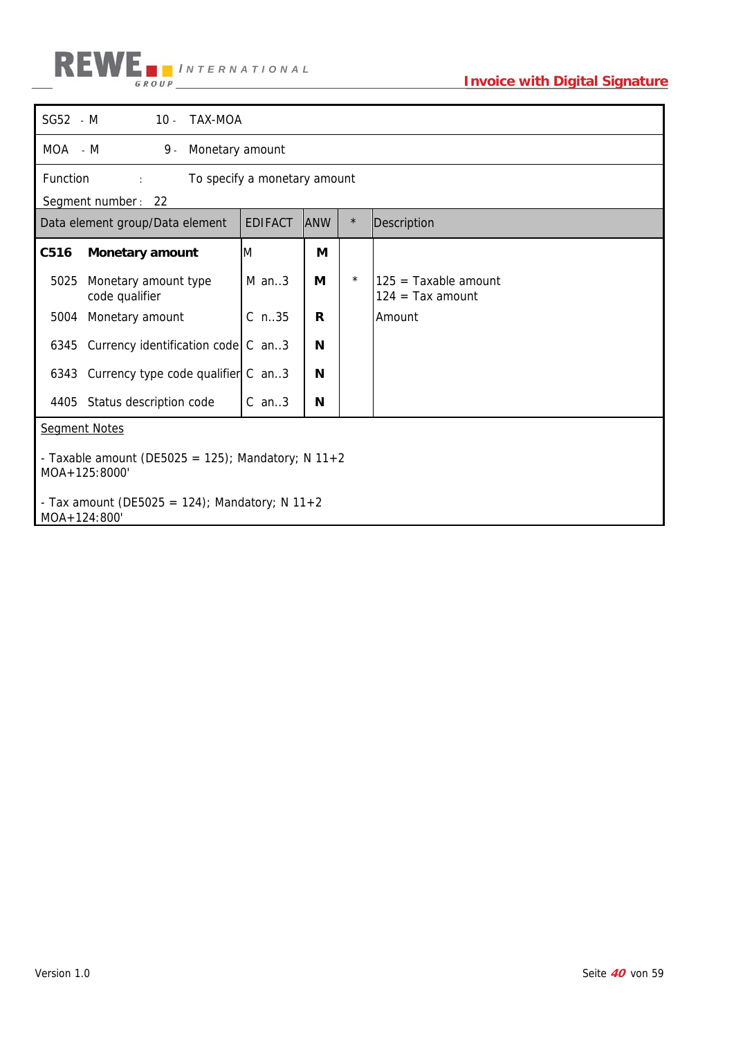| SG52 - M | 10 - | TAX-MOA |
|---|---|---|
| MOA - M | 9 - | Monetary amount |

Function : To specify a monetary amount

Segment number : 22

| Data element group/Data element | | EDIFACT | ANW | * | Description |
|---|---|---|---|---|---|
| **C516** | **Monetary amount** | M | **M** | | |
| 5025 | Monetary amount type code qualifier | M an..3 | **M** | * | 125 = Taxable amount<br>124 = Tax amount |
| 5004 | Monetary amount | C n..35 | **R** | | Amount |
| 6345 | Currency identification code | C an..3 | **N** | | |
| 6343 | Currency type code qualifier | C an..3 | **N** | | |
| 4405 | Status description code | C an..3 | **N** | | |

Segment Notes

- Taxable amount (DE5025 = 125); Mandatory; N 11+2
MOA+125:8000'

- Tax amount (DE5025 = 124); Mandatory; N 11+2
MOA+124:800'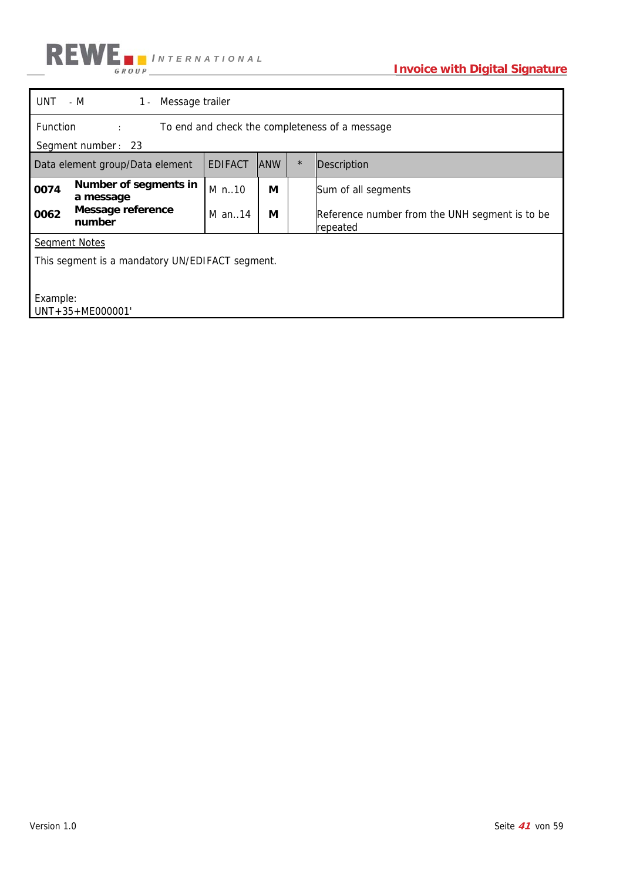| UNT | - M | 1 - | Message trailer |
|---|---|---|---|

Function : To end and check the completeness of a message

Segment number : 23

| Data element group/Data element | | EDIFACT | ANW | * | Description |
|---|---|---|---|---|---|
| **0074** | **Number of segments in a message** | M n..10 | **M** | | Sum of all segments |
| **0062** | **Message reference number** | M an..14 | **M** | | Reference number from the UNH segment is to be repeated |

Segment Notes

This segment is a mandatory UN/EDIFACT segment.

Example:
UNT+35+ME000001'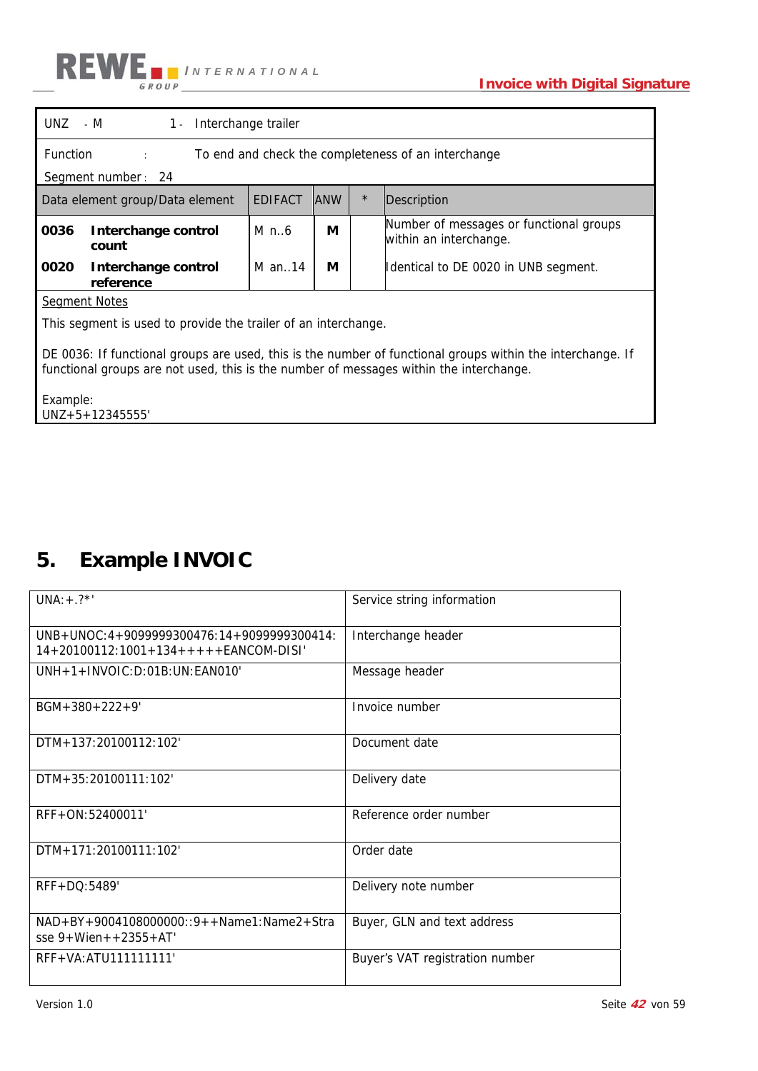| UNZ - M | 1 - Interchange trailer | | | | |
|---|---|---|---|---|---|
| Function : | To end and check the completeness of an interchange<br>Segment number : 24 | | | | |
| **Data element group/Data element** | | **EDIFACT** | **ANW** | ***** | **Description** |
| **0036** | **Interchange control count** | M n..6 | **M** | | Number of messages or functional groups within an interchange. |
| **0020** | **Interchange control reference** | M an..14 | **M** | | Identical to DE 0020 in UNB segment. |

Segment Notes

This segment is used to provide the trailer of an interchange.

DE 0036: If functional groups are used, this is the number of functional groups within the interchange. If functional groups are not used, this is the number of messages within the interchange.

Example:
UNZ+5+12345555'

# 5. Example INVOIC

| | |
|---|---|
| UNA:+.?*' | Service string information |
| UNB+UNOC:4+9099999300476:14+9099999300414:14+20100112:1001+134+++++EANCOM-DISI' | Interchange header |
| UNH+1+INVOIC:D:01B:UN:EAN010' | Message header |
| BGM+380+222+9' | Invoice number |
| DTM+137:20100112:102' | Document date |
| DTM+35:20100111:102' | Delivery date |
| RFF+ON:52400011' | Reference order number |
| DTM+171:20100111:102' | Order date |
| RFF+DQ:5489' | Delivery note number |
| NAD+BY+9004108000000::9++Name1:Name2+Strasse 9+Wien++2355+AT' | Buyer, GLN and text address |
| RFF+VA:ATU111111111' | Buyer's VAT registration number |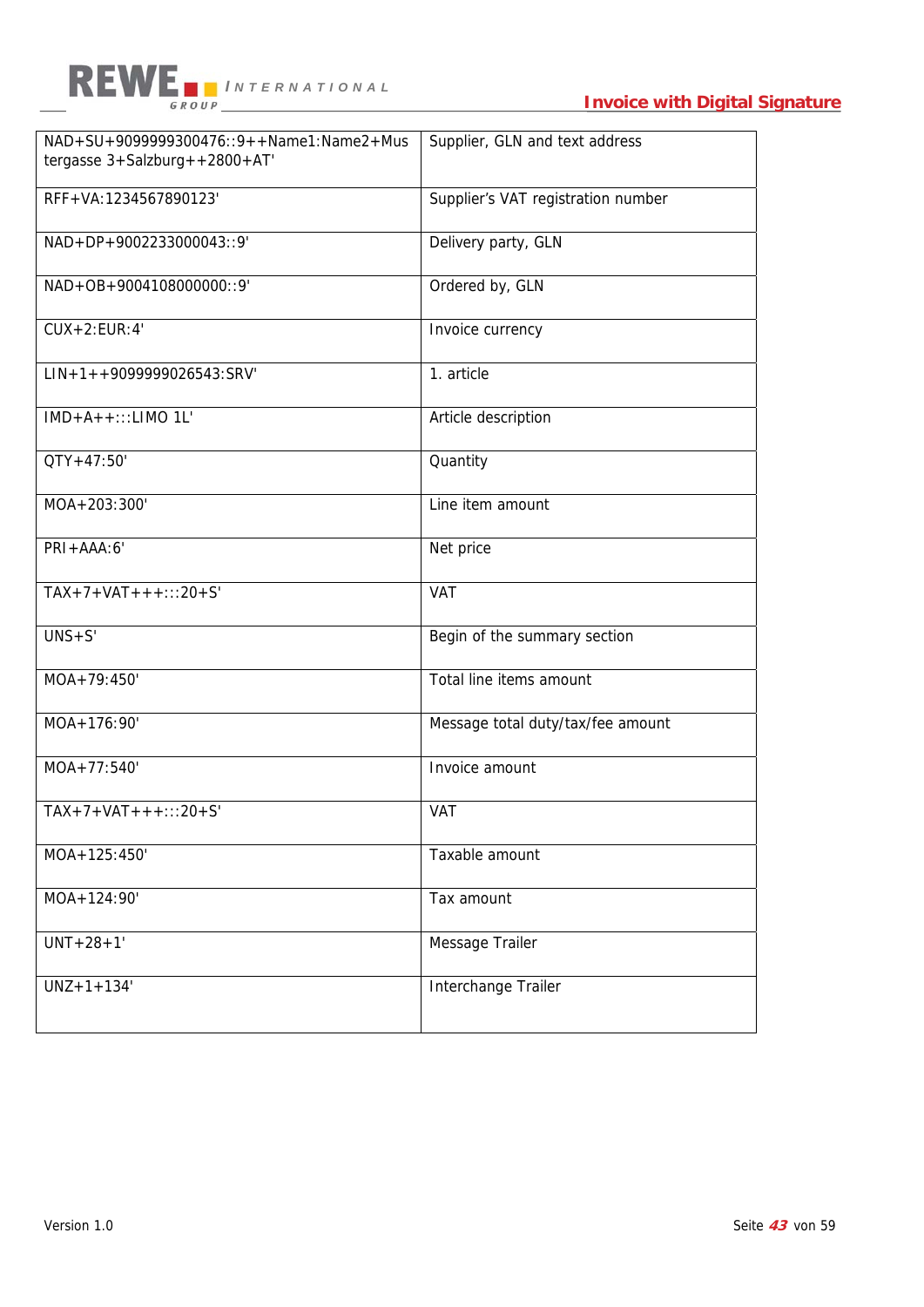| | |
|---|---|
| NAD+SU+9099999300476::9++Name1:Name2+Mustergasse 3+Salzburg++2800+AT' | Supplier, GLN and text address |
| RFF+VA:1234567890123' | Supplier's VAT registration number |
| NAD+DP+9002233000043::9' | Delivery party, GLN |
| NAD+OB+9004108000000::9' | Ordered by, GLN |
| CUX+2:EUR:4' | Invoice currency |
| LIN+1++9099999026543:SRV' | 1. article |
| IMD+A++:::LIMO 1L' | Article description |
| QTY+47:50' | Quantity |
| MOA+203:300' | Line item amount |
| PRI+AAA:6' | Net price |
| TAX+7+VAT+++:::20+S' | VAT |
| UNS+S' | Begin of the summary section |
| MOA+79:450' | Total line items amount |
| MOA+176:90' | Message total duty/tax/fee amount |
| MOA+77:540' | Invoice amount |
| TAX+7+VAT+++:::20+S' | VAT |
| MOA+125:450' | Taxable amount |
| MOA+124:90' | Tax amount |
| UNT+28+1' | Message Trailer |
| UNZ+1+134' | Interchange Trailer |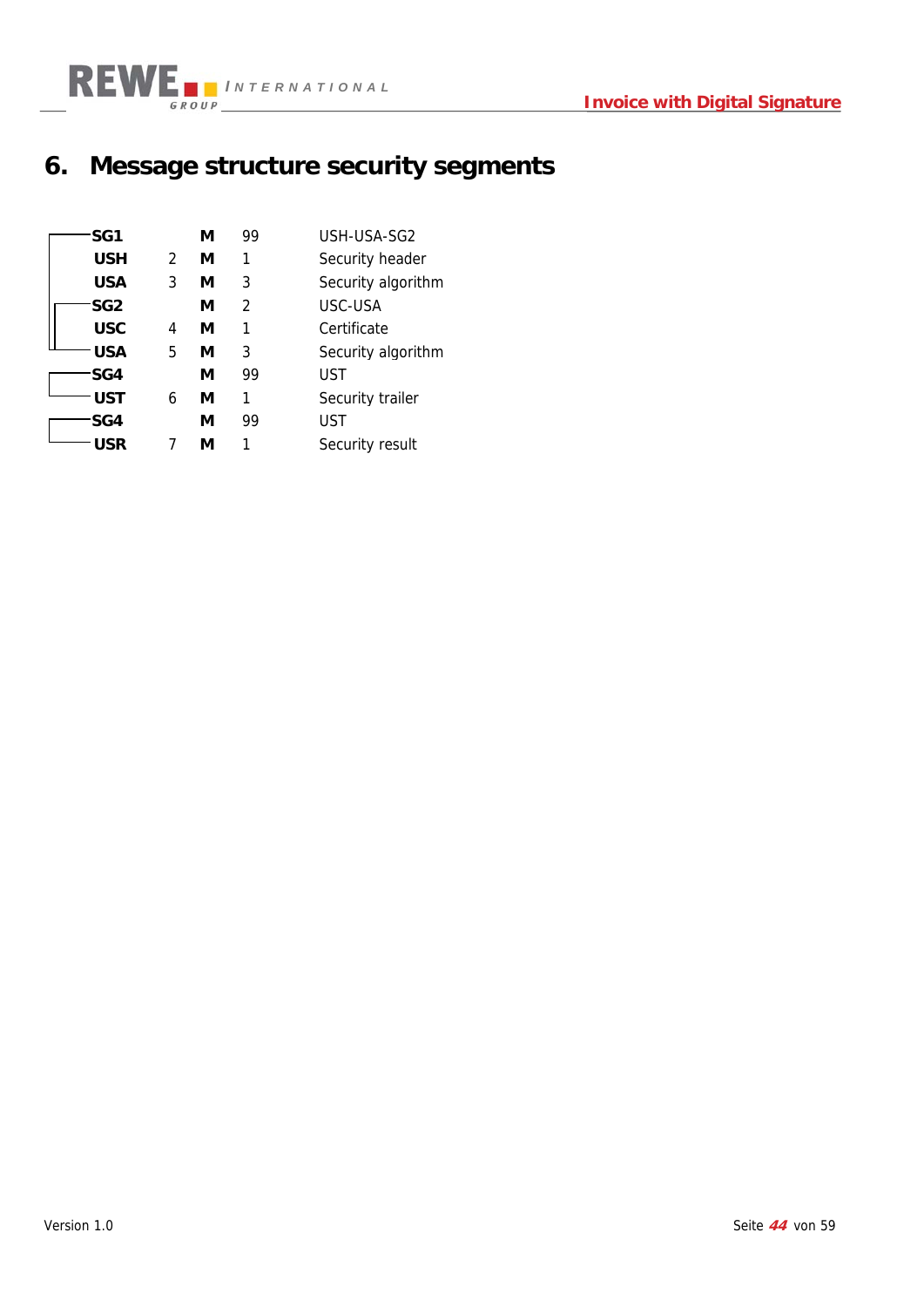# 6. Message structure security segments

| Segment | Pos | Status | Rep | Description |
|---|---|---|---|---|
| **SG1** | | **M** | 99 | USH-USA-SG2 |
| **USH** | 2 | **M** | 1 | Security header |
| **USA** | 3 | **M** | 3 | Security algorithm |
| **SG2** | | **M** | 2 | USC-USA |
| **USC** | 4 | **M** | 1 | Certificate |
| **USA** | 5 | **M** | 3 | Security algorithm |
| **SG4** | | **M** | 99 | UST |
| **UST** | 6 | **M** | 1 | Security trailer |
| **SG4** | | **M** | 99 | UST |
| **USR** | 7 | **M** | 1 | Security result |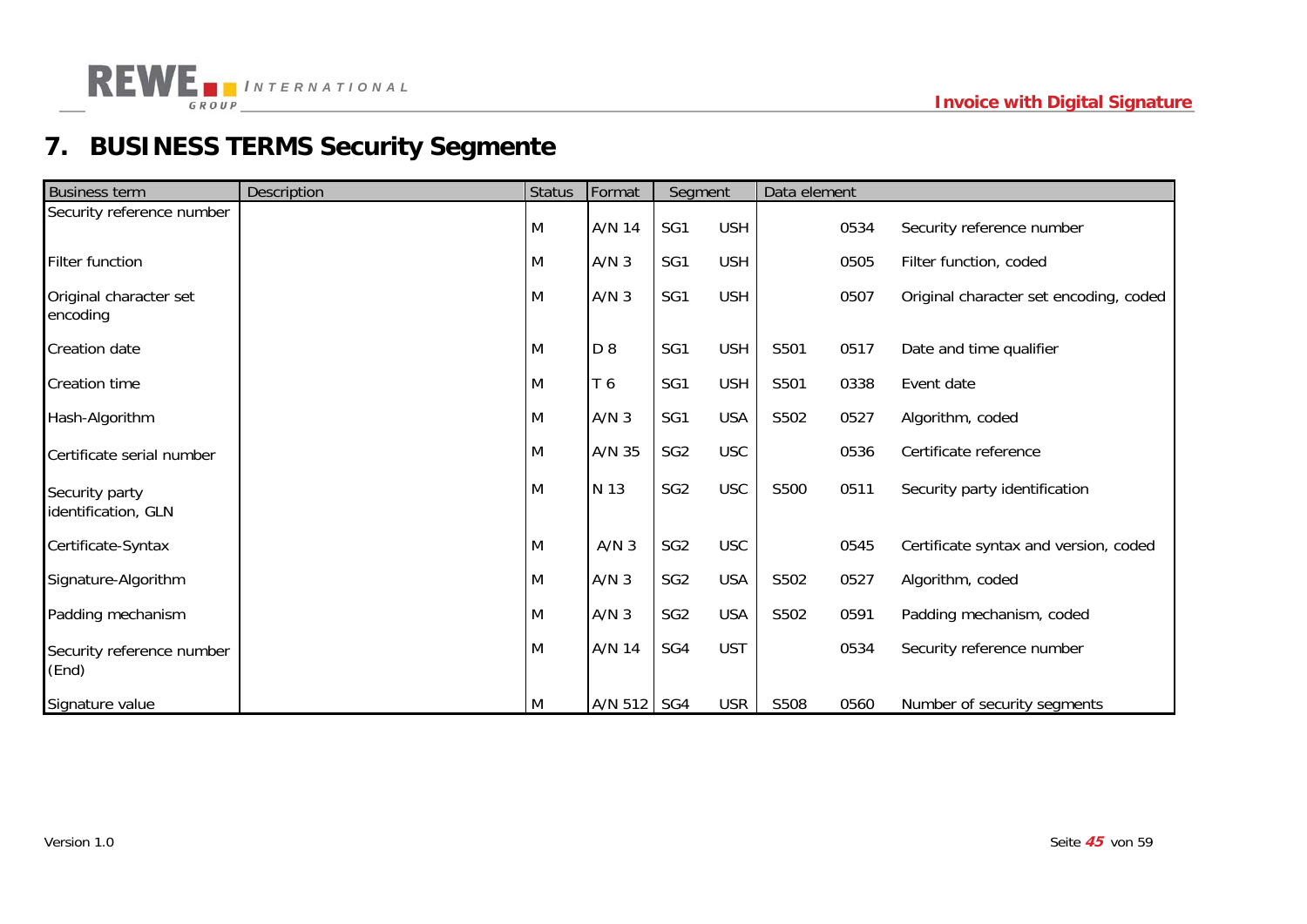# 7. BUSINESS TERMS Security Segmente

| Business term | Description | Status | Format | Segment | | Data element | | |
|---|---|---|---|---|---|---|---|---|
| Security reference number | | M | A/N 14 | SG1 | USH | | 0534 | Security reference number |
| Filter function | | M | A/N 3 | SG1 | USH | | 0505 | Filter function, coded |
| Original character set encoding | | M | A/N 3 | SG1 | USH | | 0507 | Original character set encoding, coded |
| Creation date | | M | D 8 | SG1 | USH | S501 | 0517 | Date and time qualifier |
| Creation time | | M | T 6 | SG1 | USH | S501 | 0338 | Event date |
| Hash-Algorithm | | M | A/N 3 | SG1 | USA | S502 | 0527 | Algorithm, coded |
| Certificate serial number | | M | A/N 35 | SG2 | USC | | 0536 | Certificate reference |
| Security party identification, GLN | | M | N 13 | SG2 | USC | S500 | 0511 | Security party identification |
| Certificate-Syntax | | M | A/N 3 | SG2 | USC | | 0545 | Certificate syntax and version, coded |
| Signature-Algorithm | | M | A/N 3 | SG2 | USA | S502 | 0527 | Algorithm, coded |
| Padding mechanism | | M | A/N 3 | SG2 | USA | S502 | 0591 | Padding mechanism, coded |
| Security reference number (End) | | M | A/N 14 | SG4 | UST | | 0534 | Security reference number |
| Signature value | | M | A/N 512 | SG4 | USR | S508 | 0560 | Number of security segments |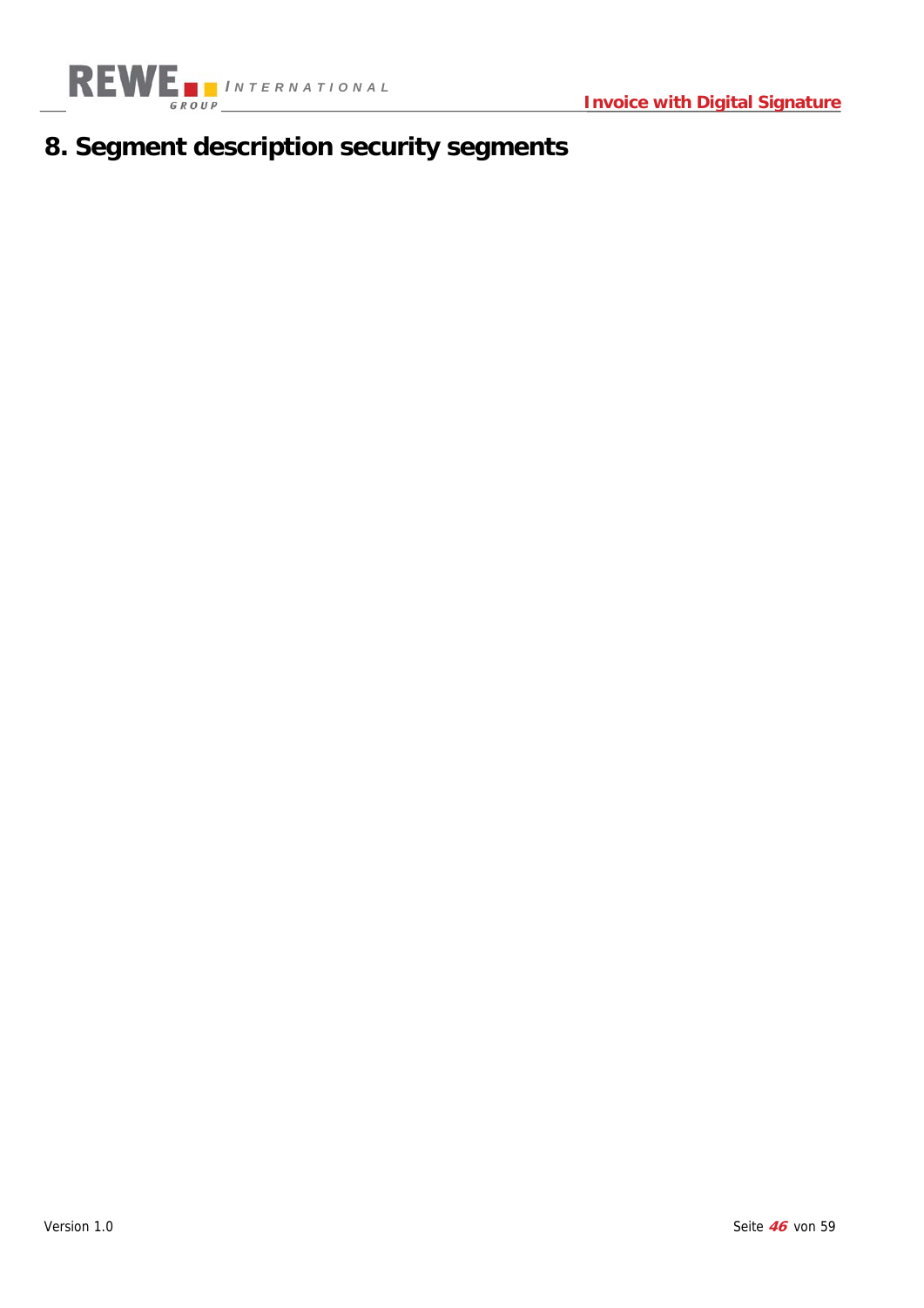# 8. Segment description security segments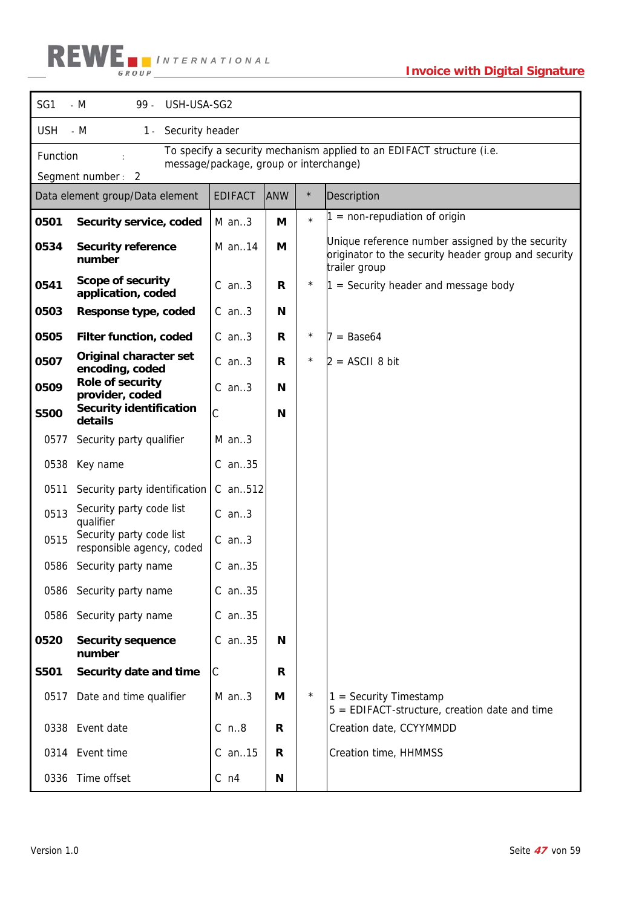| SG1 | - M | 99 - | USH-USA-SG2 | |
|---|---|---|---|---|
| USH | - M | 1 - | Security header | |

Function : To specify a security mechanism applied to an EDIFACT structure (i.e. message/package, group or interchange)

Segment number : 2

| Data element group/Data element | | EDIFACT | ANW | * | Description |
|---|---|---|---|---|---|
| **0501** | **Security service, coded** | M an..3 | **M** | * | 1 = non-repudiation of origin |
| **0534** | **Security reference number** | M an..14 | **M** | | Unique reference number assigned by the security originator to the security header group and security trailer group |
| **0541** | **Scope of security application, coded** | C an..3 | **R** | * | 1 = Security header and message body |
| **0503** | **Response type, coded** | C an..3 | **N** | | |
| **0505** | **Filter function, coded** | C an..3 | **R** | * | 7 = Base64 |
| **0507** | **Original character set encoding, coded** | C an..3 | **R** | * | 2 = ASCII 8 bit |
| **0509** | **Role of security provider, coded** | C an..3 | **N** | | |
| **S500** | **Security identification details** | C | **N** | | |
| 0577 | Security party qualifier | M an..3 | | | |
| 0538 | Key name | C an..35 | | | |
| 0511 | Security party identification | C an..512 | | | |
| 0513 | Security party code list qualifier | C an..3 | | | |
| 0515 | Security party code list responsible agency, coded | C an..3 | | | |
| 0586 | Security party name | C an..35 | | | |
| 0586 | Security party name | C an..35 | | | |
| 0586 | Security party name | C an..35 | | | |
| **0520** | **Security sequence number** | C an..35 | **N** | | |
| **S501** | **Security date and time** | C | **R** | | |
| 0517 | Date and time qualifier | M an..3 | **M** | * | 1 = Security Timestamp<br>5 = EDIFACT-structure, creation date and time |
| 0338 | Event date | C n..8 | **R** | | Creation date, CCYYMMDD |
| 0314 | Event time | C an..15 | **R** | | Creation time, HHMMSS |
| 0336 | Time offset | C n4 | **N** | | |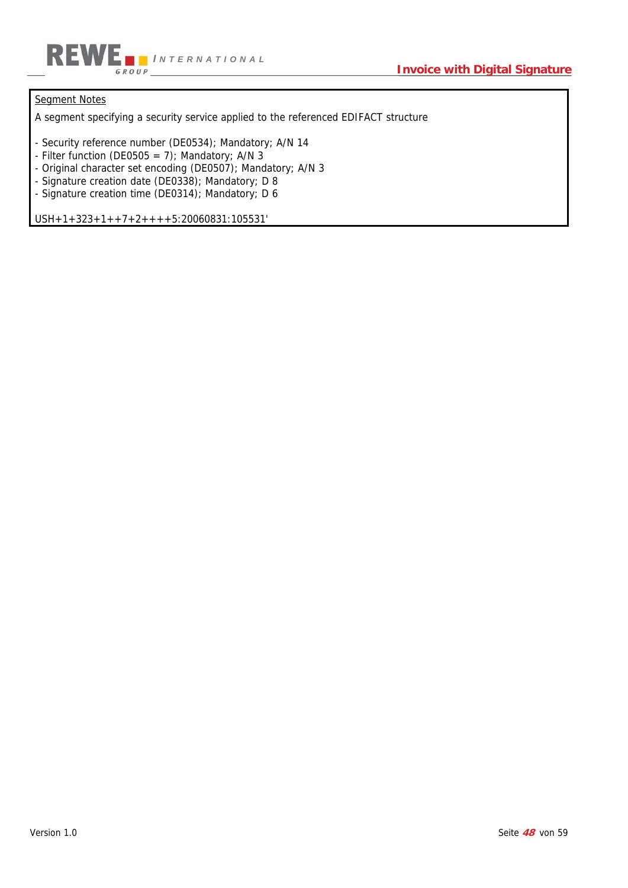<u>Segment Notes</u>

A segment specifying a security service applied to the referenced EDIFACT structure

- Security reference number (DE0534); Mandatory; A/N 14
- Filter function (DE0505 = 7); Mandatory; A/N 3
- Original character set encoding (DE0507); Mandatory; A/N 3
- Signature creation date (DE0338); Mandatory; D 8
- Signature creation time (DE0314); Mandatory; D 6

USH+1+323+1++7+2++++5:20060831:105531'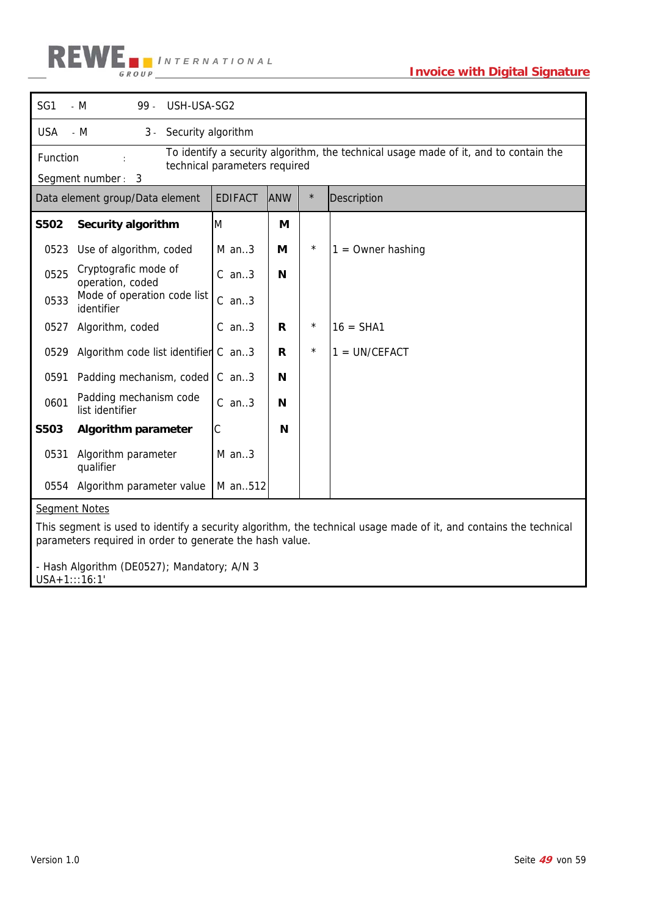| SG1 | - M | 99 - | USH-USA-SG2 | |
|---|---|---|---|---|
| USA | - M | 3 - | Security algorithm | |

Function : To identify a security algorithm, the technical usage made of it, and to contain the technical parameters required

Segment number : 3

| Data element group/Data element | | EDIFACT | ANW | * | Description |
|---|---|---|---|---|---|
| **S502** | **Security algorithm** | M | **M** | | |
| 0523 | Use of algorithm, coded | M an..3 | **M** | * | 1 = Owner hashing |
| 0525 | Cryptografic mode of operation, coded | C an..3 | **N** | | |
| 0533 | Mode of operation code list identifier | C an..3 | | | |
| 0527 | Algorithm, coded | C an..3 | **R** | * | 16 = SHA1 |
| 0529 | Algorithm code list identifier | C an..3 | **R** | * | 1 = UN/CEFACT |
| 0591 | Padding mechanism, coded | C an..3 | **N** | | |
| 0601 | Padding mechanism code list identifier | C an..3 | **N** | | |
| **S503** | **Algorithm parameter** | C | **N** | | |
| 0531 | Algorithm parameter qualifier | M an..3 | | | |
| 0554 | Algorithm parameter value | M an..512 | | | |

Segment Notes

This segment is used to identify a security algorithm, the technical usage made of it, and contains the technical parameters required in order to generate the hash value.

- Hash Algorithm (DE0527); Mandatory; A/N 3
USA+1:::16:1'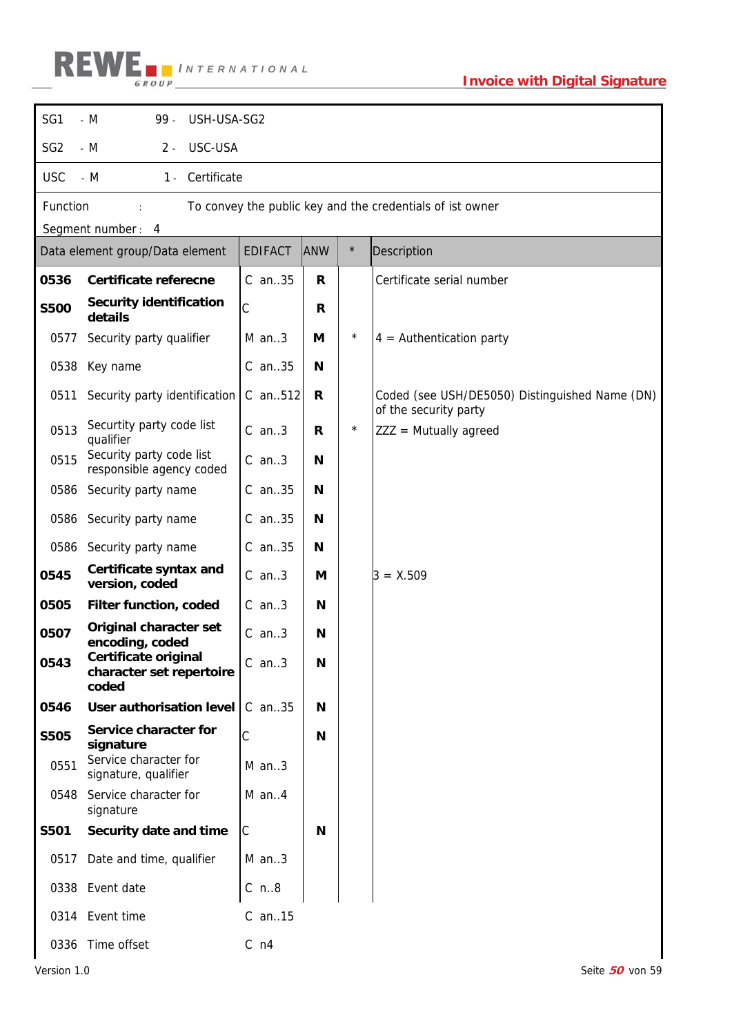| | | | |
|---|---|---|---|
| SG1 | - M | 99 - | USH-USA-SG2 |
| SG2 | - M | 2 - | USC-USA |
| USC | - M | 1 - | Certificate |

Function : To convey the public key and the credentials of ist owner

Segment number : 4

| Data element group/Data element | | EDIFACT | ANW | * | Description |
|---|---|---|---|---|---|
| **0536** | **Certificate referecne** | C an..35 | **R** | | Certificate serial number |
| **S500** | **Security identification details** | C | **R** | | |
| 0577 | Security party qualifier | M an..3 | **M** | * | 4 = Authentication party |
| 0538 | Key name | C an..35 | **N** | | |
| 0511 | Security party identification | C an..512 | **R** | | Coded (see USH/DE5050) Distinguished Name (DN) of the security party |
| 0513 | Secutity party code list qualifier | C an..3 | **R** | * | ZZZ = Mutually agreed |
| 0515 | Security party code list responsible agency coded | C an..3 | **N** | | |
| 0586 | Security party name | C an..35 | **N** | | |
| 0586 | Security party name | C an..35 | **N** | | |
| 0586 | Security party name | C an..35 | **N** | | |
| **0545** | **Certificate syntax and version, coded** | C an..3 | **M** | | 3 = X.509 |
| **0505** | **Filter function, coded** | C an..3 | **N** | | |
| **0507** | **Original character set encoding, coded** | C an..3 | **N** | | |
| **0543** | **Certificate original character set repertoire coded** | C an..3 | **N** | | |
| **0546** | **User authorisation level** | C an..35 | **N** | | |
| **S505** | **Service character for signature** | C | **N** | | |
| 0551 | Service character for signature, qualifier | M an..3 | | | |
| 0548 | Service character for signature | M an..4 | | | |
| **S501** | **Security date and time** | C | **N** | | |
| 0517 | Date and time, qualifier | M an..3 | | | |
| 0338 | Event date | C n..8 | | | |
| 0314 | Event time | C an..15 | | | |
| 0336 | Time offset | C n4 | | | |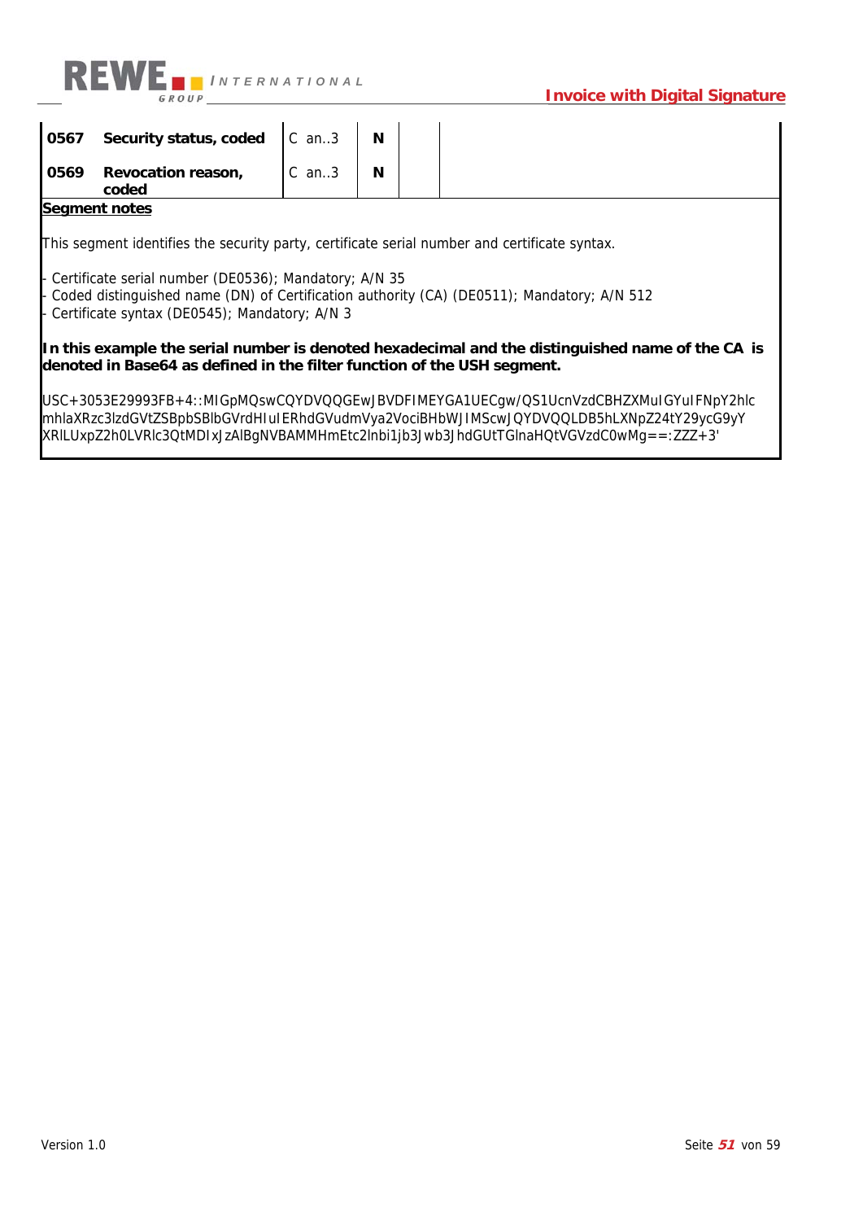| | | | | | |
|---|---|---|---|---|---|
| **0567** | **Security status, coded** | C an..3 | **N** | | |
| **0569** | **Revocation reason, coded** | C an..3 | **N** | | |

**Segment notes**

This segment identifies the security party, certificate serial number and certificate syntax.

- Certificate serial number (DE0536); Mandatory; A/N 35
- Coded distinguished name (DN) of Certification authority (CA) (DE0511); Mandatory; A/N 512
- Certificate syntax (DE0545); Mandatory; A/N 3

**In this example the serial number is denoted hexadecimal and the distinguished name of the CA is denoted in Base64 as defined in the filter function of the USH segment.**

USC+3053E29993FB+4::MIGpMQswCQYDVQQGEwJBVDFIMEYGA1UECgw/QS1UcnVzdCBHZXMuIGYuIFNpY2hlc mhlaXRzc3lzdGVtZSBpbSBlbGVrdHIuIERhdGVudmVya2VociBHbWJIMScwJQYDVQQLDB5hLXNpZ24tY29ycG9yY XRlLUxpZ2h0LVRlc3QtMDIxJzAlBgNVBAMMHmEtc2lnbi1jb3Jwb3JhdGUtTGlnaHQtVGVzdC0wMg==:ZZZ+3'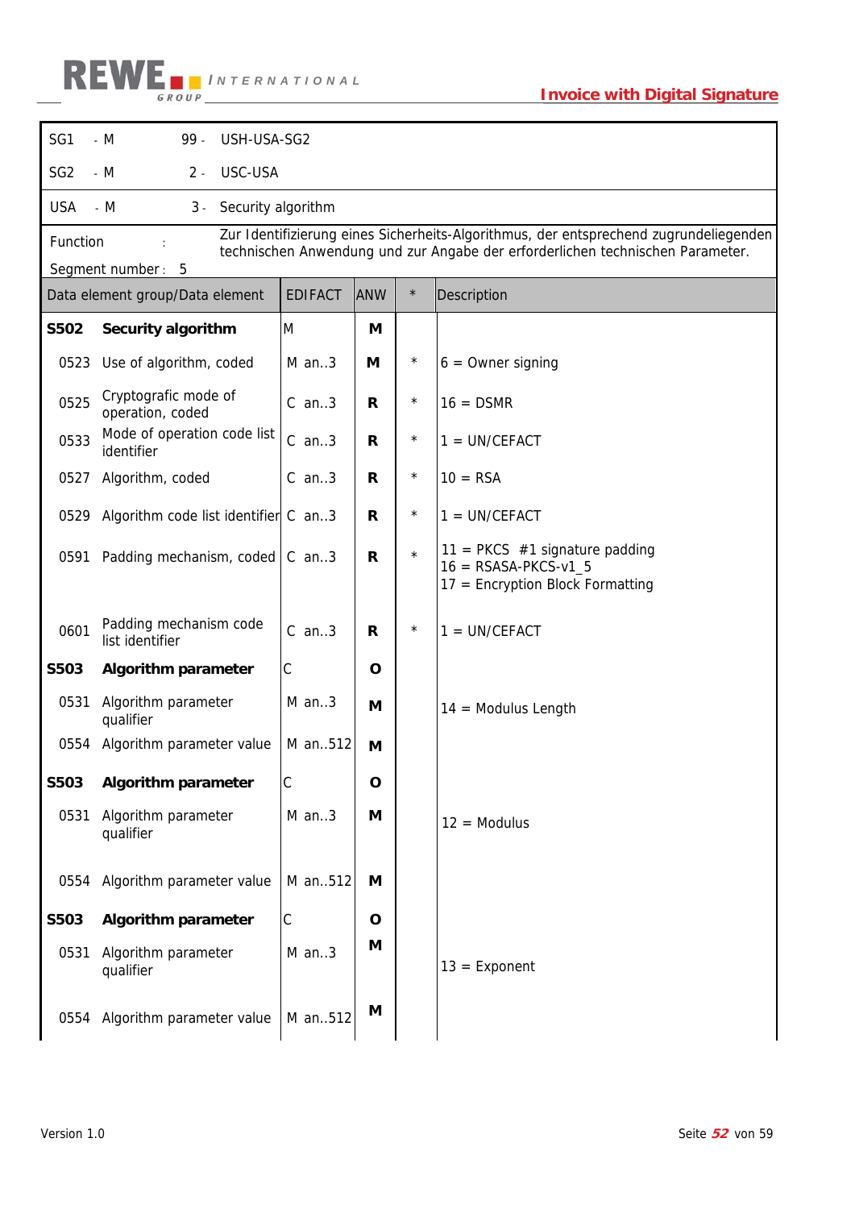| SG1 | - M | 99 - | USH-USA-SG2 |
|---|---|---|---|
| SG2 | - M | 2 - | USC-USA |
| USA | - M | 3 - | Security algorithm |

Function : Zur Identifizierung eines Sicherheits-Algorithmus, der entsprechend zugrundeliegenden technischen Anwendung und zur Angabe der erforderlichen technischen Parameter.

Segment number : 5

| Data element group/Data element | | EDIFACT | ANW | * | Description |
|---|---|---|---|---|---|
| **S502** | **Security algorithm** | M | **M** | | |
| 0523 | Use of algorithm, coded | M an..3 | **M** | * | 6 = Owner signing |
| 0525 | Cryptografic mode of operation, coded | C an..3 | **R** | * | 16 = DSMR |
| 0533 | Mode of operation code list identifier | C an..3 | **R** | * | 1 = UN/CEFACT |
| 0527 | Algorithm, coded | C an..3 | **R** | * | 10 = RSA |
| 0529 | Algorithm code list identifier | C an..3 | **R** | * | 1 = UN/CEFACT |
| 0591 | Padding mechanism, coded | C an..3 | **R** | * | 11 = PKCS #1 signature padding<br>16 = RSASA-PKCS-v1_5<br>17 = Encryption Block Formatting |
| 0601 | Padding mechanism code list identifier | C an..3 | **R** | * | 1 = UN/CEFACT |
| **S503** | **Algorithm parameter** | C | **O** | | |
| 0531 | Algorithm parameter qualifier | M an..3 | **M** | | 14 = Modulus Length |
| 0554 | Algorithm parameter value | M an..512 | **M** | | |
| **S503** | **Algorithm parameter** | C | **O** | | |
| 0531 | Algorithm parameter qualifier | M an..3 | **M** | | 12 = Modulus |
| 0554 | Algorithm parameter value | M an..512 | **M** | | |
| **S503** | **Algorithm parameter** | C | **O** | | |
| 0531 | Algorithm parameter qualifier | M an..3 | **M** | | 13 = Exponent |
| 0554 | Algorithm parameter value | M an..512 | **M** | | |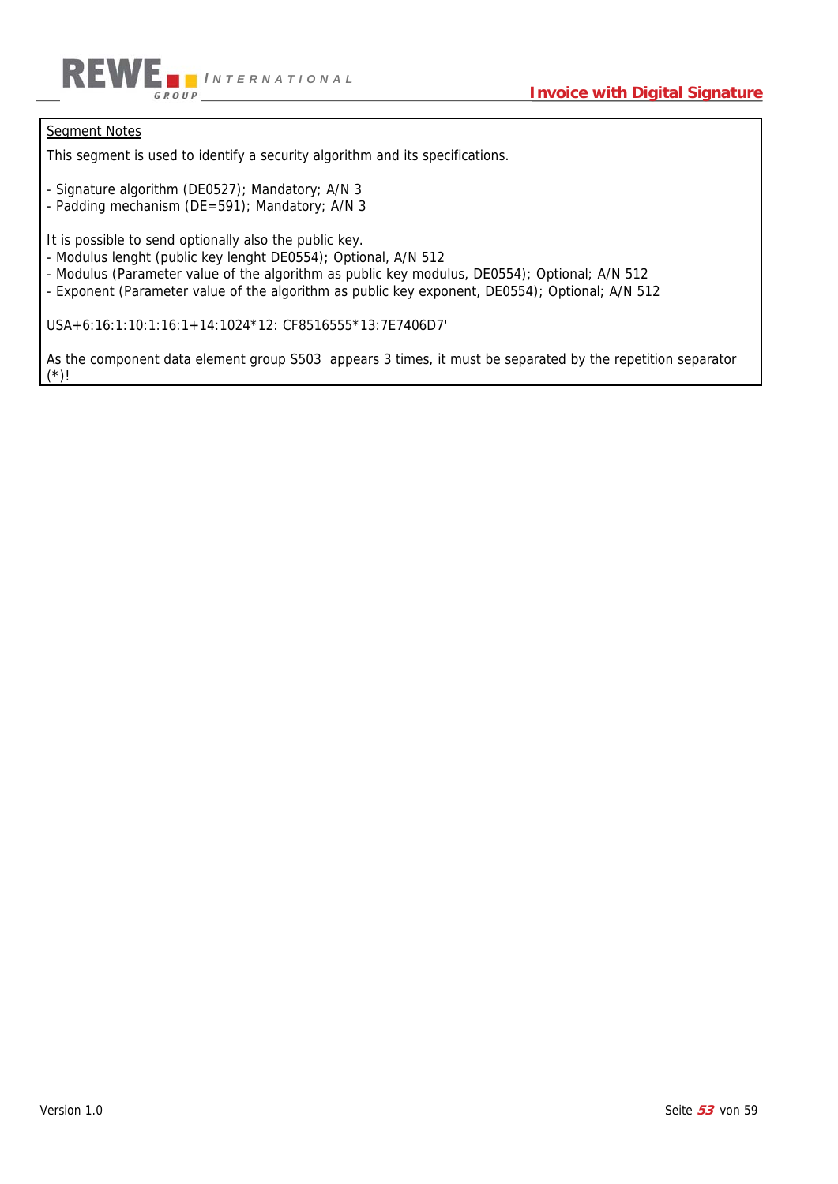Segment Notes

This segment is used to identify a security algorithm and its specifications.

- Signature algorithm (DE0527); Mandatory; A/N 3
- Padding mechanism (DE=591); Mandatory; A/N 3

It is possible to send optionally also the public key.
- Modulus lenght (public key lenght DE0554); Optional, A/N 512
- Modulus (Parameter value of the algorithm as public key modulus, DE0554); Optional; A/N 512
- Exponent (Parameter value of the algorithm as public key exponent, DE0554); Optional; A/N 512

USA+6:16:1:10:1:16:1+14:1024*12: CF8516555*13:7E7406D7'

As the component data element group S503 appears 3 times, it must be separated by the repetition separator (*)!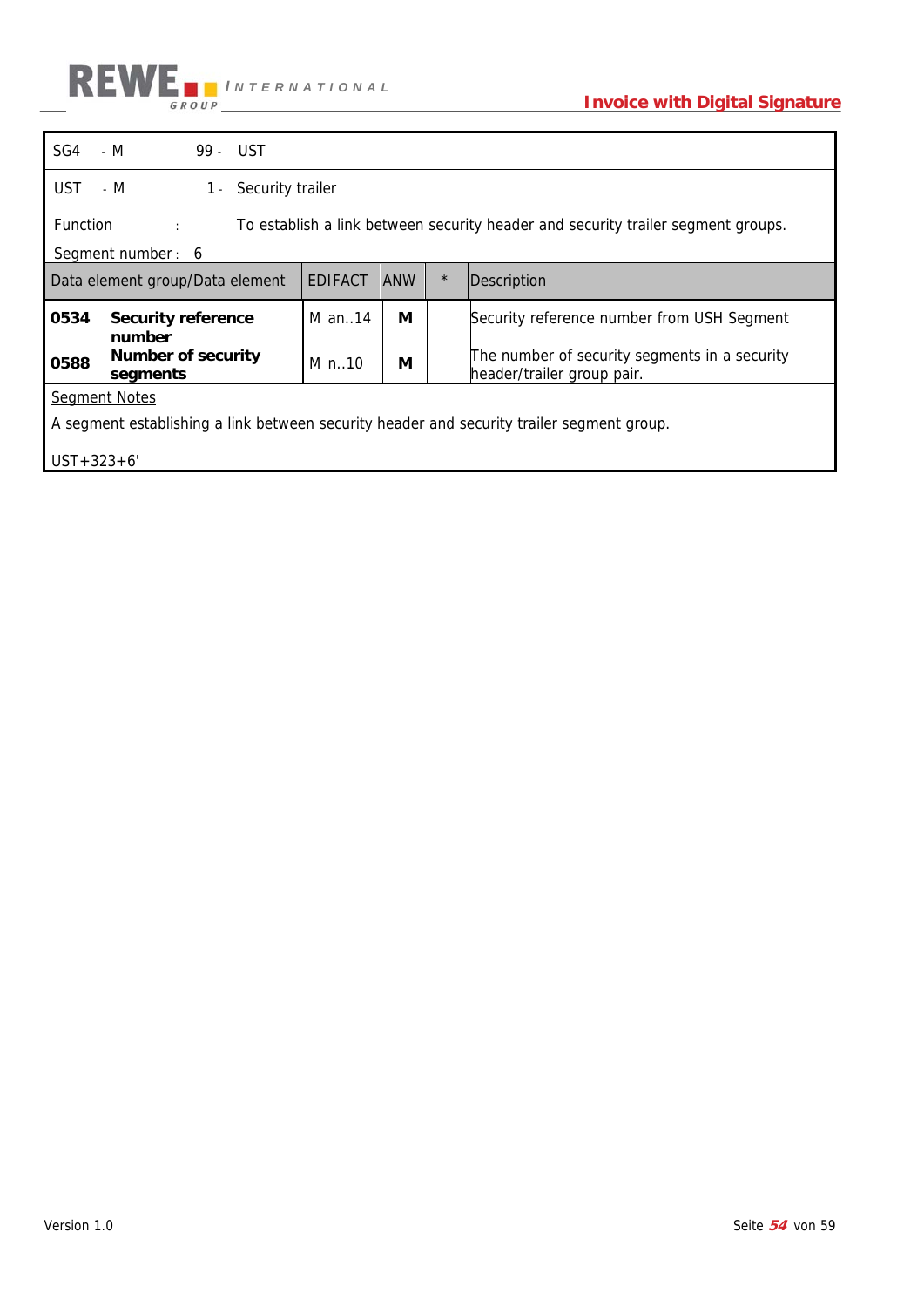| SG4 | - M | 99 - | UST |
|---|---|---|---|
| UST | - M | 1 - | Security trailer |

Function : To establish a link between security header and security trailer segment groups.

Segment number : 6

| Data element group/Data element | | EDIFACT | ANW | * | Description |
|---|---|---|---|---|---|
| **0534** | **Security reference number** | M an..14 | **M** | | Security reference number from USH Segment |
| **0588** | **Number of security segments** | M n..10 | **M** | | The number of security segments in a security header/trailer group pair. |

Segment Notes

A segment establishing a link between security header and security trailer segment group.

UST+323+6'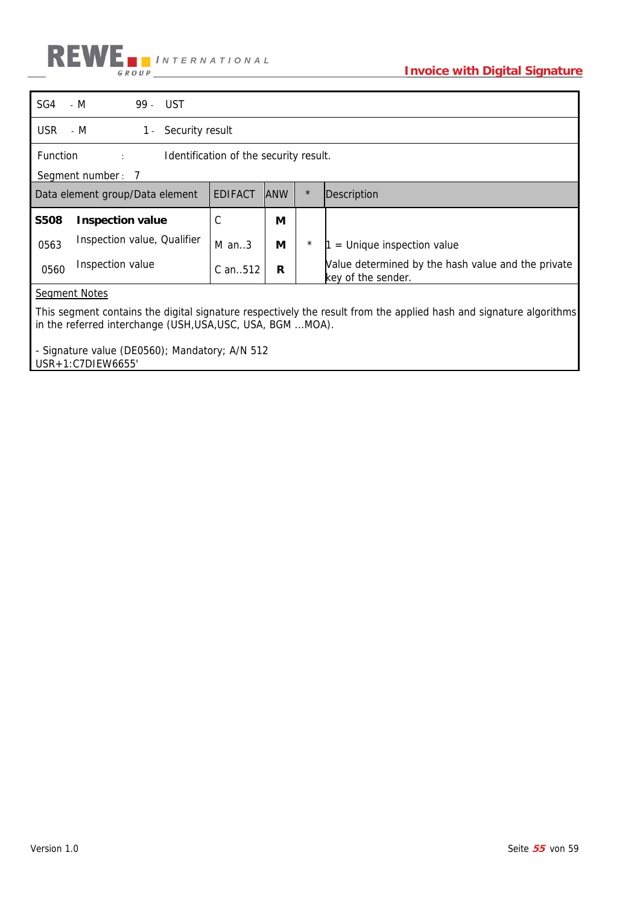| SG4 | - M | 99 - | UST |
|---|---|---|---|
| USR | - M | 1 - | Security result |

Function : Identification of the security result.

Segment number : 7

| Data element group/Data element | | EDIFACT | ANW | * | Description |
|---|---|---|---|---|---|
| **S508** | **Inspection value** | C | **M** | | |
| 0563 | Inspection value, Qualifier | M an..3 | **M** | * | 1 = Unique inspection value |
| 0560 | Inspection value | C an..512 | **R** | | Value determined by the hash value and the private key of the sender. |

<u>Segment Notes</u>

This segment contains the digital signature respectively the result from the applied hash and signature algorithms in the referred interchange (USH,USA,USC, USA, BGM ...MOA).

- Signature value (DE0560); Mandatory; A/N 512

USR+1:C7DIEW6655'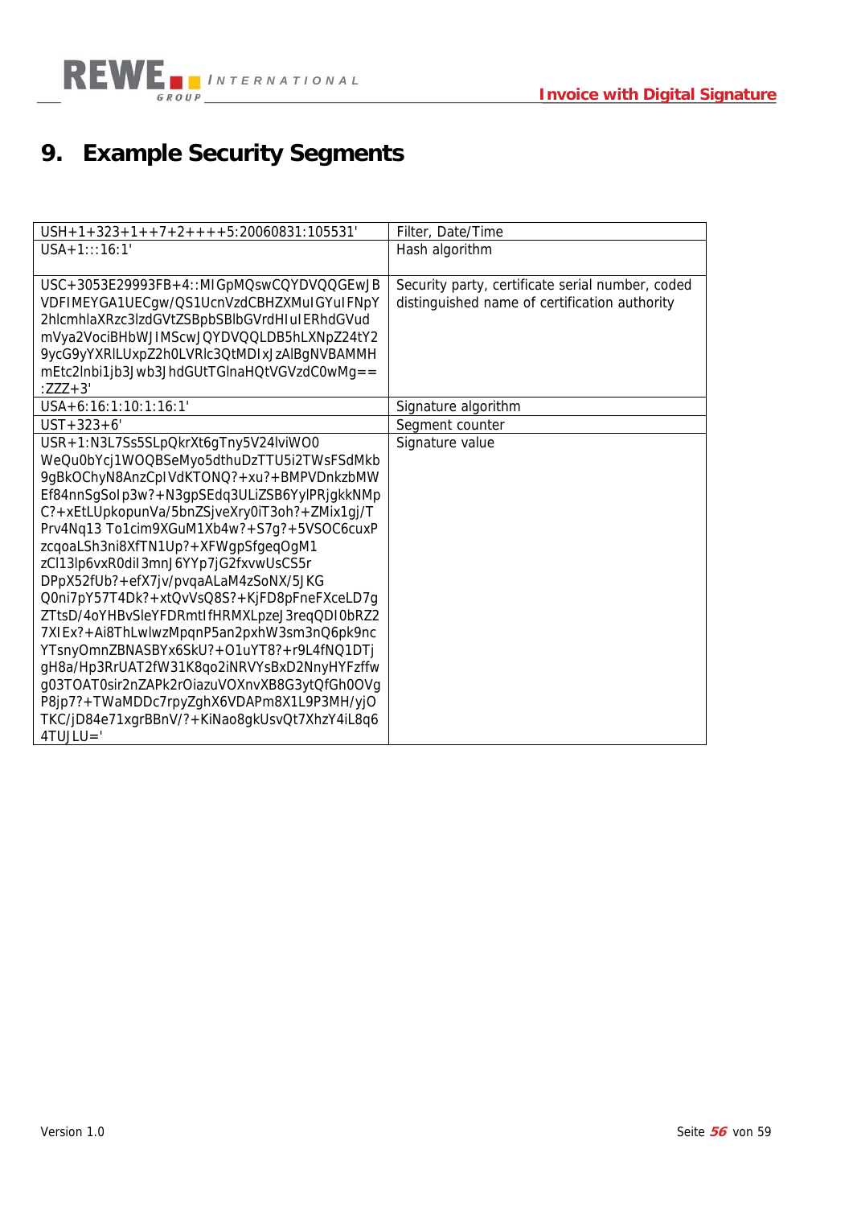# 9. Example Security Segments

| | |
|---|---|
| USH+1+323+1++7+2++++5:20060831:105531' | Filter, Date/Time |
| USA+1:::16:1' | Hash algorithm |
| USC+3053E29993FB+4::MIGpMQswCQYDVQQGEwJBVDFIMEYGA1UECgw/QS1UcnVzdCBHZXMuIGYuIFNpY2hlcmhlaXRzc3lzdGVtZSBpbSBlbGVrdHIuIERhdGVudmVya2VociBHbWJIMScwJQYDVQQLDB5hLXNpZ24tY29ycG9yYXRlLUxpZ2h0LVRlc3QtMDIxJzAlBgNVBAMMHmEtc2lnbi1jb3Jwb3JhdGUtTGlnaHQtVGVzdC0wMg==:ZZZ+3' | Security party, certificate serial number, coded distinguished name of certification authority |
| USA+6:16:1:10:1:16:1' | Signature algorithm |
| UST+323+6' | Segment counter |
| USR+1:N3L7Ss5SLpQkrXt6gTny5V24lviWO0WeQu0bYcj1WOQBSeMyo5dthuDzTTU5i2TWsFSdMkb9gBkOChyN8AnzCplVdKTONQ?+xu?+BMPVDnkzbMWEf84nnSgSolp3w?+N3gpSEdq3ULiZSB6YylPRjgkkNMpC?+xEtLUpkopunVa/5bnZSjveXry0iT3oh?+ZMix1gj/TPrv4Nq13 To1cim9XGuM1Xb4w?+S7g?+5VSOC6cuxPzcqoaLSh3ni8XfTN1Up?+XFWgpSfgeqOgM1zCl13lp6vxR0diI3mnJ6YYp7jG2fxvwUsCS5rDPpX52fUb?+efX7jv/pvqaALaM4zSoNX/5JKGQ0ni7pY57T4Dk?+xtQvVsQ8S?+KjFD8pFneFXceLD7gZTtsD/4oYHBvSleYFDRmtIfHRMXLpzeJ3reqQDI0bRZ27XIEx?+Ai8ThLwlwzMpqnP5an2pxhW3sm3nQ6pk9ncYTsnyOmnZBNASBYx6SkU?+O1uYT8?+r9L4fNQ1DTjgH8a/Hp3RrUAT2fW31K8qo2iNRVYsBxD2NnyHYFzffwg03TOAT0sir2nZAPk2rOiazuVOXnvXB8G3ytQfGh0OVgP8jp7?+TWaMDDc7rpyZghX6VDAPm8X1L9P3MH/yjOTKC/jD84e71xgrBBnV/?+KiNao8gkUsvQt7XhzY4iL8q64TUJLU=' | Signature value |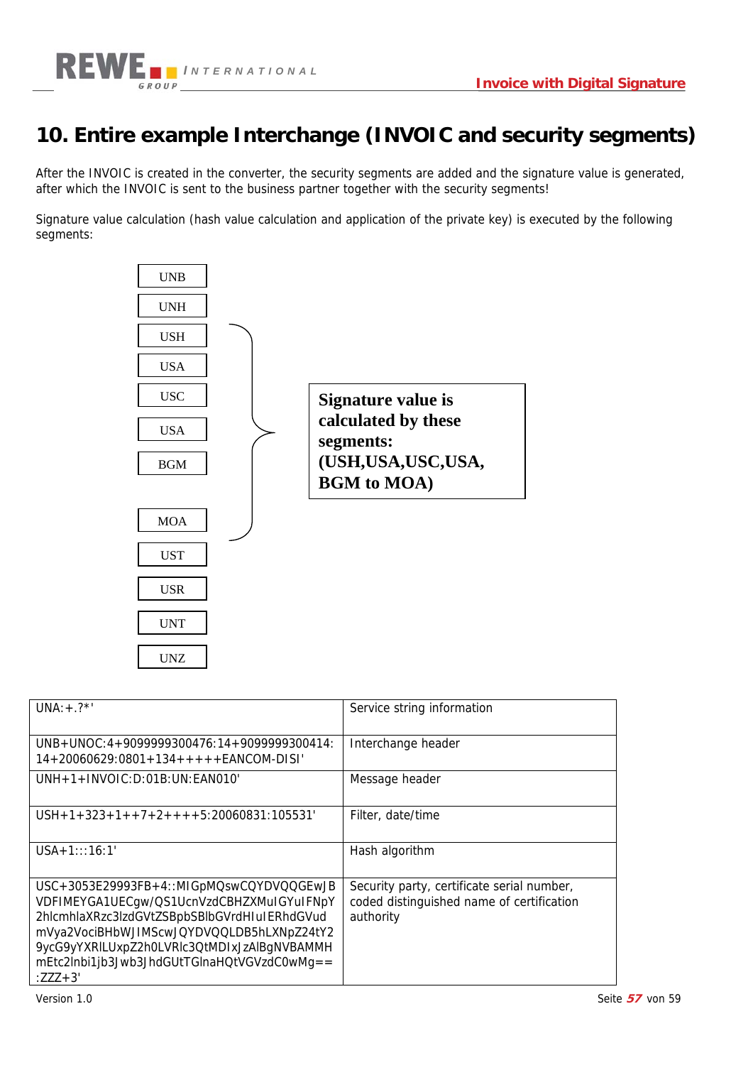# 10. Entire example Interchange (INVOIC and security segments)

After the INVOIC is created in the converter, the security segments are added and the signature value is generated, after which the INVOIC is sent to the business partner together with the security segments!

Signature value calculation (hash value calculation and application of the private key) is executed by the following segments:

```
UNB
UNH
USH  ┐
USA  │
USC  │
USA  ├─  Signature value is calculated by these segments:
BGM  │   (USH,USA,USC,USA, BGM to MOA)
     │
MOA  ┘
UST
USR
UNT
UNZ
```

| | |
|---|---|
| UNA:+.?*' | Service string information |
| UNB+UNOC:4+9099999300476:14+9099999300414:14+20060629:0801+134+++++EANCOM-DISI' | Interchange header |
| UNH+1+INVOIC:D:01B:UN:EAN010' | Message header |
| USH+1+323+1++7+2++++5:20060831:105531' | Filter, date/time |
| USA+1:::16:1' | Hash algorithm |
| USC+3053E29993FB+4::MIGpMQswCQYDVQQGEwJBVDFIMEYGA1UECgw/QS1UcnVzdCBHZXMuIGYuIFNpY2hlcmhlaXRzc3lzdGVtZSBpbSBlbGVrdHIuIERhdGVudmVya2VociBHbWJIMScwJQYDVQQLDB5hLXNpZ24tY29ycG9yYXRlLUxpZ2h0LVRlc3QtMDIxJzAlBgNVBAMMHmEtc2lnbi1jb3Jwb3JhdGUtTGlnaHQtVGVzdC0wMg==:ZZZ+3' | Security party, certificate serial number, coded distinguished name of certification authority |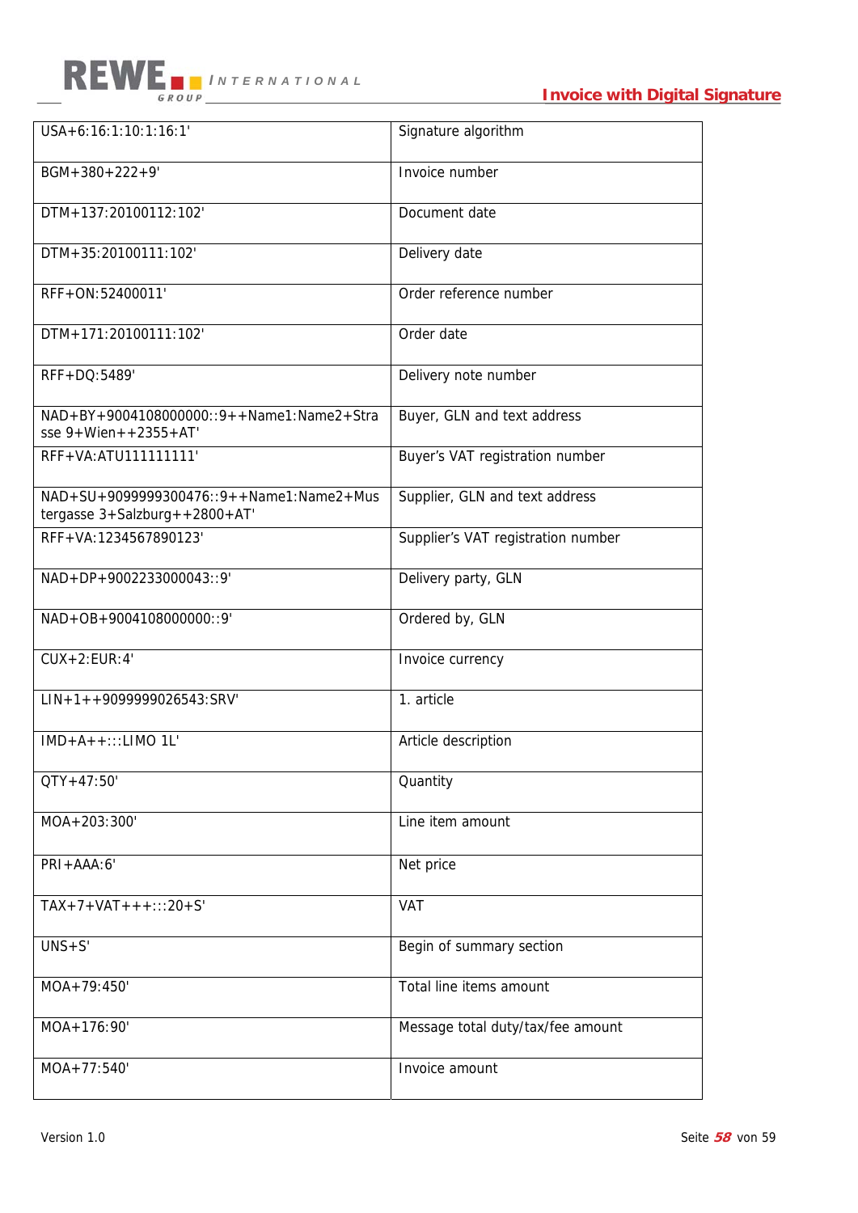| | |
|---|---|
| USA+6:16:1:10:1:16:1' | Signature algorithm |
| BGM+380+222+9' | Invoice number |
| DTM+137:20100112:102' | Document date |
| DTM+35:20100111:102' | Delivery date |
| RFF+ON:52400011' | Order reference number |
| DTM+171:20100111:102' | Order date |
| RFF+DQ:5489' | Delivery note number |
| NAD+BY+9004108000000::9++Name1:Name2+Strasse 9+Wien++2355+AT' | Buyer, GLN and text address |
| RFF+VA:ATU111111111' | Buyer's VAT registration number |
| NAD+SU+9099999300476::9++Name1:Name2+Mustergasse 3+Salzburg++2800+AT' | Supplier, GLN and text address |
| RFF+VA:1234567890123' | Supplier's VAT registration number |
| NAD+DP+9002233000043::9' | Delivery party, GLN |
| NAD+OB+9004108000000::9' | Ordered by, GLN |
| CUX+2:EUR:4' | Invoice currency |
| LIN+1++9099999026543:SRV' | 1. article |
| IMD+A++:::LIMO 1L' | Article description |
| QTY+47:50' | Quantity |
| MOA+203:300' | Line item amount |
| PRI+AAA:6' | Net price |
| TAX+7+VAT+++:::20+S' | VAT |
| UNS+S' | Begin of summary section |
| MOA+79:450' | Total line items amount |
| MOA+176:90' | Message total duty/tax/fee amount |
| MOA+77:540' | Invoice amount |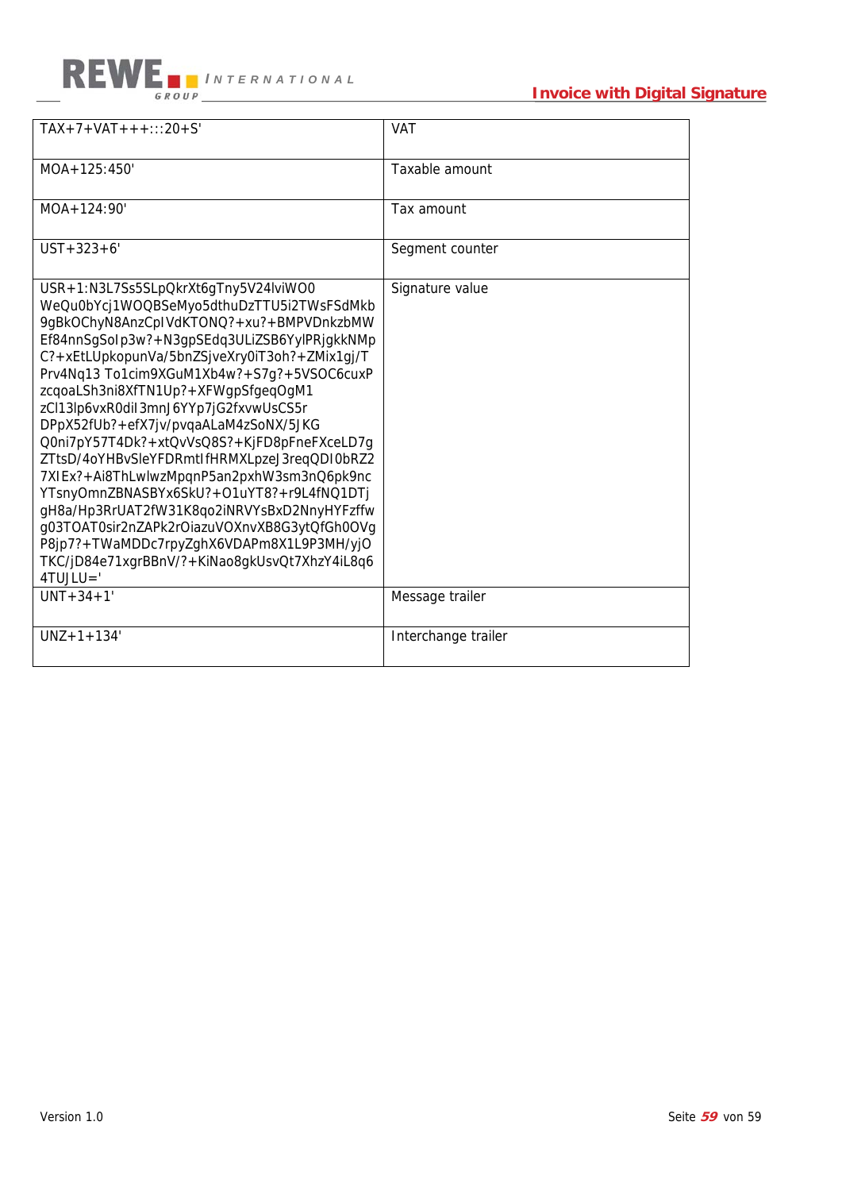| | |
|---|---|
| TAX+7+VAT+++:::20+S' | VAT |
| MOA+125:450' | Taxable amount |
| MOA+124:90' | Tax amount |
| UST+323+6' | Segment counter |
| USR+1:N3L7Ss5SLpQkrXt6gTny5V24lviWO0 WeQu0bYcj1WOQBSeMyo5dthuDzTTU5i2TWsFSdMkb 9gBkOChyN8AnzCpIVdKTONQ?+xu?+BMPVDnkzbMW Ef84nnSgSolp3w?+N3gpSEdq3ULiZSB6YylPRjgkkNMp C?+xEtLUpkopunVa/5bnZSjveXry0iT3oh?+ZMix1gj/T Prv4Nq13 To1cim9XGuM1Xb4w?+S7g?+5VSOC6cuxP zcqoaLSh3ni8XfTN1Up?+XFWgpSfgeqOgM1 zCl13lp6vxR0dil3mnJ6YYp7jG2fxvwUsCS5r DPpX52fUb?+efX7jv/pvqaALaM4zSoNX/5JKG Q0ni7pY57T4Dk?+xtQvVsQ8S?+KjFD8pFneFXceLD7g ZTtsD/4oYHBvSleYFDRmtIfHRMXLpzeJ3reqQDI0bRZ2 7XIEx?+Ai8ThLwlwzMpqnP5an2pxhW3sm3nQ6pk9nc YTsnyOmnZBNASBYx6SkU?+O1uYT8?+r9L4fNQ1DTj gH8a/Hp3RrUAT2fW31K8qo2iNRVYsBxD2NnyHYFzffw g03TOAT0sir2nZAPk2rOiazuVOXnvXB8G3ytQfGh0OVg P8jp7?+TWaMDDc7rpyZghX6VDAPm8X1L9P3MH/yjO TKC/jD84e71xgrBBnV/?+KiNao8gkUsvQt7XhzY4iL8q6 4TUJLU=' | Signature value |
| UNT+34+1' | Message trailer |
| UNZ+1+134' | Interchange trailer |